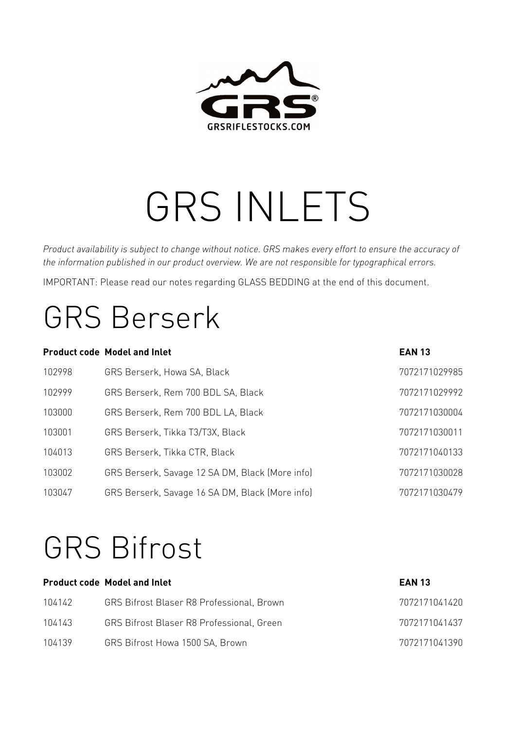GRS

GRSRIFLESTOCKS.COM

# GRS INLETS

*Product availability is subject to change without notice. GRS makes every effort to ensure the accuracy of the information published in our product overview. We are not responsible for typographical errors.*

IMPORTANT: Please read our notes regarding GLASS BEDDING at the end of this document.

## GRS Berserk

| Product code | Model and Inlet | EAN 13 |
|---|---|---|
| 102998 | GRS Berserk, Howa SA, Black | 7072171029985 |
| 102999 | GRS Berserk, Rem 700 BDL SA, Black | 7072171029992 |
| 103000 | GRS Berserk, Rem 700 BDL LA, Black | 7072171030004 |
| 103001 | GRS Berserk, Tikka T3/T3X, Black | 7072171030011 |
| 104013 | GRS Berserk, Tikka CTR, Black | 7072171040133 |
| 103002 | GRS Berserk, Savage 12 SA DM, Black (More info) | 7072171030028 |
| 103047 | GRS Berserk, Savage 16 SA DM, Black (More info) | 7072171030479 |

## GRS Bifrost

| Product code | Model and Inlet | EAN 13 |
|---|---|---|
| 104142 | GRS Bifrost Blaser R8 Professional, Brown | 7072171041420 |
| 104143 | GRS Bifrost Blaser R8 Professional, Green | 7072171041437 |
| 104139 | GRS Bifrost Howa 1500 SA, Brown | 7072171041390 |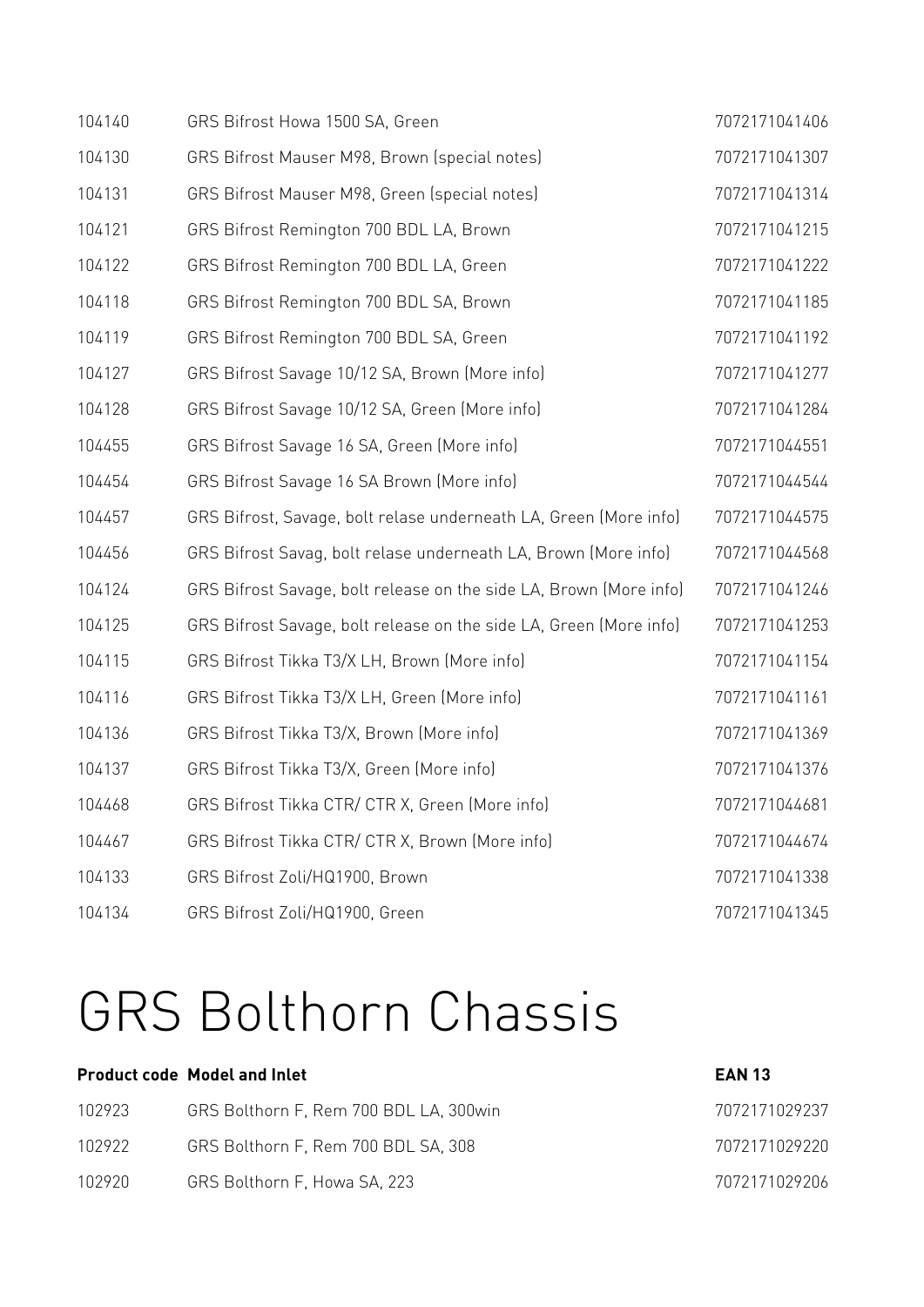| | | |
|---|---|---|
| 104140 | GRS Bifrost Howa 1500 SA, Green | 7072171041406 |
| 104130 | GRS Bifrost Mauser M98, Brown (special notes) | 7072171041307 |
| 104131 | GRS Bifrost Mauser M98, Green (special notes) | 7072171041314 |
| 104121 | GRS Bifrost Remington 700 BDL LA, Brown | 7072171041215 |
| 104122 | GRS Bifrost Remington 700 BDL LA, Green | 7072171041222 |
| 104118 | GRS Bifrost Remington 700 BDL SA, Brown | 7072171041185 |
| 104119 | GRS Bifrost Remington 700 BDL SA, Green | 7072171041192 |
| 104127 | GRS Bifrost Savage 10/12 SA, Brown (More info) | 7072171041277 |
| 104128 | GRS Bifrost Savage 10/12 SA, Green (More info) | 7072171041284 |
| 104455 | GRS Bifrost Savage 16 SA, Green (More info) | 7072171044551 |
| 104454 | GRS Bifrost Savage 16 SA Brown (More info) | 7072171044544 |
| 104457 | GRS Bifrost, Savage, bolt relase underneath LA, Green (More info) | 7072171044575 |
| 104456 | GRS Bifrost Savag, bolt relase underneath LA, Brown (More info) | 7072171044568 |
| 104124 | GRS Bifrost Savage, bolt release on the side LA, Brown (More info) | 7072171041246 |
| 104125 | GRS Bifrost Savage, bolt release on the side LA, Green (More info) | 7072171041253 |
| 104115 | GRS Bifrost Tikka T3/X LH, Brown (More info) | 7072171041154 |
| 104116 | GRS Bifrost Tikka T3/X LH, Green (More info) | 7072171041161 |
| 104136 | GRS Bifrost Tikka T3/X, Brown (More info) | 7072171041369 |
| 104137 | GRS Bifrost Tikka T3/X, Green (More info) | 7072171041376 |
| 104468 | GRS Bifrost Tikka CTR/ CTR X, Green (More info) | 7072171044681 |
| 104467 | GRS Bifrost Tikka CTR/ CTR X, Brown (More info) | 7072171044674 |
| 104133 | GRS Bifrost Zoli/HQ1900, Brown | 7072171041338 |
| 104134 | GRS Bifrost Zoli/HQ1900, Green | 7072171041345 |

# GRS Bolthorn Chassis

| **Product code** | **Model and Inlet** | **EAN 13** |
|---|---|---|
| 102923 | GRS Bolthorn F, Rem 700 BDL LA, 300win | 7072171029237 |
| 102922 | GRS Bolthorn F, Rem 700 BDL SA, 308 | 7072171029220 |
| 102920 | GRS Bolthorn F, Howa SA, 223 | 7072171029206 |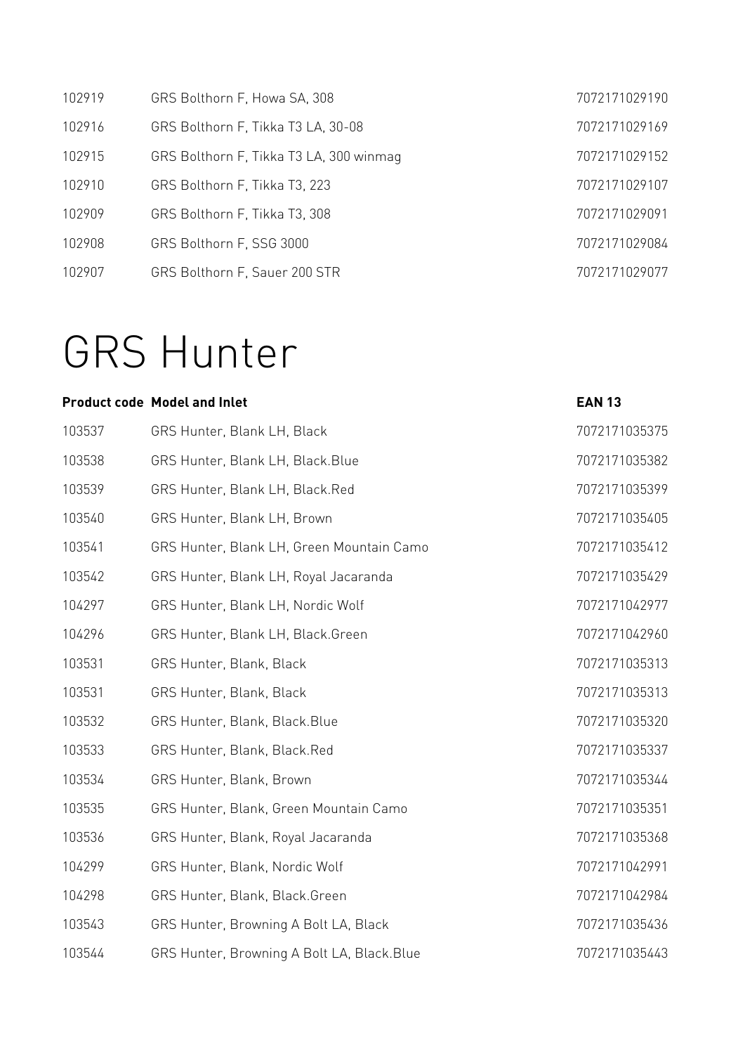| | | |
|---|---|---|
| 102919 | GRS Bolthorn F, Howa SA, 308 | 7072171029190 |
| 102916 | GRS Bolthorn F, Tikka T3 LA, 30-08 | 7072171029169 |
| 102915 | GRS Bolthorn F, Tikka T3 LA, 300 winmag | 7072171029152 |
| 102910 | GRS Bolthorn F, Tikka T3, 223 | 7072171029107 |
| 102909 | GRS Bolthorn F, Tikka T3, 308 | 7072171029091 |
| 102908 | GRS Bolthorn F, SSG 3000 | 7072171029084 |
| 102907 | GRS Bolthorn F, Sauer 200 STR | 7072171029077 |

# GRS Hunter

| Product code | Model and Inlet | EAN 13 |
|---|---|---|
| 103537 | GRS Hunter, Blank LH, Black | 7072171035375 |
| 103538 | GRS Hunter, Blank LH, Black.Blue | 7072171035382 |
| 103539 | GRS Hunter, Blank LH, Black.Red | 7072171035399 |
| 103540 | GRS Hunter, Blank LH, Brown | 7072171035405 |
| 103541 | GRS Hunter, Blank LH, Green Mountain Camo | 7072171035412 |
| 103542 | GRS Hunter, Blank LH, Royal Jacaranda | 7072171035429 |
| 104297 | GRS Hunter, Blank LH, Nordic Wolf | 7072171042977 |
| 104296 | GRS Hunter, Blank LH, Black.Green | 7072171042960 |
| 103531 | GRS Hunter, Blank, Black | 7072171035313 |
| 103531 | GRS Hunter, Blank, Black | 7072171035313 |
| 103532 | GRS Hunter, Blank, Black.Blue | 7072171035320 |
| 103533 | GRS Hunter, Blank, Black.Red | 7072171035337 |
| 103534 | GRS Hunter, Blank, Brown | 7072171035344 |
| 103535 | GRS Hunter, Blank, Green Mountain Camo | 7072171035351 |
| 103536 | GRS Hunter, Blank, Royal Jacaranda | 7072171035368 |
| 104299 | GRS Hunter, Blank, Nordic Wolf | 7072171042991 |
| 104298 | GRS Hunter, Blank, Black.Green | 7072171042984 |
| 103543 | GRS Hunter, Browning A Bolt LA, Black | 7072171035436 |
| 103544 | GRS Hunter, Browning A Bolt LA, Black.Blue | 7072171035443 |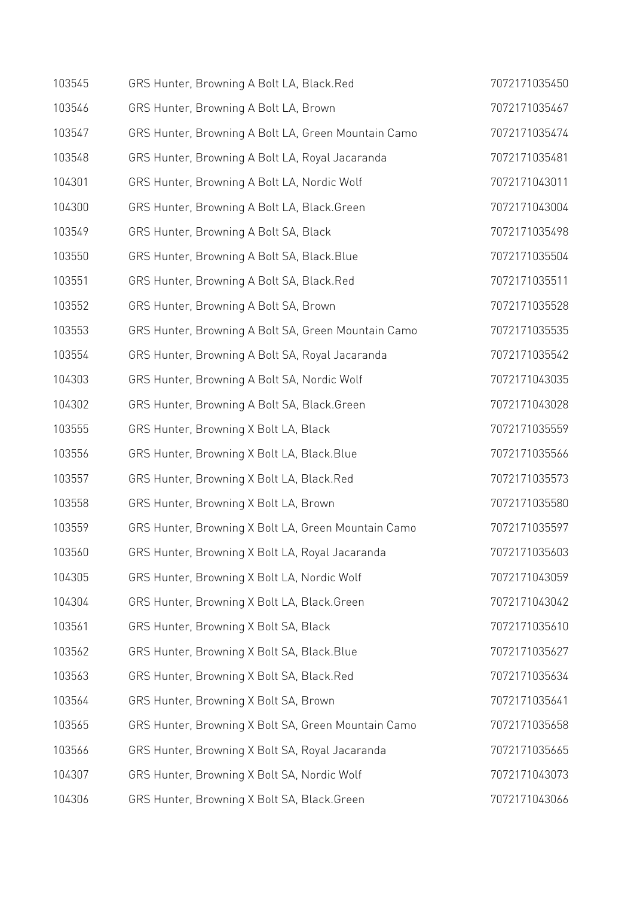| | | |
|---|---|---|
| 103545 | GRS Hunter, Browning A Bolt LA, Black.Red | 7072171035450 |
| 103546 | GRS Hunter, Browning A Bolt LA, Brown | 7072171035467 |
| 103547 | GRS Hunter, Browning A Bolt LA, Green Mountain Camo | 7072171035474 |
| 103548 | GRS Hunter, Browning A Bolt LA, Royal Jacaranda | 7072171035481 |
| 104301 | GRS Hunter, Browning A Bolt LA, Nordic Wolf | 7072171043011 |
| 104300 | GRS Hunter, Browning A Bolt LA, Black.Green | 7072171043004 |
| 103549 | GRS Hunter, Browning A Bolt SA, Black | 7072171035498 |
| 103550 | GRS Hunter, Browning A Bolt SA, Black.Blue | 7072171035504 |
| 103551 | GRS Hunter, Browning A Bolt SA, Black.Red | 7072171035511 |
| 103552 | GRS Hunter, Browning A Bolt SA, Brown | 7072171035528 |
| 103553 | GRS Hunter, Browning A Bolt SA, Green Mountain Camo | 7072171035535 |
| 103554 | GRS Hunter, Browning A Bolt SA, Royal Jacaranda | 7072171035542 |
| 104303 | GRS Hunter, Browning A Bolt SA, Nordic Wolf | 7072171043035 |
| 104302 | GRS Hunter, Browning A Bolt SA, Black.Green | 7072171043028 |
| 103555 | GRS Hunter, Browning X Bolt LA, Black | 7072171035559 |
| 103556 | GRS Hunter, Browning X Bolt LA, Black.Blue | 7072171035566 |
| 103557 | GRS Hunter, Browning X Bolt LA, Black.Red | 7072171035573 |
| 103558 | GRS Hunter, Browning X Bolt LA, Brown | 7072171035580 |
| 103559 | GRS Hunter, Browning X Bolt LA, Green Mountain Camo | 7072171035597 |
| 103560 | GRS Hunter, Browning X Bolt LA, Royal Jacaranda | 7072171035603 |
| 104305 | GRS Hunter, Browning X Bolt LA, Nordic Wolf | 7072171043059 |
| 104304 | GRS Hunter, Browning X Bolt LA, Black.Green | 7072171043042 |
| 103561 | GRS Hunter, Browning X Bolt SA, Black | 7072171035610 |
| 103562 | GRS Hunter, Browning X Bolt SA, Black.Blue | 7072171035627 |
| 103563 | GRS Hunter, Browning X Bolt SA, Black.Red | 7072171035634 |
| 103564 | GRS Hunter, Browning X Bolt SA, Brown | 7072171035641 |
| 103565 | GRS Hunter, Browning X Bolt SA, Green Mountain Camo | 7072171035658 |
| 103566 | GRS Hunter, Browning X Bolt SA, Royal Jacaranda | 7072171035665 |
| 104307 | GRS Hunter, Browning X Bolt SA, Nordic Wolf | 7072171043073 |
| 104306 | GRS Hunter, Browning X Bolt SA, Black.Green | 7072171043066 |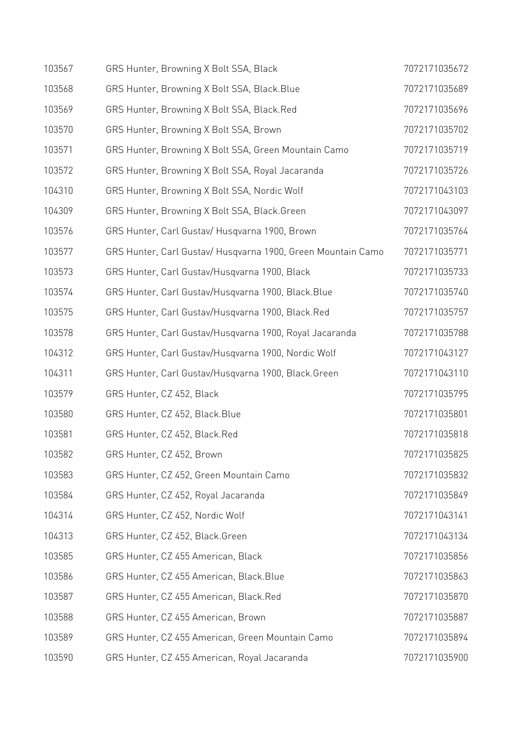| | | |
|---|---|---|
| 103567 | GRS Hunter, Browning X Bolt SSA, Black | 7072171035672 |
| 103568 | GRS Hunter, Browning X Bolt SSA, Black.Blue | 7072171035689 |
| 103569 | GRS Hunter, Browning X Bolt SSA, Black.Red | 7072171035696 |
| 103570 | GRS Hunter, Browning X Bolt SSA, Brown | 7072171035702 |
| 103571 | GRS Hunter, Browning X Bolt SSA, Green Mountain Camo | 7072171035719 |
| 103572 | GRS Hunter, Browning X Bolt SSA, Royal Jacaranda | 7072171035726 |
| 104310 | GRS Hunter, Browning X Bolt SSA, Nordic Wolf | 7072171043103 |
| 104309 | GRS Hunter, Browning X Bolt SSA, Black.Green | 7072171043097 |
| 103576 | GRS Hunter, Carl Gustav/ Husqvarna 1900, Brown | 7072171035764 |
| 103577 | GRS Hunter, Carl Gustav/ Husqvarna 1900, Green Mountain Camo | 7072171035771 |
| 103573 | GRS Hunter, Carl Gustav/Husqvarna 1900, Black | 7072171035733 |
| 103574 | GRS Hunter, Carl Gustav/Husqvarna 1900, Black.Blue | 7072171035740 |
| 103575 | GRS Hunter, Carl Gustav/Husqvarna 1900, Black.Red | 7072171035757 |
| 103578 | GRS Hunter, Carl Gustav/Husqvarna 1900, Royal Jacaranda | 7072171035788 |
| 104312 | GRS Hunter, Carl Gustav/Husqvarna 1900, Nordic Wolf | 7072171043127 |
| 104311 | GRS Hunter, Carl Gustav/Husqvarna 1900, Black.Green | 7072171043110 |
| 103579 | GRS Hunter, CZ 452, Black | 7072171035795 |
| 103580 | GRS Hunter, CZ 452, Black.Blue | 7072171035801 |
| 103581 | GRS Hunter, CZ 452, Black.Red | 7072171035818 |
| 103582 | GRS Hunter, CZ 452, Brown | 7072171035825 |
| 103583 | GRS Hunter, CZ 452, Green Mountain Camo | 7072171035832 |
| 103584 | GRS Hunter, CZ 452, Royal Jacaranda | 7072171035849 |
| 104314 | GRS Hunter, CZ 452, Nordic Wolf | 7072171043141 |
| 104313 | GRS Hunter, CZ 452, Black.Green | 7072171043134 |
| 103585 | GRS Hunter, CZ 455 American, Black | 7072171035856 |
| 103586 | GRS Hunter, CZ 455 American, Black.Blue | 7072171035863 |
| 103587 | GRS Hunter, CZ 455 American, Black.Red | 7072171035870 |
| 103588 | GRS Hunter, CZ 455 American, Brown | 7072171035887 |
| 103589 | GRS Hunter, CZ 455 American, Green Mountain Camo | 7072171035894 |
| 103590 | GRS Hunter, CZ 455 American, Royal Jacaranda | 7072171035900 |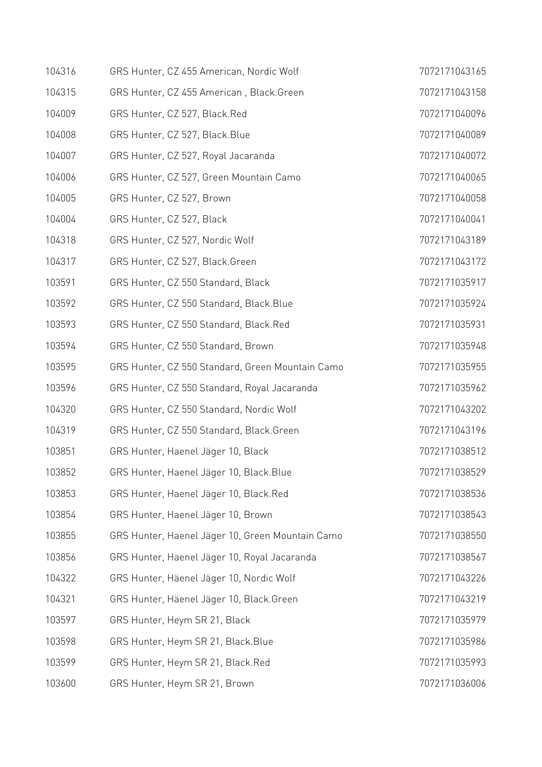| | | |
|---|---|---|
| 104316 | GRS Hunter, CZ 455 American, Nordic Wolf | 7072171043165 |
| 104315 | GRS Hunter, CZ 455 American , Black.Green | 7072171043158 |
| 104009 | GRS Hunter, CZ 527, Black.Red | 7072171040096 |
| 104008 | GRS Hunter, CZ 527, Black.Blue | 7072171040089 |
| 104007 | GRS Hunter, CZ 527, Royal Jacaranda | 7072171040072 |
| 104006 | GRS Hunter, CZ 527, Green Mountain Camo | 7072171040065 |
| 104005 | GRS Hunter, CZ 527, Brown | 7072171040058 |
| 104004 | GRS Hunter, CZ 527, Black | 7072171040041 |
| 104318 | GRS Hunter, CZ 527, Nordic Wolf | 7072171043189 |
| 104317 | GRS Hunter, CZ 527, Black.Green | 7072171043172 |
| 103591 | GRS Hunter, CZ 550 Standard, Black | 7072171035917 |
| 103592 | GRS Hunter, CZ 550 Standard, Black.Blue | 7072171035924 |
| 103593 | GRS Hunter, CZ 550 Standard, Black.Red | 7072171035931 |
| 103594 | GRS Hunter, CZ 550 Standard, Brown | 7072171035948 |
| 103595 | GRS Hunter, CZ 550 Standard, Green Mountain Camo | 7072171035955 |
| 103596 | GRS Hunter, CZ 550 Standard, Royal Jacaranda | 7072171035962 |
| 104320 | GRS Hunter, CZ 550 Standard, Nordic Wolf | 7072171043202 |
| 104319 | GRS Hunter, CZ 550 Standard, Black.Green | 7072171043196 |
| 103851 | GRS Hunter, Haenel Jäger 10, Black | 7072171038512 |
| 103852 | GRS Hunter, Haenel Jäger 10, Black.Blue | 7072171038529 |
| 103853 | GRS Hunter, Haenel Jäger 10, Black.Red | 7072171038536 |
| 103854 | GRS Hunter, Haenel Jäger 10, Brown | 7072171038543 |
| 103855 | GRS Hunter, Haenel Jäger 10, Green Mountain Camo | 7072171038550 |
| 103856 | GRS Hunter, Haenel Jäger 10, Royal Jacaranda | 7072171038567 |
| 104322 | GRS Hunter, Häenel Jäger 10, Nordic Wolf | 7072171043226 |
| 104321 | GRS Hunter, Häenel Jäger 10, Black.Green | 7072171043219 |
| 103597 | GRS Hunter, Heym SR 21, Black | 7072171035979 |
| 103598 | GRS Hunter, Heym SR 21, Black.Blue | 7072171035986 |
| 103599 | GRS Hunter, Heym SR 21, Black.Red | 7072171035993 |
| 103600 | GRS Hunter, Heym SR 21, Brown | 7072171036006 |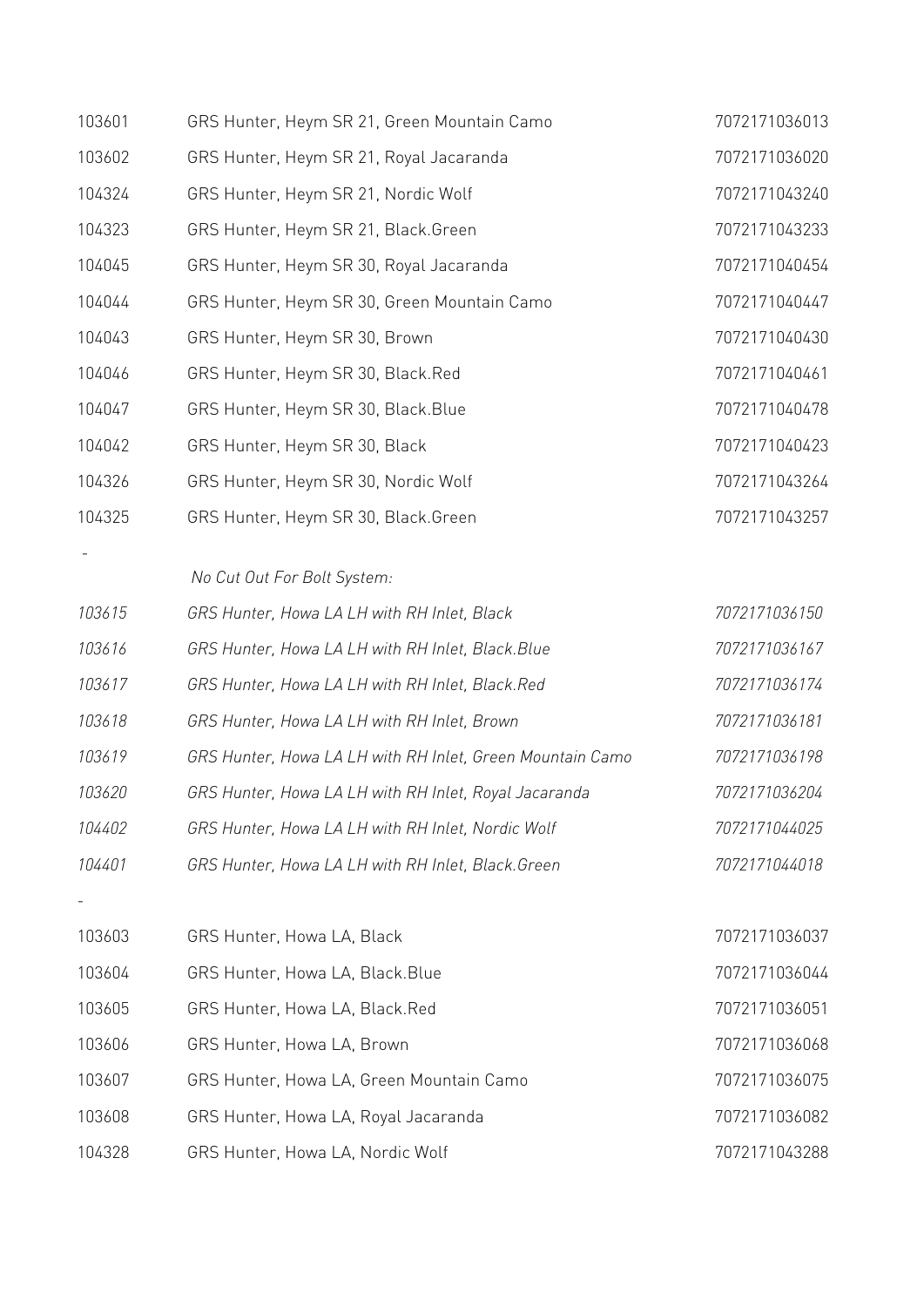| | | |
|---|---|---|
| 103601 | GRS Hunter, Heym SR 21, Green Mountain Camo | 7072171036013 |
| 103602 | GRS Hunter, Heym SR 21, Royal Jacaranda | 7072171036020 |
| 104324 | GRS Hunter, Heym SR 21, Nordic Wolf | 7072171043240 |
| 104323 | GRS Hunter, Heym SR 21, Black.Green | 7072171043233 |
| 104045 | GRS Hunter, Heym SR 30, Royal Jacaranda | 7072171040454 |
| 104044 | GRS Hunter, Heym SR 30, Green Mountain Camo | 7072171040447 |
| 104043 | GRS Hunter, Heym SR 30, Brown | 7072171040430 |
| 104046 | GRS Hunter, Heym SR 30, Black.Red | 7072171040461 |
| 104047 | GRS Hunter, Heym SR 30, Black.Blue | 7072171040478 |
| 104042 | GRS Hunter, Heym SR 30, Black | 7072171040423 |
| 104326 | GRS Hunter, Heym SR 30, Nordic Wolf | 7072171043264 |
| 104325 | GRS Hunter, Heym SR 30, Black.Green | 7072171043257 |
| - | | |
| | *No Cut Out For Bolt System:* | |
| *103615* | *GRS Hunter, Howa LA LH with RH Inlet, Black* | *7072171036150* |
| *103616* | *GRS Hunter, Howa LA LH with RH Inlet, Black.Blue* | *7072171036167* |
| *103617* | *GRS Hunter, Howa LA LH with RH Inlet, Black.Red* | *7072171036174* |
| *103618* | *GRS Hunter, Howa LA LH with RH Inlet, Brown* | *7072171036181* |
| *103619* | *GRS Hunter, Howa LA LH with RH Inlet, Green Mountain Camo* | *7072171036198* |
| *103620* | *GRS Hunter, Howa LA LH with RH Inlet, Royal Jacaranda* | *7072171036204* |
| *104402* | *GRS Hunter, Howa LA LH with RH Inlet, Nordic Wolf* | *7072171044025* |
| *104401* | *GRS Hunter, Howa LA LH with RH Inlet, Black.Green* | *7072171044018* |
| - | | |
| 103603 | GRS Hunter, Howa LA, Black | 7072171036037 |
| 103604 | GRS Hunter, Howa LA, Black.Blue | 7072171036044 |
| 103605 | GRS Hunter, Howa LA, Black.Red | 7072171036051 |
| 103606 | GRS Hunter, Howa LA, Brown | 7072171036068 |
| 103607 | GRS Hunter, Howa LA, Green Mountain Camo | 7072171036075 |
| 103608 | GRS Hunter, Howa LA, Royal Jacaranda | 7072171036082 |
| 104328 | GRS Hunter, Howa LA, Nordic Wolf | 7072171043288 |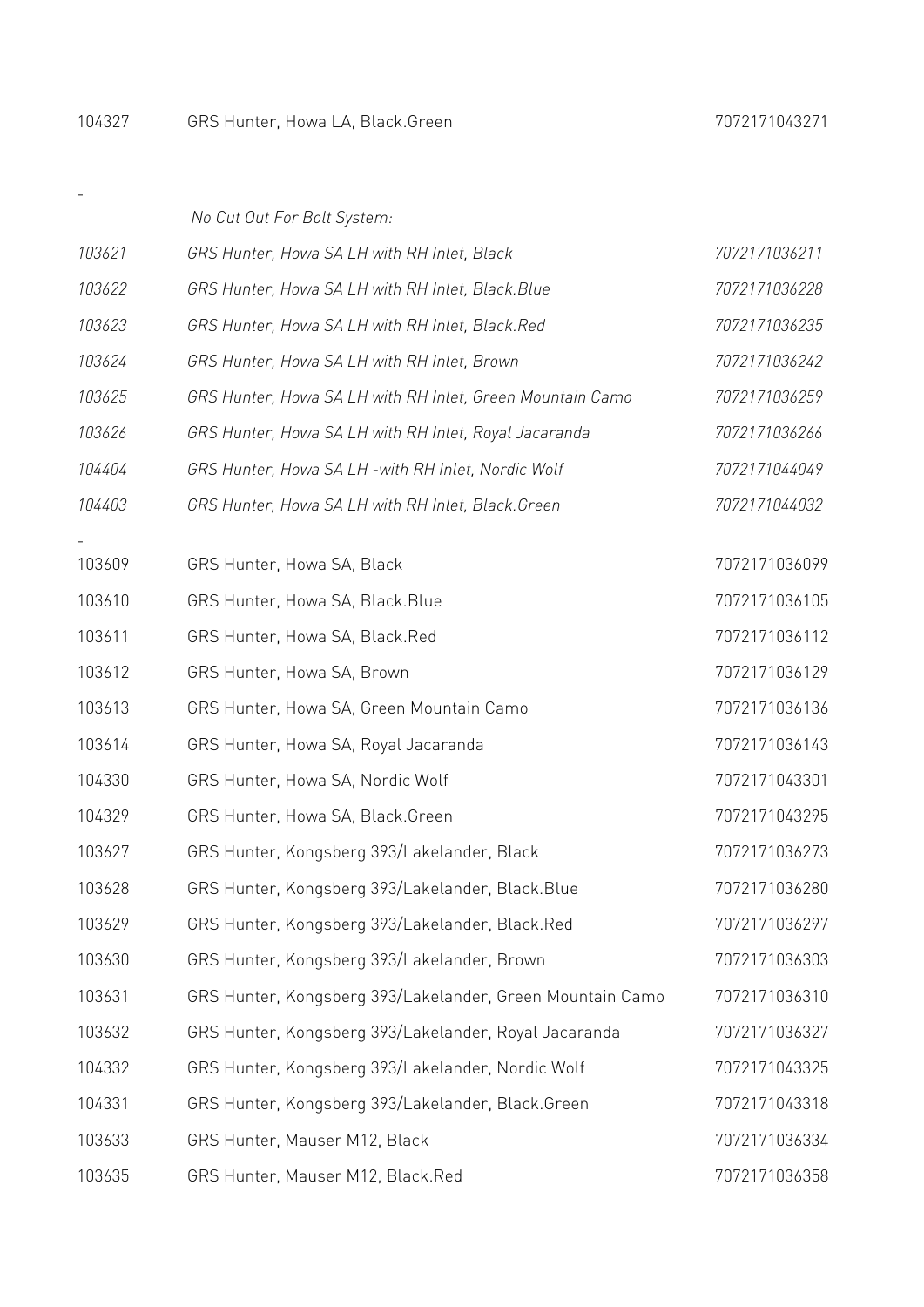| | | |
|---|---|---|
| 104327 | GRS Hunter, Howa LA, Black.Green | 7072171043271 |

-

| | *No Cut Out For Bolt System:* | |
|---|---|---|
| *103621* | *GRS Hunter, Howa SA LH with RH Inlet, Black* | *7072171036211* |
| *103622* | *GRS Hunter, Howa SA LH with RH Inlet, Black.Blue* | *7072171036228* |
| *103623* | *GRS Hunter, Howa SA LH with RH Inlet, Black.Red* | *7072171036235* |
| *103624* | *GRS Hunter, Howa SA LH with RH Inlet, Brown* | *7072171036242* |
| *103625* | *GRS Hunter, Howa SA LH with RH Inlet, Green Mountain Camo* | *7072171036259* |
| *103626* | *GRS Hunter, Howa SA LH with RH Inlet, Royal Jacaranda* | *7072171036266* |
| *104404* | *GRS Hunter, Howa SA LH -with RH Inlet, Nordic Wolf* | *7072171044049* |
| *104403* | *GRS Hunter, Howa SA LH with RH Inlet, Black.Green* | *7072171044032* |

-

| | | |
|---|---|---|
| 103609 | GRS Hunter, Howa SA, Black | 7072171036099 |
| 103610 | GRS Hunter, Howa SA, Black.Blue | 7072171036105 |
| 103611 | GRS Hunter, Howa SA, Black.Red | 7072171036112 |
| 103612 | GRS Hunter, Howa SA, Brown | 7072171036129 |
| 103613 | GRS Hunter, Howa SA, Green Mountain Camo | 7072171036136 |
| 103614 | GRS Hunter, Howa SA, Royal Jacaranda | 7072171036143 |
| 104330 | GRS Hunter, Howa SA, Nordic Wolf | 7072171043301 |
| 104329 | GRS Hunter, Howa SA, Black.Green | 7072171043295 |
| 103627 | GRS Hunter, Kongsberg 393/Lakelander, Black | 7072171036273 |
| 103628 | GRS Hunter, Kongsberg 393/Lakelander, Black.Blue | 7072171036280 |
| 103629 | GRS Hunter, Kongsberg 393/Lakelander, Black.Red | 7072171036297 |
| 103630 | GRS Hunter, Kongsberg 393/Lakelander, Brown | 7072171036303 |
| 103631 | GRS Hunter, Kongsberg 393/Lakelander, Green Mountain Camo | 7072171036310 |
| 103632 | GRS Hunter, Kongsberg 393/Lakelander, Royal Jacaranda | 7072171036327 |
| 104332 | GRS Hunter, Kongsberg 393/Lakelander, Nordic Wolf | 7072171043325 |
| 104331 | GRS Hunter, Kongsberg 393/Lakelander, Black.Green | 7072171043318 |
| 103633 | GRS Hunter, Mauser M12, Black | 7072171036334 |
| 103635 | GRS Hunter, Mauser M12, Black.Red | 7072171036358 |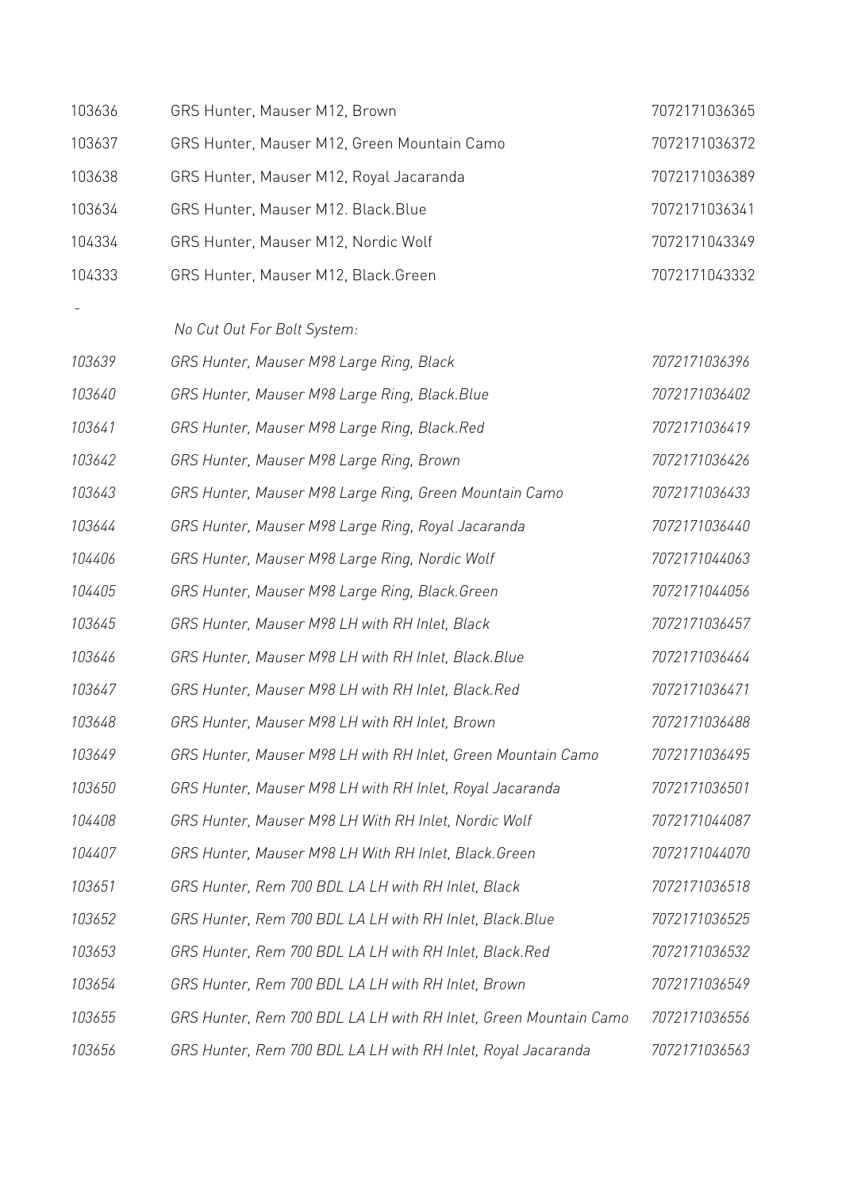| | | |
|---|---|---|
| 103636 | GRS Hunter, Mauser M12, Brown | 7072171036365 |
| 103637 | GRS Hunter, Mauser M12, Green Mountain Camo | 7072171036372 |
| 103638 | GRS Hunter, Mauser M12, Royal Jacaranda | 7072171036389 |
| 103634 | GRS Hunter, Mauser M12. Black.Blue | 7072171036341 |
| 104334 | GRS Hunter, Mauser M12, Nordic Wolf | 7072171043349 |
| 104333 | GRS Hunter, Mauser M12, Black.Green | 7072171043332 |
| - | | |
| | *No Cut Out For Bolt System:* | |
| *103639* | *GRS Hunter, Mauser M98 Large Ring, Black* | *7072171036396* |
| *103640* | *GRS Hunter, Mauser M98 Large Ring, Black.Blue* | *7072171036402* |
| *103641* | *GRS Hunter, Mauser M98 Large Ring, Black.Red* | *7072171036419* |
| *103642* | *GRS Hunter, Mauser M98 Large Ring, Brown* | *7072171036426* |
| *103643* | *GRS Hunter, Mauser M98 Large Ring, Green Mountain Camo* | *7072171036433* |
| *103644* | *GRS Hunter, Mauser M98 Large Ring, Royal Jacaranda* | *7072171036440* |
| *104406* | *GRS Hunter, Mauser M98 Large Ring, Nordic Wolf* | *7072171044063* |
| *104405* | *GRS Hunter, Mauser M98 Large Ring, Black.Green* | *7072171044056* |
| *103645* | *GRS Hunter, Mauser M98 LH with RH Inlet, Black* | *7072171036457* |
| *103646* | *GRS Hunter, Mauser M98 LH with RH Inlet, Black.Blue* | *7072171036464* |
| *103647* | *GRS Hunter, Mauser M98 LH with RH Inlet, Black.Red* | *7072171036471* |
| *103648* | *GRS Hunter, Mauser M98 LH with RH Inlet, Brown* | *7072171036488* |
| *103649* | *GRS Hunter, Mauser M98 LH with RH Inlet, Green Mountain Camo* | *7072171036495* |
| *103650* | *GRS Hunter, Mauser M98 LH with RH Inlet, Royal Jacaranda* | *7072171036501* |
| *104408* | *GRS Hunter, Mauser M98 LH With RH Inlet, Nordic Wolf* | *7072171044087* |
| *104407* | *GRS Hunter, Mauser M98 LH With RH Inlet, Black.Green* | *7072171044070* |
| *103651* | *GRS Hunter, Rem 700 BDL LA LH with RH Inlet, Black* | *7072171036518* |
| *103652* | *GRS Hunter, Rem 700 BDL LA LH with RH Inlet, Black.Blue* | *7072171036525* |
| *103653* | *GRS Hunter, Rem 700 BDL LA LH with RH Inlet, Black.Red* | *7072171036532* |
| *103654* | *GRS Hunter, Rem 700 BDL LA LH with RH Inlet, Brown* | *7072171036549* |
| *103655* | *GRS Hunter, Rem 700 BDL LA LH with RH Inlet, Green Mountain Camo* | *7072171036556* |
| *103656* | *GRS Hunter, Rem 700 BDL LA LH with RH Inlet, Royal Jacaranda* | *7072171036563* |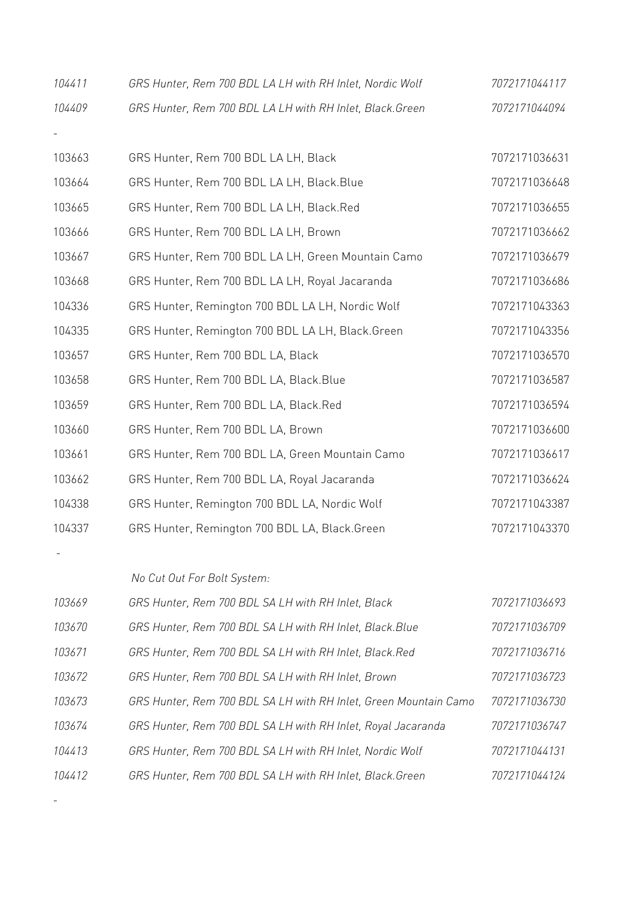| | | |
|---|---|---|
| *104411* | *GRS Hunter, Rem 700 BDL LA LH with RH Inlet, Nordic Wolf* | *7072171044117* |
| *104409* | *GRS Hunter, Rem 700 BDL LA LH with RH Inlet, Black.Green* | *7072171044094* |
| - | | |
| 103663 | GRS Hunter, Rem 700 BDL LA LH, Black | 7072171036631 |
| 103664 | GRS Hunter, Rem 700 BDL LA LH, Black.Blue | 7072171036648 |
| 103665 | GRS Hunter, Rem 700 BDL LA LH, Black.Red | 7072171036655 |
| 103666 | GRS Hunter, Rem 700 BDL LA LH, Brown | 7072171036662 |
| 103667 | GRS Hunter, Rem 700 BDL LA LH, Green Mountain Camo | 7072171036679 |
| 103668 | GRS Hunter, Rem 700 BDL LA LH, Royal Jacaranda | 7072171036686 |
| 104336 | GRS Hunter, Remington 700 BDL LA LH, Nordic Wolf | 7072171043363 |
| 104335 | GRS Hunter, Remington 700 BDL LA LH, Black.Green | 7072171043356 |
| 103657 | GRS Hunter, Rem 700 BDL LA, Black | 7072171036570 |
| 103658 | GRS Hunter, Rem 700 BDL LA, Black.Blue | 7072171036587 |
| 103659 | GRS Hunter, Rem 700 BDL LA, Black.Red | 7072171036594 |
| 103660 | GRS Hunter, Rem 700 BDL LA, Brown | 7072171036600 |
| 103661 | GRS Hunter, Rem 700 BDL LA, Green Mountain Camo | 7072171036617 |
| 103662 | GRS Hunter, Rem 700 BDL LA, Royal Jacaranda | 7072171036624 |
| 104338 | GRS Hunter, Remington 700 BDL LA, Nordic Wolf | 7072171043387 |
| 104337 | GRS Hunter, Remington 700 BDL LA, Black.Green | 7072171043370 |
| - | | |
| | *No Cut Out For Bolt System:* | |
| *103669* | *GRS Hunter, Rem 700 BDL SA LH with RH Inlet, Black* | *7072171036693* |
| *103670* | *GRS Hunter, Rem 700 BDL SA LH with RH Inlet, Black.Blue* | *7072171036709* |
| *103671* | *GRS Hunter, Rem 700 BDL SA LH with RH Inlet, Black.Red* | *7072171036716* |
| *103672* | *GRS Hunter, Rem 700 BDL SA LH with RH Inlet, Brown* | *7072171036723* |
| *103673* | *GRS Hunter, Rem 700 BDL SA LH with RH Inlet, Green Mountain Camo* | *7072171036730* |
| *103674* | *GRS Hunter, Rem 700 BDL SA LH with RH Inlet, Royal Jacaranda* | *7072171036747* |
| *104413* | *GRS Hunter, Rem 700 BDL SA LH with RH Inlet, Nordic Wolf* | *7072171044131* |
| *104412* | *GRS Hunter, Rem 700 BDL SA LH with RH Inlet, Black.Green* | *7072171044124* |
| - | | |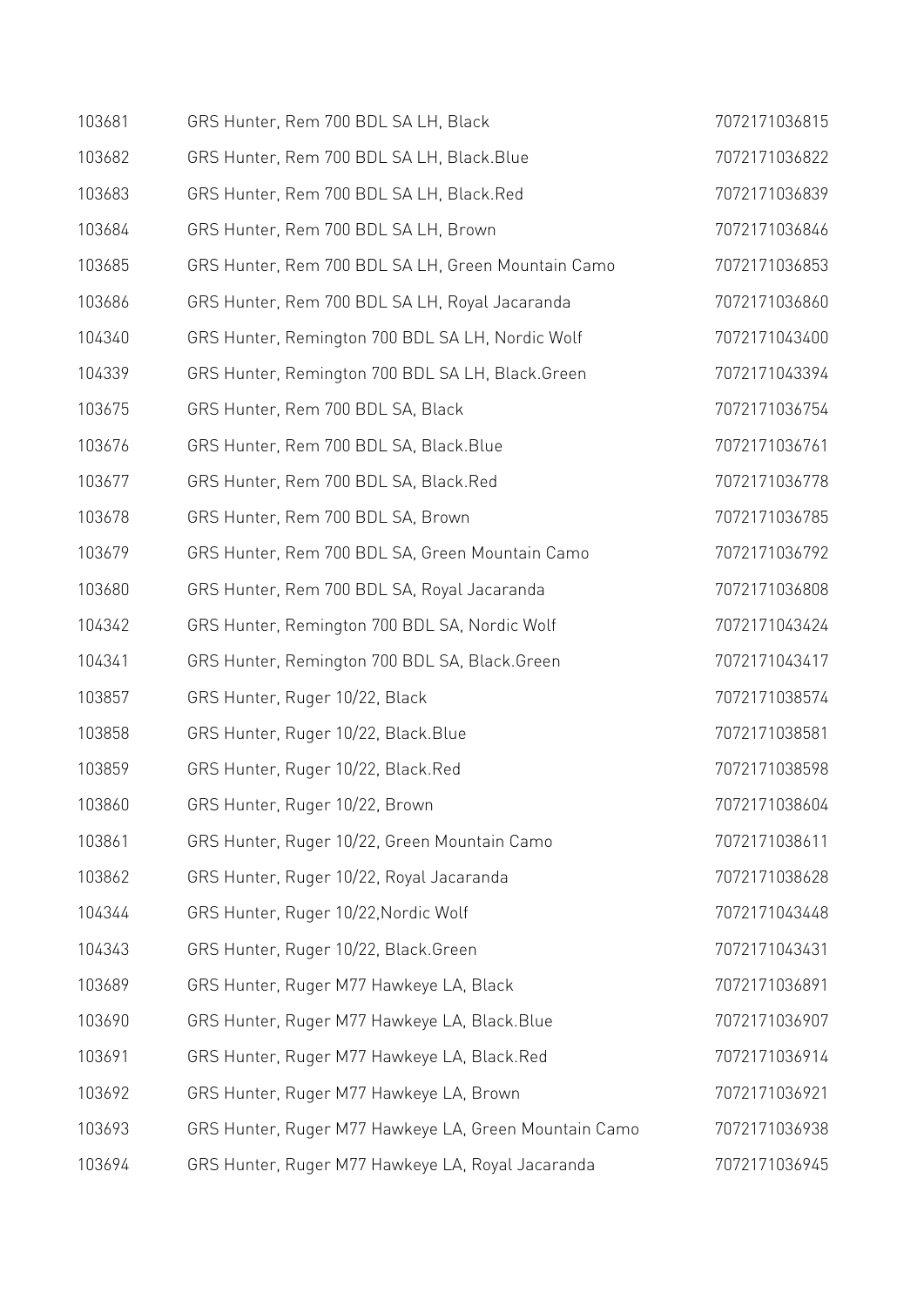| | | |
|---|---|---|
| 103681 | GRS Hunter, Rem 700 BDL SA LH, Black | 7072171036815 |
| 103682 | GRS Hunter, Rem 700 BDL SA LH, Black.Blue | 7072171036822 |
| 103683 | GRS Hunter, Rem 700 BDL SA LH, Black.Red | 7072171036839 |
| 103684 | GRS Hunter, Rem 700 BDL SA LH, Brown | 7072171036846 |
| 103685 | GRS Hunter, Rem 700 BDL SA LH, Green Mountain Camo | 7072171036853 |
| 103686 | GRS Hunter, Rem 700 BDL SA LH, Royal Jacaranda | 7072171036860 |
| 104340 | GRS Hunter, Remington 700 BDL SA LH, Nordic Wolf | 7072171043400 |
| 104339 | GRS Hunter, Remington 700 BDL SA LH, Black.Green | 7072171043394 |
| 103675 | GRS Hunter, Rem 700 BDL SA, Black | 7072171036754 |
| 103676 | GRS Hunter, Rem 700 BDL SA, Black.Blue | 7072171036761 |
| 103677 | GRS Hunter, Rem 700 BDL SA, Black.Red | 7072171036778 |
| 103678 | GRS Hunter, Rem 700 BDL SA, Brown | 7072171036785 |
| 103679 | GRS Hunter, Rem 700 BDL SA, Green Mountain Camo | 7072171036792 |
| 103680 | GRS Hunter, Rem 700 BDL SA, Royal Jacaranda | 7072171036808 |
| 104342 | GRS Hunter, Remington 700 BDL SA, Nordic Wolf | 7072171043424 |
| 104341 | GRS Hunter, Remington 700 BDL SA, Black.Green | 7072171043417 |
| 103857 | GRS Hunter, Ruger 10/22, Black | 7072171038574 |
| 103858 | GRS Hunter, Ruger 10/22, Black.Blue | 7072171038581 |
| 103859 | GRS Hunter, Ruger 10/22, Black.Red | 7072171038598 |
| 103860 | GRS Hunter, Ruger 10/22, Brown | 7072171038604 |
| 103861 | GRS Hunter, Ruger 10/22, Green Mountain Camo | 7072171038611 |
| 103862 | GRS Hunter, Ruger 10/22, Royal Jacaranda | 7072171038628 |
| 104344 | GRS Hunter, Ruger 10/22,Nordic Wolf | 7072171043448 |
| 104343 | GRS Hunter, Ruger 10/22, Black.Green | 7072171043431 |
| 103689 | GRS Hunter, Ruger M77 Hawkeye LA, Black | 7072171036891 |
| 103690 | GRS Hunter, Ruger M77 Hawkeye LA, Black.Blue | 7072171036907 |
| 103691 | GRS Hunter, Ruger M77 Hawkeye LA, Black.Red | 7072171036914 |
| 103692 | GRS Hunter, Ruger M77 Hawkeye LA, Brown | 7072171036921 |
| 103693 | GRS Hunter, Ruger M77 Hawkeye LA, Green Mountain Camo | 7072171036938 |
| 103694 | GRS Hunter, Ruger M77 Hawkeye LA, Royal Jacaranda | 7072171036945 |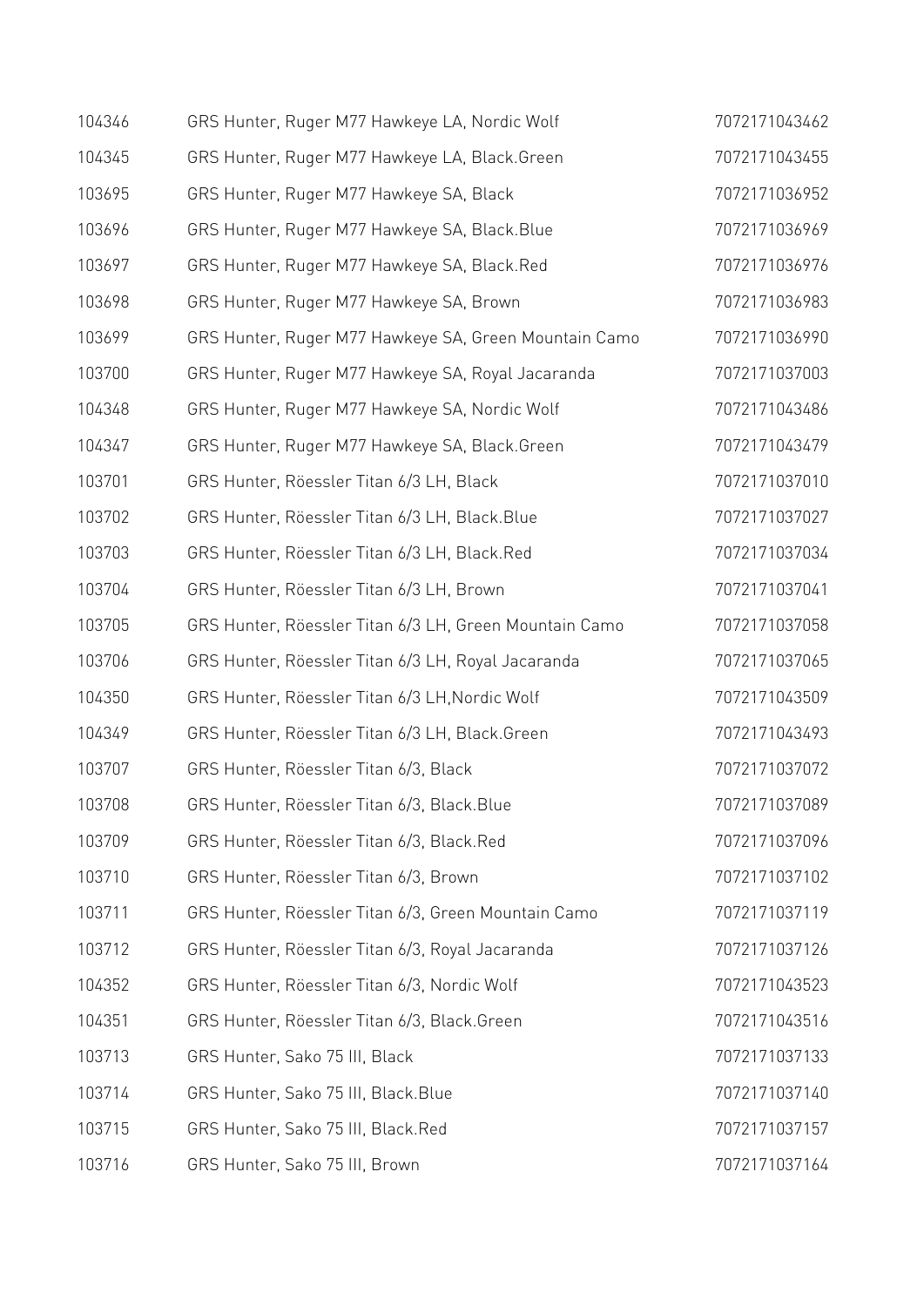| | | |
|---|---|---|
| 104346 | GRS Hunter, Ruger M77 Hawkeye LA, Nordic Wolf | 7072171043462 |
| 104345 | GRS Hunter, Ruger M77 Hawkeye LA, Black.Green | 7072171043455 |
| 103695 | GRS Hunter, Ruger M77 Hawkeye SA, Black | 7072171036952 |
| 103696 | GRS Hunter, Ruger M77 Hawkeye SA, Black.Blue | 7072171036969 |
| 103697 | GRS Hunter, Ruger M77 Hawkeye SA, Black.Red | 7072171036976 |
| 103698 | GRS Hunter, Ruger M77 Hawkeye SA, Brown | 7072171036983 |
| 103699 | GRS Hunter, Ruger M77 Hawkeye SA, Green Mountain Camo | 7072171036990 |
| 103700 | GRS Hunter, Ruger M77 Hawkeye SA, Royal Jacaranda | 7072171037003 |
| 104348 | GRS Hunter, Ruger M77 Hawkeye SA, Nordic Wolf | 7072171043486 |
| 104347 | GRS Hunter, Ruger M77 Hawkeye SA, Black.Green | 7072171043479 |
| 103701 | GRS Hunter, Röessler Titan 6/3 LH, Black | 7072171037010 |
| 103702 | GRS Hunter, Röessler Titan 6/3 LH, Black.Blue | 7072171037027 |
| 103703 | GRS Hunter, Röessler Titan 6/3 LH, Black.Red | 7072171037034 |
| 103704 | GRS Hunter, Röessler Titan 6/3 LH, Brown | 7072171037041 |
| 103705 | GRS Hunter, Röessler Titan 6/3 LH, Green Mountain Camo | 7072171037058 |
| 103706 | GRS Hunter, Röessler Titan 6/3 LH, Royal Jacaranda | 7072171037065 |
| 104350 | GRS Hunter, Röessler Titan 6/3 LH,Nordic Wolf | 7072171043509 |
| 104349 | GRS Hunter, Röessler Titan 6/3 LH, Black.Green | 7072171043493 |
| 103707 | GRS Hunter, Röessler Titan 6/3, Black | 7072171037072 |
| 103708 | GRS Hunter, Röessler Titan 6/3, Black.Blue | 7072171037089 |
| 103709 | GRS Hunter, Röessler Titan 6/3, Black.Red | 7072171037096 |
| 103710 | GRS Hunter, Röessler Titan 6/3, Brown | 7072171037102 |
| 103711 | GRS Hunter, Röessler Titan 6/3, Green Mountain Camo | 7072171037119 |
| 103712 | GRS Hunter, Röessler Titan 6/3, Royal Jacaranda | 7072171037126 |
| 104352 | GRS Hunter, Röessler Titan 6/3, Nordic Wolf | 7072171043523 |
| 104351 | GRS Hunter, Röessler Titan 6/3, Black.Green | 7072171043516 |
| 103713 | GRS Hunter, Sako 75 III, Black | 7072171037133 |
| 103714 | GRS Hunter, Sako 75 III, Black.Blue | 7072171037140 |
| 103715 | GRS Hunter, Sako 75 III, Black.Red | 7072171037157 |
| 103716 | GRS Hunter, Sako 75 III, Brown | 7072171037164 |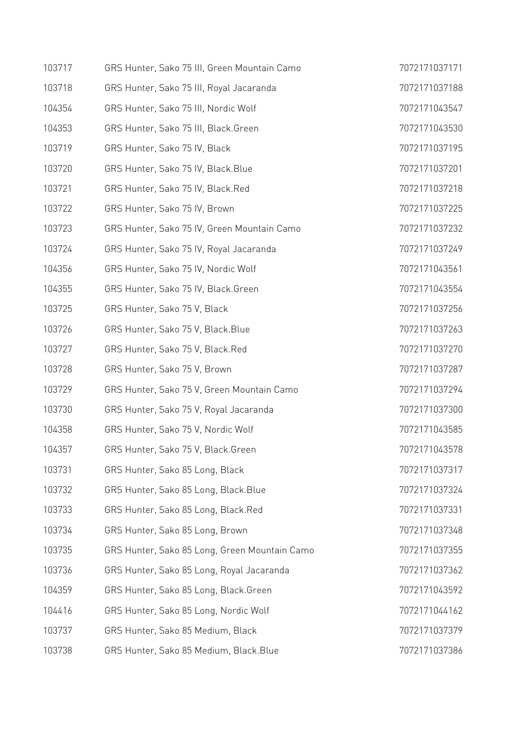| | | |
|---|---|---|
| 103717 | GRS Hunter, Sako 75 III, Green Mountain Camo | 7072171037171 |
| 103718 | GRS Hunter, Sako 75 III, Royal Jacaranda | 7072171037188 |
| 104354 | GRS Hunter, Sako 75 III, Nordic Wolf | 7072171043547 |
| 104353 | GRS Hunter, Sako 75 III, Black.Green | 7072171043530 |
| 103719 | GRS Hunter, Sako 75 IV, Black | 7072171037195 |
| 103720 | GRS Hunter, Sako 75 IV, Black.Blue | 7072171037201 |
| 103721 | GRS Hunter, Sako 75 IV, Black.Red | 7072171037218 |
| 103722 | GRS Hunter, Sako 75 IV, Brown | 7072171037225 |
| 103723 | GRS Hunter, Sako 75 IV, Green Mountain Camo | 7072171037232 |
| 103724 | GRS Hunter, Sako 75 IV, Royal Jacaranda | 7072171037249 |
| 104356 | GRS Hunter, Sako 75 IV, Nordic Wolf | 7072171043561 |
| 104355 | GRS Hunter, Sako 75 IV, Black.Green | 7072171043554 |
| 103725 | GRS Hunter, Sako 75 V, Black | 7072171037256 |
| 103726 | GRS Hunter, Sako 75 V, Black.Blue | 7072171037263 |
| 103727 | GRS Hunter, Sako 75 V, Black.Red | 7072171037270 |
| 103728 | GRS Hunter, Sako 75 V, Brown | 7072171037287 |
| 103729 | GRS Hunter, Sako 75 V, Green Mountain Camo | 7072171037294 |
| 103730 | GRS Hunter, Sako 75 V, Royal Jacaranda | 7072171037300 |
| 104358 | GRS Hunter, Sako 75 V, Nordic Wolf | 7072171043585 |
| 104357 | GRS Hunter, Sako 75 V, Black.Green | 7072171043578 |
| 103731 | GRS Hunter, Sako 85 Long, Black | 7072171037317 |
| 103732 | GRS Hunter, Sako 85 Long, Black.Blue | 7072171037324 |
| 103733 | GRS Hunter, Sako 85 Long, Black.Red | 7072171037331 |
| 103734 | GRS Hunter, Sako 85 Long, Brown | 7072171037348 |
| 103735 | GRS Hunter, Sako 85 Long, Green Mountain Camo | 7072171037355 |
| 103736 | GRS Hunter, Sako 85 Long, Royal Jacaranda | 7072171037362 |
| 104359 | GRS Hunter, Sako 85 Long, Black.Green | 7072171043592 |
| 104416 | GRS Hunter, Sako 85 Long, Nordic Wolf | 7072171044162 |
| 103737 | GRS Hunter, Sako 85 Medium, Black | 7072171037379 |
| 103738 | GRS Hunter, Sako 85 Medium, Black.Blue | 7072171037386 |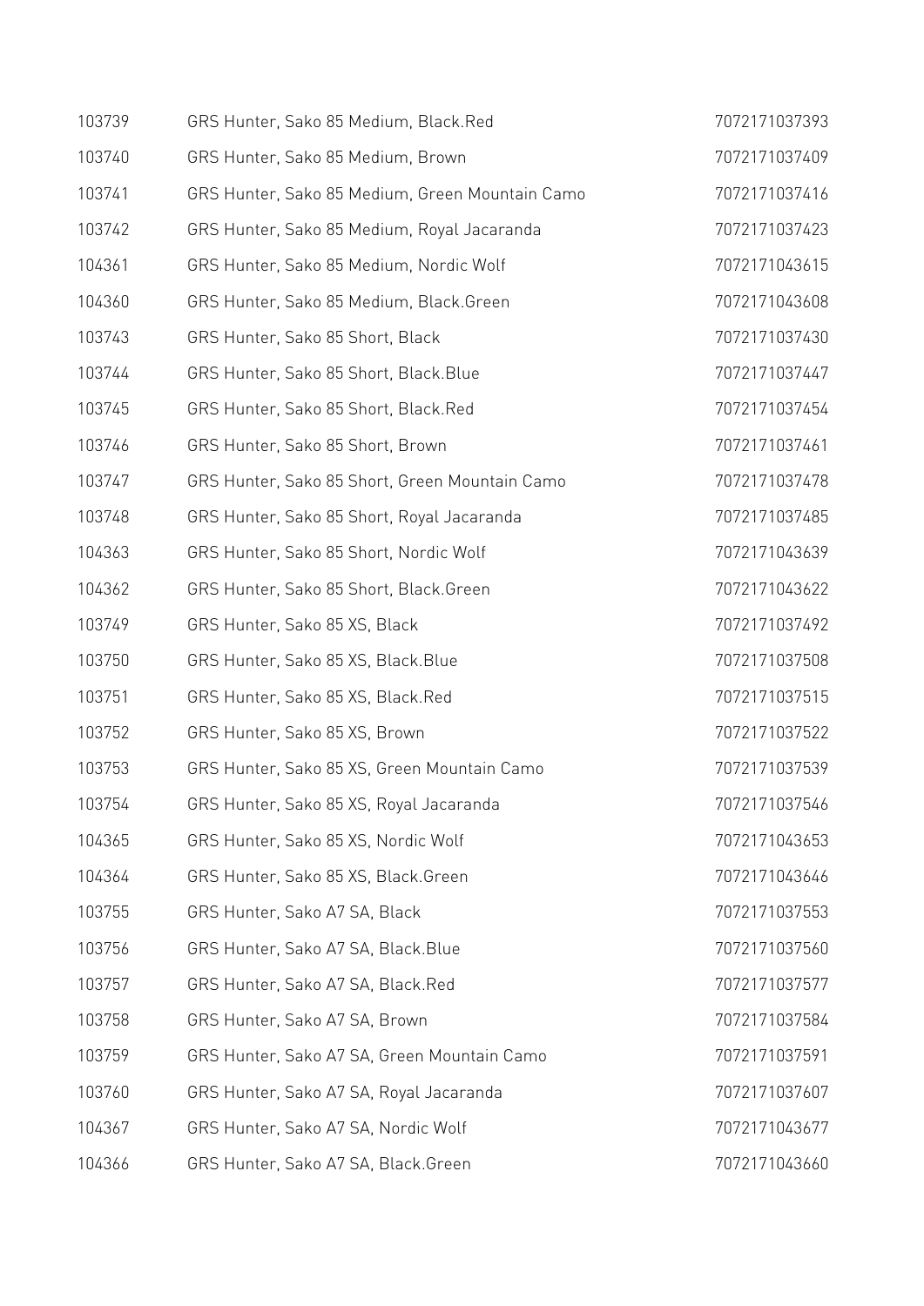| | | |
|---|---|---|
| 103739 | GRS Hunter, Sako 85 Medium, Black.Red | 7072171037393 |
| 103740 | GRS Hunter, Sako 85 Medium, Brown | 7072171037409 |
| 103741 | GRS Hunter, Sako 85 Medium, Green Mountain Camo | 7072171037416 |
| 103742 | GRS Hunter, Sako 85 Medium, Royal Jacaranda | 7072171037423 |
| 104361 | GRS Hunter, Sako 85 Medium, Nordic Wolf | 7072171043615 |
| 104360 | GRS Hunter, Sako 85 Medium, Black.Green | 7072171043608 |
| 103743 | GRS Hunter, Sako 85 Short, Black | 7072171037430 |
| 103744 | GRS Hunter, Sako 85 Short, Black.Blue | 7072171037447 |
| 103745 | GRS Hunter, Sako 85 Short, Black.Red | 7072171037454 |
| 103746 | GRS Hunter, Sako 85 Short, Brown | 7072171037461 |
| 103747 | GRS Hunter, Sako 85 Short, Green Mountain Camo | 7072171037478 |
| 103748 | GRS Hunter, Sako 85 Short, Royal Jacaranda | 7072171037485 |
| 104363 | GRS Hunter, Sako 85 Short, Nordic Wolf | 7072171043639 |
| 104362 | GRS Hunter, Sako 85 Short, Black.Green | 7072171043622 |
| 103749 | GRS Hunter, Sako 85 XS, Black | 7072171037492 |
| 103750 | GRS Hunter, Sako 85 XS, Black.Blue | 7072171037508 |
| 103751 | GRS Hunter, Sako 85 XS, Black.Red | 7072171037515 |
| 103752 | GRS Hunter, Sako 85 XS, Brown | 7072171037522 |
| 103753 | GRS Hunter, Sako 85 XS, Green Mountain Camo | 7072171037539 |
| 103754 | GRS Hunter, Sako 85 XS, Royal Jacaranda | 7072171037546 |
| 104365 | GRS Hunter, Sako 85 XS, Nordic Wolf | 7072171043653 |
| 104364 | GRS Hunter, Sako 85 XS, Black.Green | 7072171043646 |
| 103755 | GRS Hunter, Sako A7 SA, Black | 7072171037553 |
| 103756 | GRS Hunter, Sako A7 SA, Black.Blue | 7072171037560 |
| 103757 | GRS Hunter, Sako A7 SA, Black.Red | 7072171037577 |
| 103758 | GRS Hunter, Sako A7 SA, Brown | 7072171037584 |
| 103759 | GRS Hunter, Sako A7 SA, Green Mountain Camo | 7072171037591 |
| 103760 | GRS Hunter, Sako A7 SA, Royal Jacaranda | 7072171037607 |
| 104367 | GRS Hunter, Sako A7 SA, Nordic Wolf | 7072171043677 |
| 104366 | GRS Hunter, Sako A7 SA, Black.Green | 7072171043660 |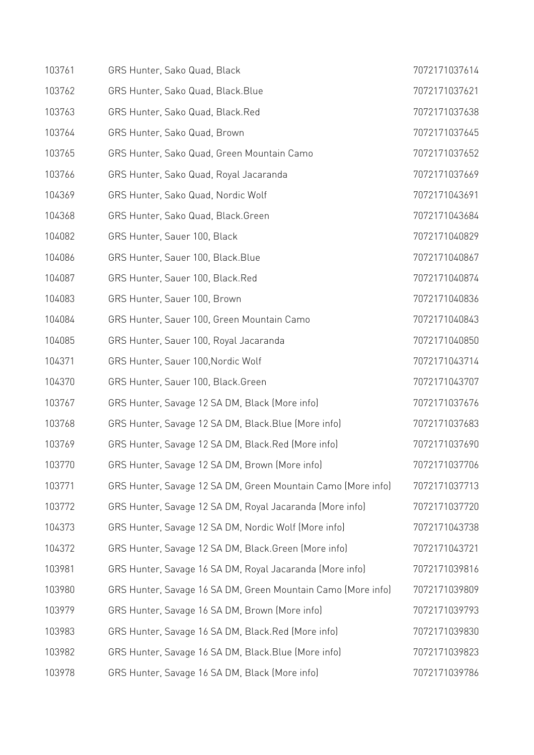| | | |
|---|---|---|
| 103761 | GRS Hunter, Sako Quad, Black | 7072171037614 |
| 103762 | GRS Hunter, Sako Quad, Black.Blue | 7072171037621 |
| 103763 | GRS Hunter, Sako Quad, Black.Red | 7072171037638 |
| 103764 | GRS Hunter, Sako Quad, Brown | 7072171037645 |
| 103765 | GRS Hunter, Sako Quad, Green Mountain Camo | 7072171037652 |
| 103766 | GRS Hunter, Sako Quad, Royal Jacaranda | 7072171037669 |
| 104369 | GRS Hunter, Sako Quad, Nordic Wolf | 7072171043691 |
| 104368 | GRS Hunter, Sako Quad, Black.Green | 7072171043684 |
| 104082 | GRS Hunter, Sauer 100, Black | 7072171040829 |
| 104086 | GRS Hunter, Sauer 100, Black.Blue | 7072171040867 |
| 104087 | GRS Hunter, Sauer 100, Black.Red | 7072171040874 |
| 104083 | GRS Hunter, Sauer 100, Brown | 7072171040836 |
| 104084 | GRS Hunter, Sauer 100, Green Mountain Camo | 7072171040843 |
| 104085 | GRS Hunter, Sauer 100, Royal Jacaranda | 7072171040850 |
| 104371 | GRS Hunter, Sauer 100,Nordic Wolf | 7072171043714 |
| 104370 | GRS Hunter, Sauer 100, Black.Green | 7072171043707 |
| 103767 | GRS Hunter, Savage 12 SA DM, Black (More info) | 7072171037676 |
| 103768 | GRS Hunter, Savage 12 SA DM, Black.Blue (More info) | 7072171037683 |
| 103769 | GRS Hunter, Savage 12 SA DM, Black.Red (More info) | 7072171037690 |
| 103770 | GRS Hunter, Savage 12 SA DM, Brown (More info) | 7072171037706 |
| 103771 | GRS Hunter, Savage 12 SA DM, Green Mountain Camo (More info) | 7072171037713 |
| 103772 | GRS Hunter, Savage 12 SA DM, Royal Jacaranda (More info) | 7072171037720 |
| 104373 | GRS Hunter, Savage 12 SA DM, Nordic Wolf (More info) | 7072171043738 |
| 104372 | GRS Hunter, Savage 12 SA DM, Black.Green (More info) | 7072171043721 |
| 103981 | GRS Hunter, Savage 16 SA DM, Royal Jacaranda (More info) | 7072171039816 |
| 103980 | GRS Hunter, Savage 16 SA DM, Green Mountain Camo (More info) | 7072171039809 |
| 103979 | GRS Hunter, Savage 16 SA DM, Brown (More info) | 7072171039793 |
| 103983 | GRS Hunter, Savage 16 SA DM, Black.Red (More info) | 7072171039830 |
| 103982 | GRS Hunter, Savage 16 SA DM, Black.Blue (More info) | 7072171039823 |
| 103978 | GRS Hunter, Savage 16 SA DM, Black (More info) | 7072171039786 |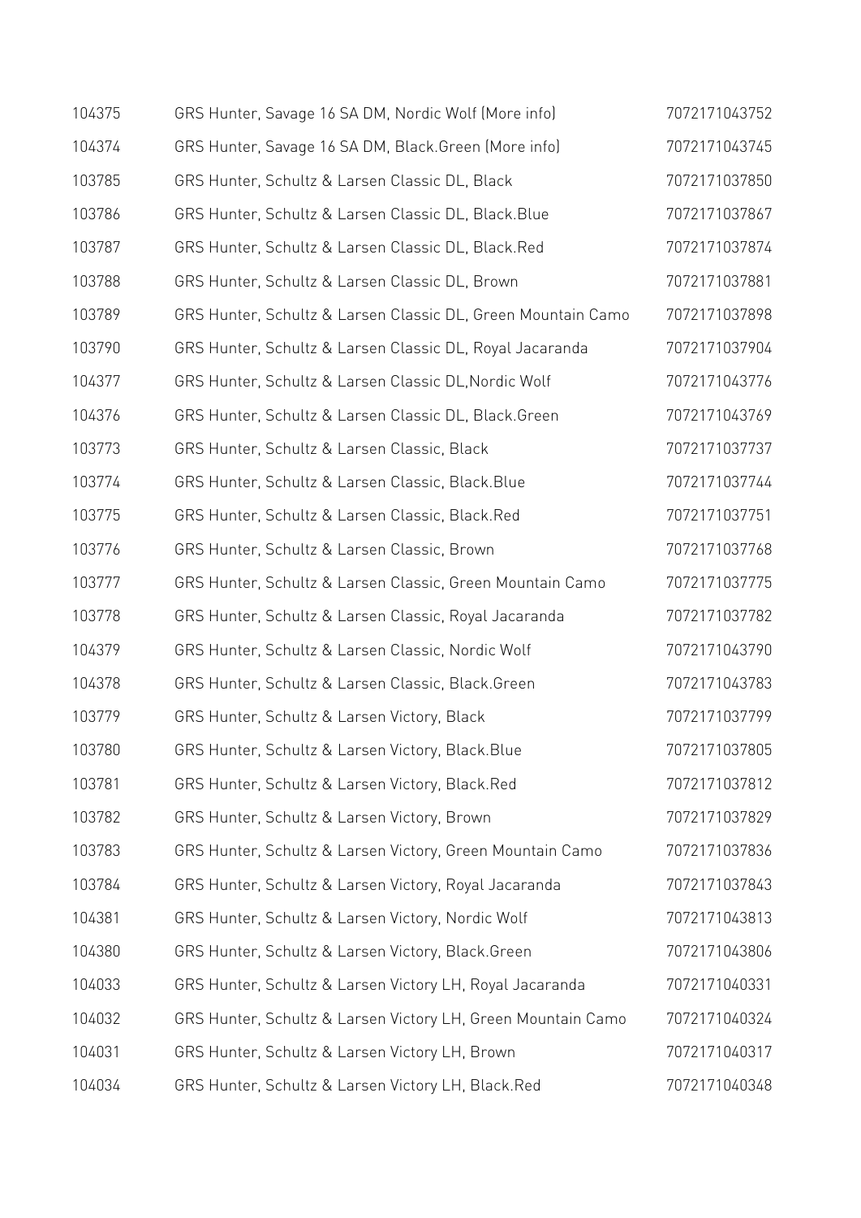| | | |
|---|---|---|
| 104375 | GRS Hunter, Savage 16 SA DM, Nordic Wolf (More info) | 7072171043752 |
| 104374 | GRS Hunter, Savage 16 SA DM, Black.Green (More info) | 7072171043745 |
| 103785 | GRS Hunter, Schultz & Larsen Classic DL, Black | 7072171037850 |
| 103786 | GRS Hunter, Schultz & Larsen Classic DL, Black.Blue | 7072171037867 |
| 103787 | GRS Hunter, Schultz & Larsen Classic DL, Black.Red | 7072171037874 |
| 103788 | GRS Hunter, Schultz & Larsen Classic DL, Brown | 7072171037881 |
| 103789 | GRS Hunter, Schultz & Larsen Classic DL, Green Mountain Camo | 7072171037898 |
| 103790 | GRS Hunter, Schultz & Larsen Classic DL, Royal Jacaranda | 7072171037904 |
| 104377 | GRS Hunter, Schultz & Larsen Classic DL,Nordic Wolf | 7072171043776 |
| 104376 | GRS Hunter, Schultz & Larsen Classic DL, Black.Green | 7072171043769 |
| 103773 | GRS Hunter, Schultz & Larsen Classic, Black | 7072171037737 |
| 103774 | GRS Hunter, Schultz & Larsen Classic, Black.Blue | 7072171037744 |
| 103775 | GRS Hunter, Schultz & Larsen Classic, Black.Red | 7072171037751 |
| 103776 | GRS Hunter, Schultz & Larsen Classic, Brown | 7072171037768 |
| 103777 | GRS Hunter, Schultz & Larsen Classic, Green Mountain Camo | 7072171037775 |
| 103778 | GRS Hunter, Schultz & Larsen Classic, Royal Jacaranda | 7072171037782 |
| 104379 | GRS Hunter, Schultz & Larsen Classic, Nordic Wolf | 7072171043790 |
| 104378 | GRS Hunter, Schultz & Larsen Classic, Black.Green | 7072171043783 |
| 103779 | GRS Hunter, Schultz & Larsen Victory, Black | 7072171037799 |
| 103780 | GRS Hunter, Schultz & Larsen Victory, Black.Blue | 7072171037805 |
| 103781 | GRS Hunter, Schultz & Larsen Victory, Black.Red | 7072171037812 |
| 103782 | GRS Hunter, Schultz & Larsen Victory, Brown | 7072171037829 |
| 103783 | GRS Hunter, Schultz & Larsen Victory, Green Mountain Camo | 7072171037836 |
| 103784 | GRS Hunter, Schultz & Larsen Victory, Royal Jacaranda | 7072171037843 |
| 104381 | GRS Hunter, Schultz & Larsen Victory, Nordic Wolf | 7072171043813 |
| 104380 | GRS Hunter, Schultz & Larsen Victory, Black.Green | 7072171043806 |
| 104033 | GRS Hunter, Schultz & Larsen Victory LH, Royal Jacaranda | 7072171040331 |
| 104032 | GRS Hunter, Schultz & Larsen Victory LH, Green Mountain Camo | 7072171040324 |
| 104031 | GRS Hunter, Schultz & Larsen Victory LH, Brown | 7072171040317 |
| 104034 | GRS Hunter, Schultz & Larsen Victory LH, Black.Red | 7072171040348 |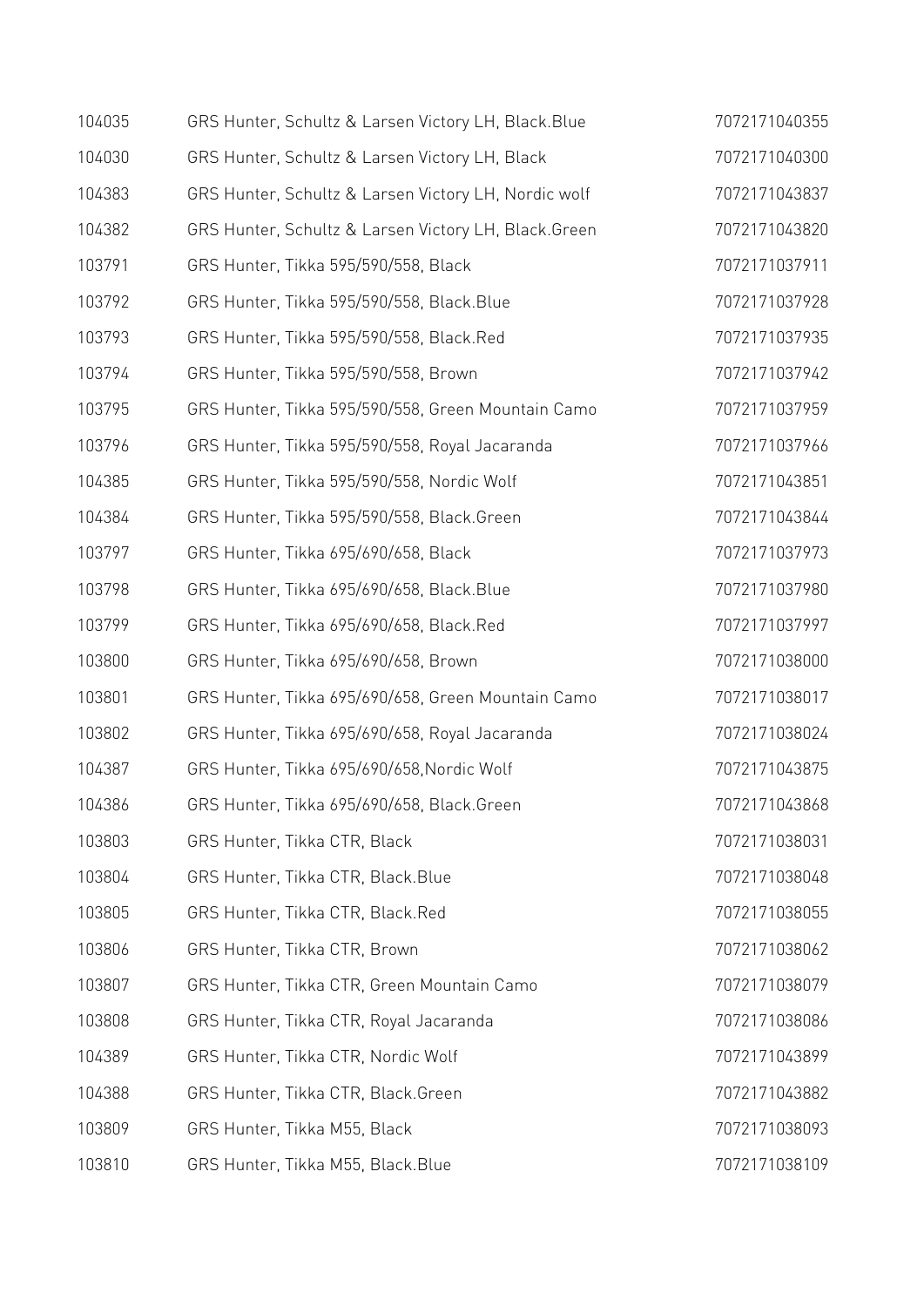| | | |
|---|---|---|
| 104035 | GRS Hunter, Schultz & Larsen Victory LH, Black.Blue | 7072171040355 |
| 104030 | GRS Hunter, Schultz & Larsen Victory LH, Black | 7072171040300 |
| 104383 | GRS Hunter, Schultz & Larsen Victory LH, Nordic wolf | 7072171043837 |
| 104382 | GRS Hunter, Schultz & Larsen Victory LH, Black.Green | 7072171043820 |
| 103791 | GRS Hunter, Tikka 595/590/558, Black | 7072171037911 |
| 103792 | GRS Hunter, Tikka 595/590/558, Black.Blue | 7072171037928 |
| 103793 | GRS Hunter, Tikka 595/590/558, Black.Red | 7072171037935 |
| 103794 | GRS Hunter, Tikka 595/590/558, Brown | 7072171037942 |
| 103795 | GRS Hunter, Tikka 595/590/558, Green Mountain Camo | 7072171037959 |
| 103796 | GRS Hunter, Tikka 595/590/558, Royal Jacaranda | 7072171037966 |
| 104385 | GRS Hunter, Tikka 595/590/558, Nordic Wolf | 7072171043851 |
| 104384 | GRS Hunter, Tikka 595/590/558, Black.Green | 7072171043844 |
| 103797 | GRS Hunter, Tikka 695/690/658, Black | 7072171037973 |
| 103798 | GRS Hunter, Tikka 695/690/658, Black.Blue | 7072171037980 |
| 103799 | GRS Hunter, Tikka 695/690/658, Black.Red | 7072171037997 |
| 103800 | GRS Hunter, Tikka 695/690/658, Brown | 7072171038000 |
| 103801 | GRS Hunter, Tikka 695/690/658, Green Mountain Camo | 7072171038017 |
| 103802 | GRS Hunter, Tikka 695/690/658, Royal Jacaranda | 7072171038024 |
| 104387 | GRS Hunter, Tikka 695/690/658,Nordic Wolf | 7072171043875 |
| 104386 | GRS Hunter, Tikka 695/690/658, Black.Green | 7072171043868 |
| 103803 | GRS Hunter, Tikka CTR, Black | 7072171038031 |
| 103804 | GRS Hunter, Tikka CTR, Black.Blue | 7072171038048 |
| 103805 | GRS Hunter, Tikka CTR, Black.Red | 7072171038055 |
| 103806 | GRS Hunter, Tikka CTR, Brown | 7072171038062 |
| 103807 | GRS Hunter, Tikka CTR, Green Mountain Camo | 7072171038079 |
| 103808 | GRS Hunter, Tikka CTR, Royal Jacaranda | 7072171038086 |
| 104389 | GRS Hunter, Tikka CTR, Nordic Wolf | 7072171043899 |
| 104388 | GRS Hunter, Tikka CTR, Black.Green | 7072171043882 |
| 103809 | GRS Hunter, Tikka M55, Black | 7072171038093 |
| 103810 | GRS Hunter, Tikka M55, Black.Blue | 7072171038109 |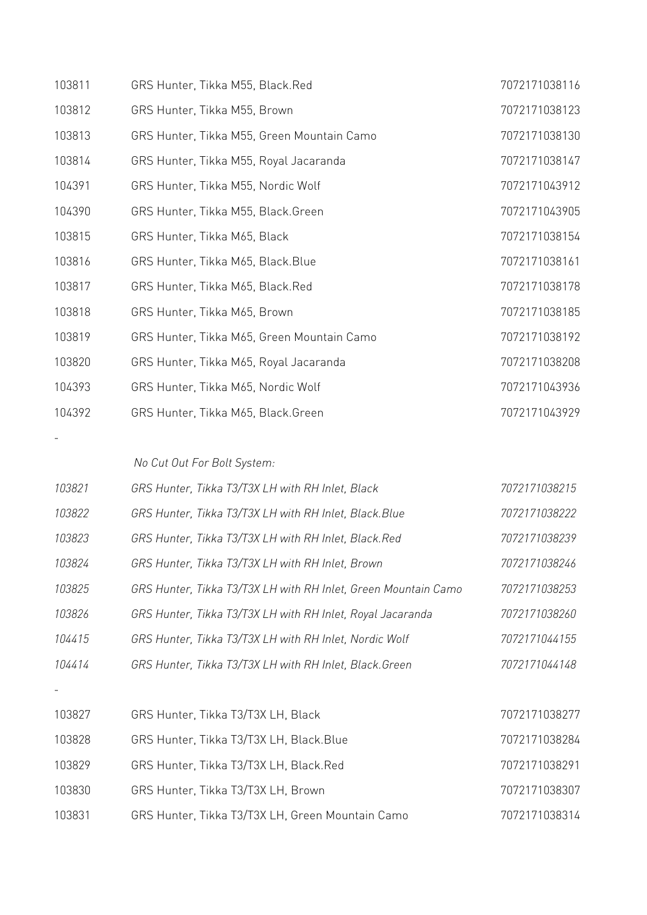| | | |
|---|---|---|
| 103811 | GRS Hunter, Tikka M55, Black.Red | 7072171038116 |
| 103812 | GRS Hunter, Tikka M55, Brown | 7072171038123 |
| 103813 | GRS Hunter, Tikka M55, Green Mountain Camo | 7072171038130 |
| 103814 | GRS Hunter, Tikka M55, Royal Jacaranda | 7072171038147 |
| 104391 | GRS Hunter, Tikka M55, Nordic Wolf | 7072171043912 |
| 104390 | GRS Hunter, Tikka M55, Black.Green | 7072171043905 |
| 103815 | GRS Hunter, Tikka M65, Black | 7072171038154 |
| 103816 | GRS Hunter, Tikka M65, Black.Blue | 7072171038161 |
| 103817 | GRS Hunter, Tikka M65, Black.Red | 7072171038178 |
| 103818 | GRS Hunter, Tikka M65, Brown | 7072171038185 |
| 103819 | GRS Hunter, Tikka M65, Green Mountain Camo | 7072171038192 |
| 103820 | GRS Hunter, Tikka M65, Royal Jacaranda | 7072171038208 |
| 104393 | GRS Hunter, Tikka M65, Nordic Wolf | 7072171043936 |
| 104392 | GRS Hunter, Tikka M65, Black.Green | 7072171043929 |

-

*No Cut Out For Bolt System:*

| | | |
|---|---|---|
| *103821* | *GRS Hunter, Tikka T3/T3X LH with RH Inlet, Black* | *7072171038215* |
| *103822* | *GRS Hunter, Tikka T3/T3X LH with RH Inlet, Black.Blue* | *7072171038222* |
| *103823* | *GRS Hunter, Tikka T3/T3X LH with RH Inlet, Black.Red* | *7072171038239* |
| *103824* | *GRS Hunter, Tikka T3/T3X LH with RH Inlet, Brown* | *7072171038246* |
| *103825* | *GRS Hunter, Tikka T3/T3X LH with RH Inlet, Green Mountain Camo* | *7072171038253* |
| *103826* | *GRS Hunter, Tikka T3/T3X LH with RH Inlet, Royal Jacaranda* | *7072171038260* |
| *104415* | *GRS Hunter, Tikka T3/T3X LH with RH Inlet, Nordic Wolf* | *7072171044155* |
| *104414* | *GRS Hunter, Tikka T3/T3X LH with RH Inlet, Black.Green* | *7072171044148* |

-

| | | |
|---|---|---|
| 103827 | GRS Hunter, Tikka T3/T3X LH, Black | 7072171038277 |
| 103828 | GRS Hunter, Tikka T3/T3X LH, Black.Blue | 7072171038284 |
| 103829 | GRS Hunter, Tikka T3/T3X LH, Black.Red | 7072171038291 |
| 103830 | GRS Hunter, Tikka T3/T3X LH, Brown | 7072171038307 |
| 103831 | GRS Hunter, Tikka T3/T3X LH, Green Mountain Camo | 7072171038314 |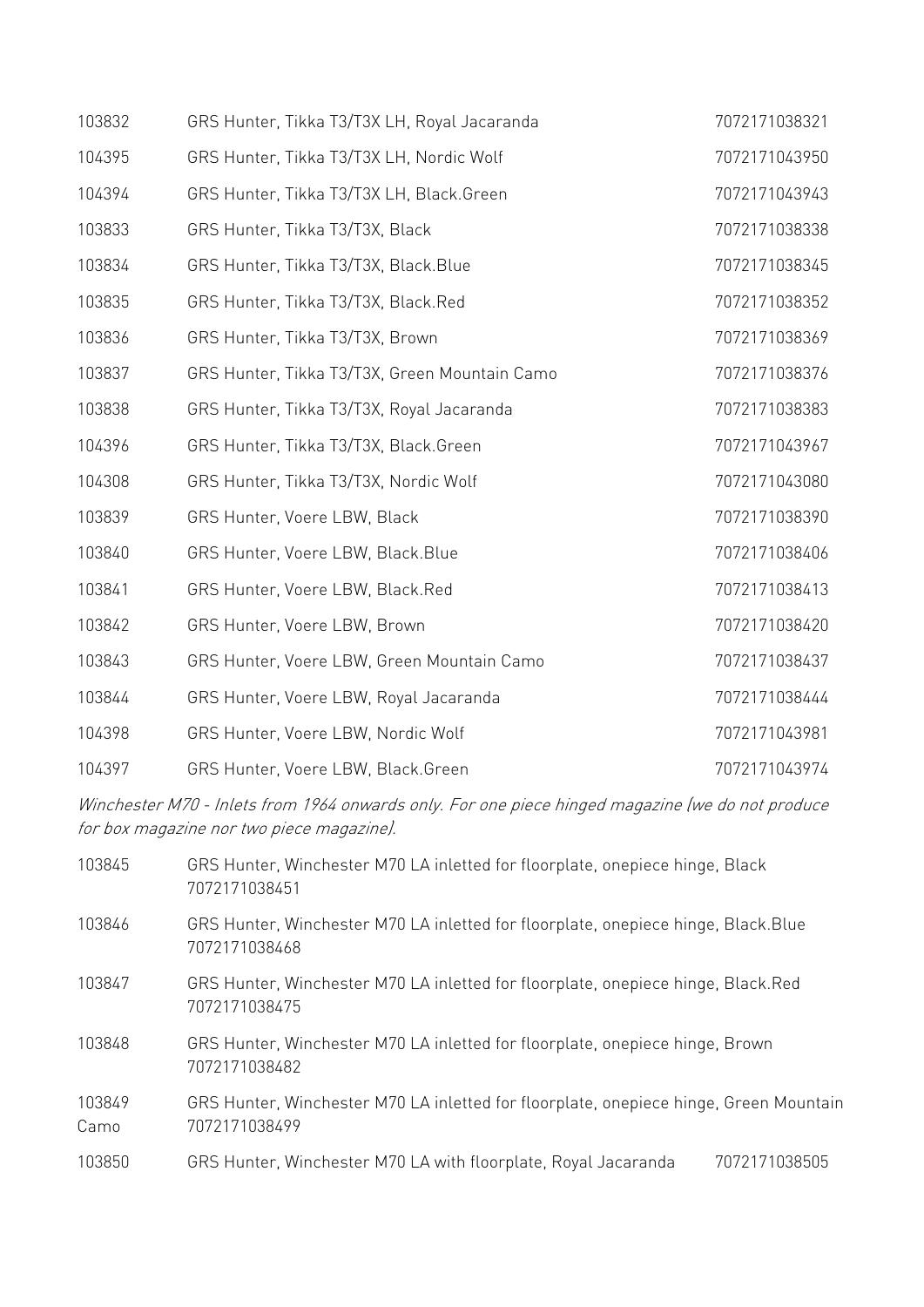| | | |
|---|---|---|
| 103832 | GRS Hunter, Tikka T3/T3X LH, Royal Jacaranda | 7072171038321 |
| 104395 | GRS Hunter, Tikka T3/T3X LH, Nordic Wolf | 7072171043950 |
| 104394 | GRS Hunter, Tikka T3/T3X LH, Black.Green | 7072171043943 |
| 103833 | GRS Hunter, Tikka T3/T3X, Black | 7072171038338 |
| 103834 | GRS Hunter, Tikka T3/T3X, Black.Blue | 7072171038345 |
| 103835 | GRS Hunter, Tikka T3/T3X, Black.Red | 7072171038352 |
| 103836 | GRS Hunter, Tikka T3/T3X, Brown | 7072171038369 |
| 103837 | GRS Hunter, Tikka T3/T3X, Green Mountain Camo | 7072171038376 |
| 103838 | GRS Hunter, Tikka T3/T3X, Royal Jacaranda | 7072171038383 |
| 104396 | GRS Hunter, Tikka T3/T3X, Black.Green | 7072171043967 |
| 104308 | GRS Hunter, Tikka T3/T3X, Nordic Wolf | 7072171043080 |
| 103839 | GRS Hunter, Voere LBW, Black | 7072171038390 |
| 103840 | GRS Hunter, Voere LBW, Black.Blue | 7072171038406 |
| 103841 | GRS Hunter, Voere LBW, Black.Red | 7072171038413 |
| 103842 | GRS Hunter, Voere LBW, Brown | 7072171038420 |
| 103843 | GRS Hunter, Voere LBW, Green Mountain Camo | 7072171038437 |
| 103844 | GRS Hunter, Voere LBW, Royal Jacaranda | 7072171038444 |
| 104398 | GRS Hunter, Voere LBW, Nordic Wolf | 7072171043981 |
| 104397 | GRS Hunter, Voere LBW, Black.Green | 7072171043974 |

*Winchester M70 - Inlets from 1964 onwards only. For one piece hinged magazine (we do not produce for box magazine nor two piece magazine).*

| | | |
|---|---|---|
| 103845 | GRS Hunter, Winchester M70 LA inletted for floorplate, onepiece hinge, Black | 7072171038451 |
| 103846 | GRS Hunter, Winchester M70 LA inletted for floorplate, onepiece hinge, Black.Blue | 7072171038468 |
| 103847 | GRS Hunter, Winchester M70 LA inletted for floorplate, onepiece hinge, Black.Red | 7072171038475 |
| 103848 | GRS Hunter, Winchester M70 LA inletted for floorplate, onepiece hinge, Brown | 7072171038482 |
| 103849 | GRS Hunter, Winchester M70 LA inletted for floorplate, onepiece hinge, Green Mountain Camo | 7072171038499 |
| 103850 | GRS Hunter, Winchester M70 LA with floorplate, Royal Jacaranda | 7072171038505 |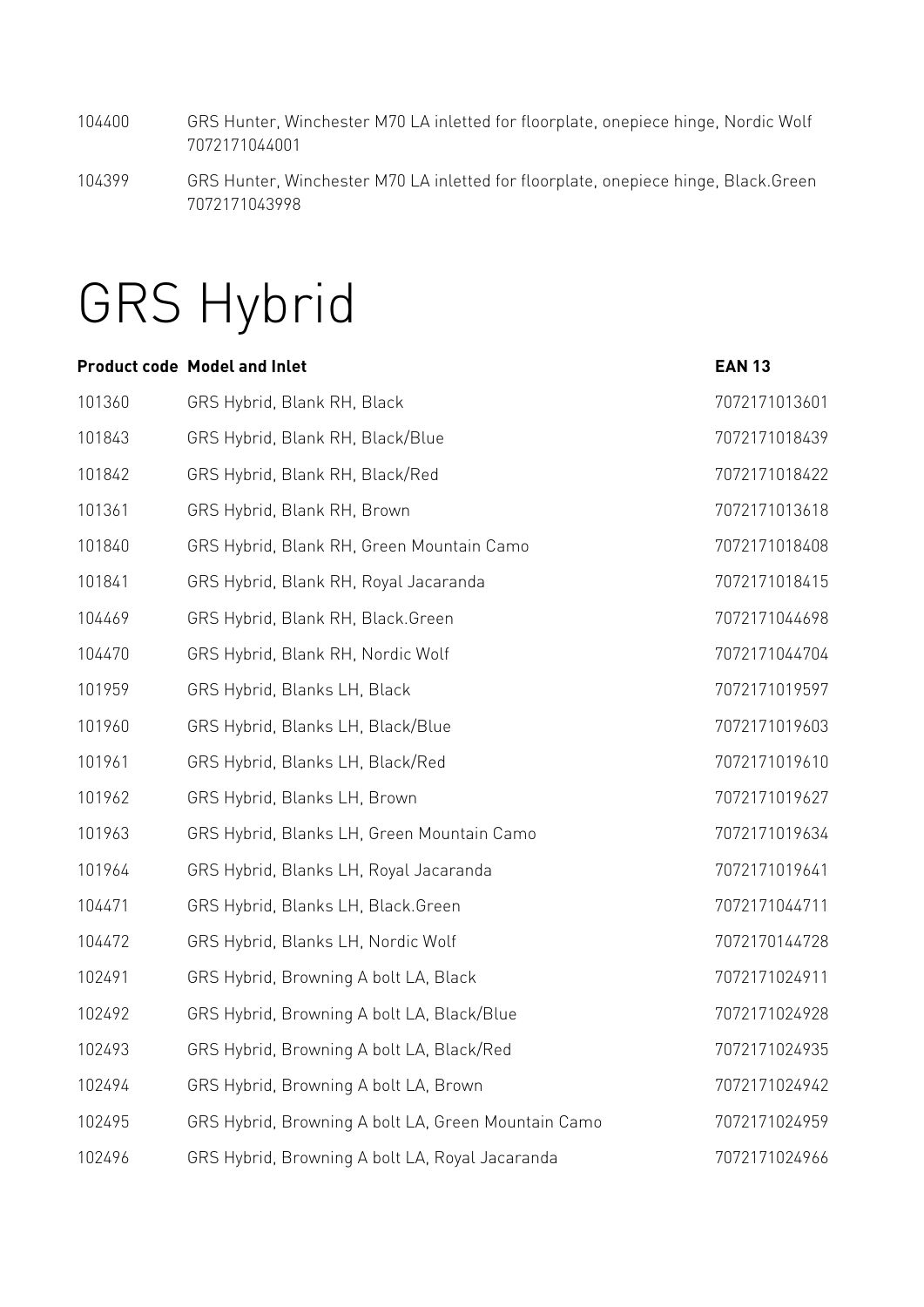104400 GRS Hunter, Winchester M70 LA inletted for floorplate, onepiece hinge, Nordic Wolf 7072171044001

104399 GRS Hunter, Winchester M70 LA inletted for floorplate, onepiece hinge, Black.Green 7072171043998

# GRS Hybrid

| Product code | Model and Inlet | EAN 13 |
|---|---|---|
| 101360 | GRS Hybrid, Blank RH, Black | 7072171013601 |
| 101843 | GRS Hybrid, Blank RH, Black/Blue | 7072171018439 |
| 101842 | GRS Hybrid, Blank RH, Black/Red | 7072171018422 |
| 101361 | GRS Hybrid, Blank RH, Brown | 7072171013618 |
| 101840 | GRS Hybrid, Blank RH, Green Mountain Camo | 7072171018408 |
| 101841 | GRS Hybrid, Blank RH, Royal Jacaranda | 7072171018415 |
| 104469 | GRS Hybrid, Blank RH, Black.Green | 7072171044698 |
| 104470 | GRS Hybrid, Blank RH, Nordic Wolf | 7072171044704 |
| 101959 | GRS Hybrid, Blanks LH, Black | 7072171019597 |
| 101960 | GRS Hybrid, Blanks LH, Black/Blue | 7072171019603 |
| 101961 | GRS Hybrid, Blanks LH, Black/Red | 7072171019610 |
| 101962 | GRS Hybrid, Blanks LH, Brown | 7072171019627 |
| 101963 | GRS Hybrid, Blanks LH, Green Mountain Camo | 7072171019634 |
| 101964 | GRS Hybrid, Blanks LH, Royal Jacaranda | 7072171019641 |
| 104471 | GRS Hybrid, Blanks LH, Black.Green | 7072171044711 |
| 104472 | GRS Hybrid, Blanks LH, Nordic Wolf | 7072170144728 |
| 102491 | GRS Hybrid, Browning A bolt LA, Black | 7072171024911 |
| 102492 | GRS Hybrid, Browning A bolt LA, Black/Blue | 7072171024928 |
| 102493 | GRS Hybrid, Browning A bolt LA, Black/Red | 7072171024935 |
| 102494 | GRS Hybrid, Browning A bolt LA, Brown | 7072171024942 |
| 102495 | GRS Hybrid, Browning A bolt LA, Green Mountain Camo | 7072171024959 |
| 102496 | GRS Hybrid, Browning A bolt LA, Royal Jacaranda | 7072171024966 |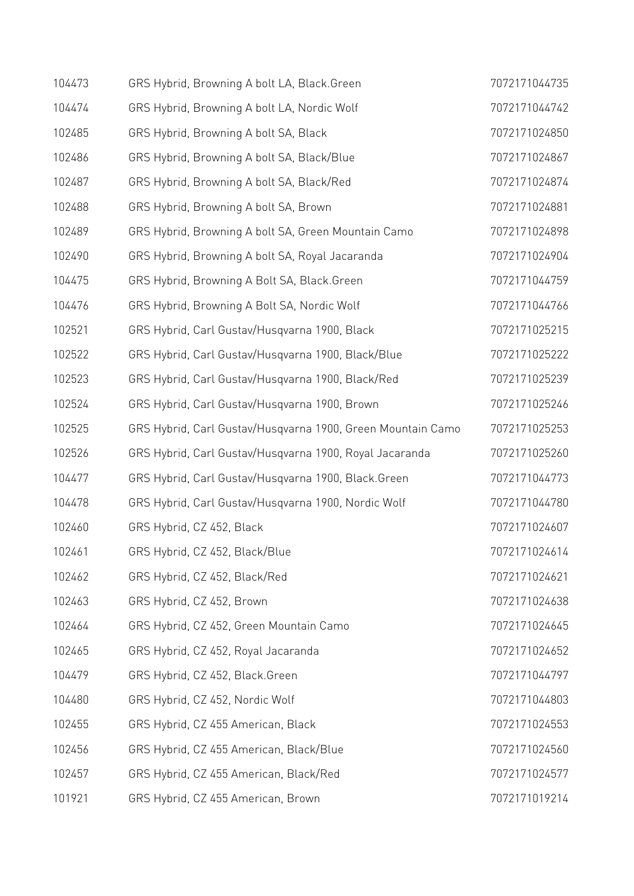| | | |
|---|---|---|
| 104473 | GRS Hybrid, Browning A bolt LA, Black.Green | 7072171044735 |
| 104474 | GRS Hybrid, Browning A bolt LA, Nordic Wolf | 7072171044742 |
| 102485 | GRS Hybrid, Browning A bolt SA, Black | 7072171024850 |
| 102486 | GRS Hybrid, Browning A bolt SA, Black/Blue | 7072171024867 |
| 102487 | GRS Hybrid, Browning A bolt SA, Black/Red | 7072171024874 |
| 102488 | GRS Hybrid, Browning A bolt SA, Brown | 7072171024881 |
| 102489 | GRS Hybrid, Browning A bolt SA, Green Mountain Camo | 7072171024898 |
| 102490 | GRS Hybrid, Browning A bolt SA, Royal Jacaranda | 7072171024904 |
| 104475 | GRS Hybrid, Browning A Bolt SA, Black.Green | 7072171044759 |
| 104476 | GRS Hybrid, Browning A Bolt SA, Nordic Wolf | 7072171044766 |
| 102521 | GRS Hybrid, Carl Gustav/Husqvarna 1900, Black | 7072171025215 |
| 102522 | GRS Hybrid, Carl Gustav/Husqvarna 1900, Black/Blue | 7072171025222 |
| 102523 | GRS Hybrid, Carl Gustav/Husqvarna 1900, Black/Red | 7072171025239 |
| 102524 | GRS Hybrid, Carl Gustav/Husqvarna 1900, Brown | 7072171025246 |
| 102525 | GRS Hybrid, Carl Gustav/Husqvarna 1900, Green Mountain Camo | 7072171025253 |
| 102526 | GRS Hybrid, Carl Gustav/Husqvarna 1900, Royal Jacaranda | 7072171025260 |
| 104477 | GRS Hybrid, Carl Gustav/Husqvarna 1900, Black.Green | 7072171044773 |
| 104478 | GRS Hybrid, Carl Gustav/Husqvarna 1900, Nordic Wolf | 7072171044780 |
| 102460 | GRS Hybrid, CZ 452, Black | 7072171024607 |
| 102461 | GRS Hybrid, CZ 452, Black/Blue | 7072171024614 |
| 102462 | GRS Hybrid, CZ 452, Black/Red | 7072171024621 |
| 102463 | GRS Hybrid, CZ 452, Brown | 7072171024638 |
| 102464 | GRS Hybrid, CZ 452, Green Mountain Camo | 7072171024645 |
| 102465 | GRS Hybrid, CZ 452, Royal Jacaranda | 7072171024652 |
| 104479 | GRS Hybrid, CZ 452, Black.Green | 7072171044797 |
| 104480 | GRS Hybrid, CZ 452, Nordic Wolf | 7072171044803 |
| 102455 | GRS Hybrid, CZ 455 American, Black | 7072171024553 |
| 102456 | GRS Hybrid, CZ 455 American, Black/Blue | 7072171024560 |
| 102457 | GRS Hybrid, CZ 455 American, Black/Red | 7072171024577 |
| 101921 | GRS Hybrid, CZ 455 American, Brown | 7072171019214 |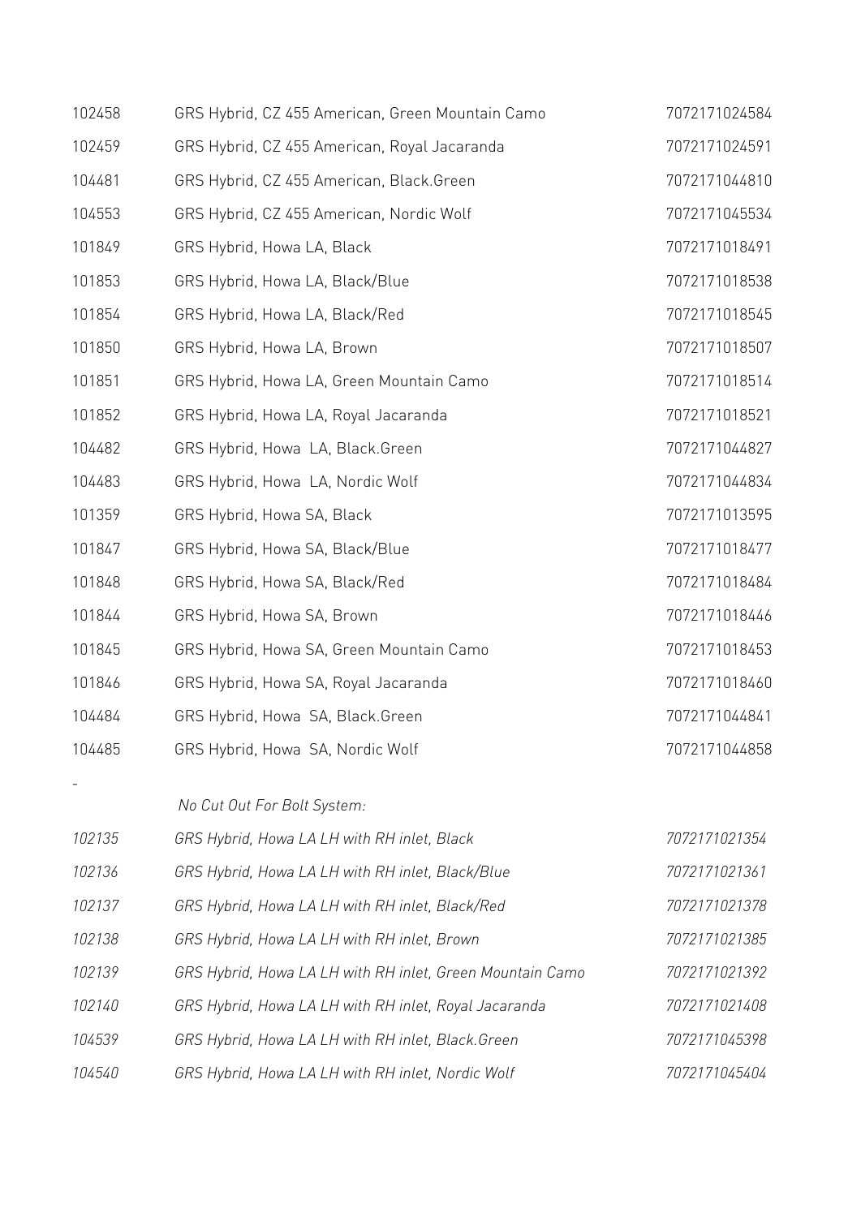| | | |
|---|---|---|
| 102458 | GRS Hybrid, CZ 455 American, Green Mountain Camo | 7072171024584 |
| 102459 | GRS Hybrid, CZ 455 American, Royal Jacaranda | 7072171024591 |
| 104481 | GRS Hybrid, CZ 455 American, Black.Green | 7072171044810 |
| 104553 | GRS Hybrid, CZ 455 American, Nordic Wolf | 7072171045534 |
| 101849 | GRS Hybrid, Howa LA, Black | 7072171018491 |
| 101853 | GRS Hybrid, Howa LA, Black/Blue | 7072171018538 |
| 101854 | GRS Hybrid, Howa LA, Black/Red | 7072171018545 |
| 101850 | GRS Hybrid, Howa LA, Brown | 7072171018507 |
| 101851 | GRS Hybrid, Howa LA, Green Mountain Camo | 7072171018514 |
| 101852 | GRS Hybrid, Howa LA, Royal Jacaranda | 7072171018521 |
| 104482 | GRS Hybrid, Howa LA, Black.Green | 7072171044827 |
| 104483 | GRS Hybrid, Howa LA, Nordic Wolf | 7072171044834 |
| 101359 | GRS Hybrid, Howa SA, Black | 7072171013595 |
| 101847 | GRS Hybrid, Howa SA, Black/Blue | 7072171018477 |
| 101848 | GRS Hybrid, Howa SA, Black/Red | 7072171018484 |
| 101844 | GRS Hybrid, Howa SA, Brown | 7072171018446 |
| 101845 | GRS Hybrid, Howa SA, Green Mountain Camo | 7072171018453 |
| 101846 | GRS Hybrid, Howa SA, Royal Jacaranda | 7072171018460 |
| 104484 | GRS Hybrid, Howa SA, Black.Green | 7072171044841 |
| 104485 | GRS Hybrid, Howa SA, Nordic Wolf | 7072171044858 |
| - | | |
| | *No Cut Out For Bolt System:* | |
| *102135* | *GRS Hybrid, Howa LA LH with RH inlet, Black* | *7072171021354* |
| *102136* | *GRS Hybrid, Howa LA LH with RH inlet, Black/Blue* | *7072171021361* |
| *102137* | *GRS Hybrid, Howa LA LH with RH inlet, Black/Red* | *7072171021378* |
| *102138* | *GRS Hybrid, Howa LA LH with RH inlet, Brown* | *7072171021385* |
| *102139* | *GRS Hybrid, Howa LA LH with RH inlet, Green Mountain Camo* | *7072171021392* |
| *102140* | *GRS Hybrid, Howa LA LH with RH inlet, Royal Jacaranda* | *7072171021408* |
| *104539* | *GRS Hybrid, Howa LA LH with RH inlet, Black.Green* | *7072171045398* |
| *104540* | *GRS Hybrid, Howa LA LH with RH inlet, Nordic Wolf* | *7072171045404* |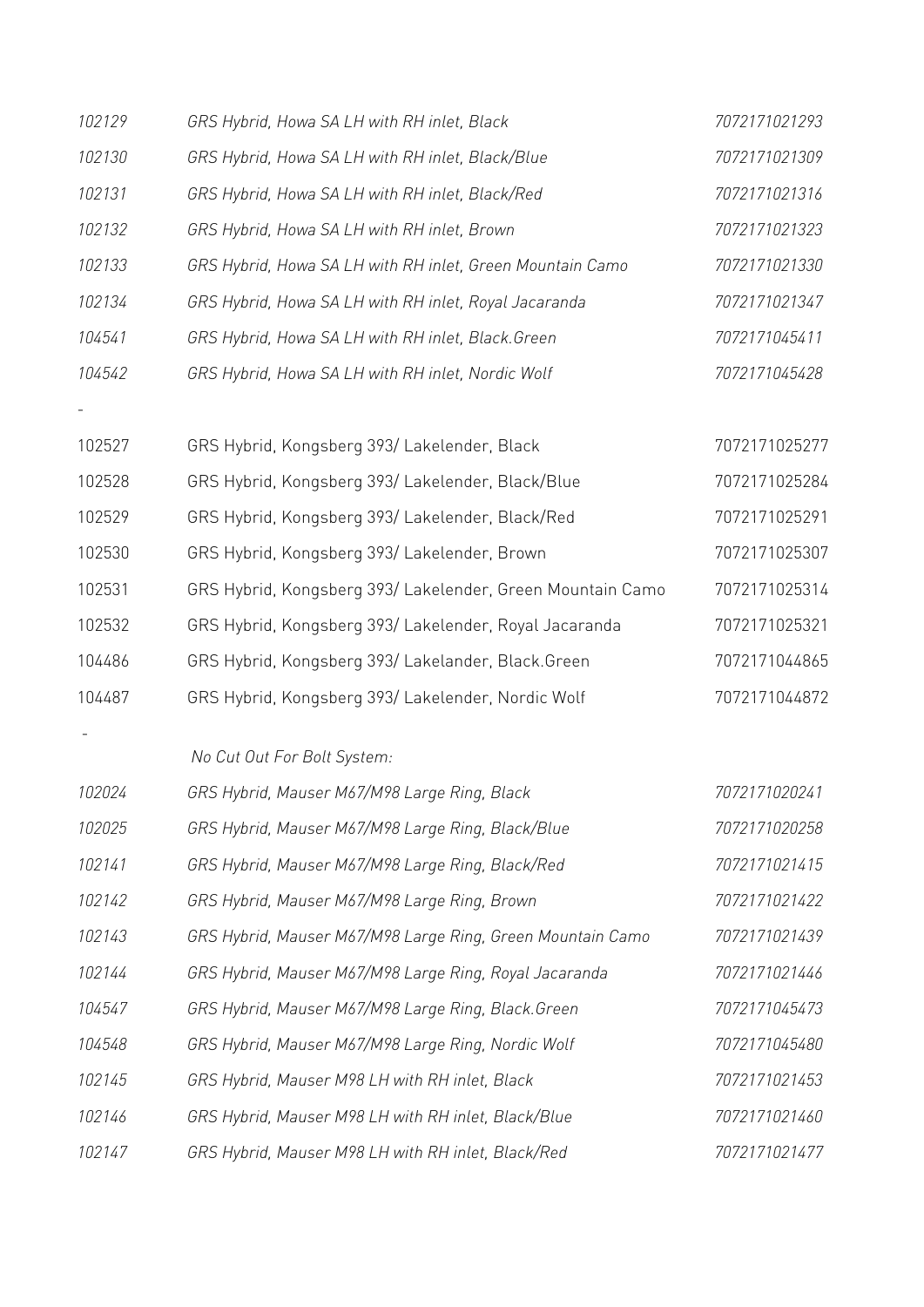| | | |
|---|---|---|
| *102129* | *GRS Hybrid, Howa SA LH with RH inlet, Black* | *7072171021293* |
| *102130* | *GRS Hybrid, Howa SA LH with RH inlet, Black/Blue* | *7072171021309* |
| *102131* | *GRS Hybrid, Howa SA LH with RH inlet, Black/Red* | *7072171021316* |
| *102132* | *GRS Hybrid, Howa SA LH with RH inlet, Brown* | *7072171021323* |
| *102133* | *GRS Hybrid, Howa SA LH with RH inlet, Green Mountain Camo* | *7072171021330* |
| *102134* | *GRS Hybrid, Howa SA LH with RH inlet, Royal Jacaranda* | *7072171021347* |
| *104541* | *GRS Hybrid, Howa SA LH with RH inlet, Black.Green* | *7072171045411* |
| *104542* | *GRS Hybrid, Howa SA LH with RH inlet, Nordic Wolf* | *7072171045428* |
| - | | |
| 102527 | GRS Hybrid, Kongsberg 393/ Lakelender, Black | 7072171025277 |
| 102528 | GRS Hybrid, Kongsberg 393/ Lakelender, Black/Blue | 7072171025284 |
| 102529 | GRS Hybrid, Kongsberg 393/ Lakelender, Black/Red | 7072171025291 |
| 102530 | GRS Hybrid, Kongsberg 393/ Lakelender, Brown | 7072171025307 |
| 102531 | GRS Hybrid, Kongsberg 393/ Lakelender, Green Mountain Camo | 7072171025314 |
| 102532 | GRS Hybrid, Kongsberg 393/ Lakelender, Royal Jacaranda | 7072171025321 |
| 104486 | GRS Hybrid, Kongsberg 393/ Lakelander, Black.Green | 7072171044865 |
| 104487 | GRS Hybrid, Kongsberg 393/ Lakelender, Nordic Wolf | 7072171044872 |
| - | | |
| | *No Cut Out For Bolt System:* | |
| *102024* | *GRS Hybrid, Mauser M67/M98 Large Ring, Black* | *7072171020241* |
| *102025* | *GRS Hybrid, Mauser M67/M98 Large Ring, Black/Blue* | *7072171020258* |
| *102141* | *GRS Hybrid, Mauser M67/M98 Large Ring, Black/Red* | *7072171021415* |
| *102142* | *GRS Hybrid, Mauser M67/M98 Large Ring, Brown* | *7072171021422* |
| *102143* | *GRS Hybrid, Mauser M67/M98 Large Ring, Green Mountain Camo* | *7072171021439* |
| *102144* | *GRS Hybrid, Mauser M67/M98 Large Ring, Royal Jacaranda* | *7072171021446* |
| *104547* | *GRS Hybrid, Mauser M67/M98 Large Ring, Black.Green* | *7072171045473* |
| *104548* | *GRS Hybrid, Mauser M67/M98 Large Ring, Nordic Wolf* | *7072171045480* |
| *102145* | *GRS Hybrid, Mauser M98 LH with RH inlet, Black* | *7072171021453* |
| *102146* | *GRS Hybrid, Mauser M98 LH with RH inlet, Black/Blue* | *7072171021460* |
| *102147* | *GRS Hybrid, Mauser M98 LH with RH inlet, Black/Red* | *7072171021477* |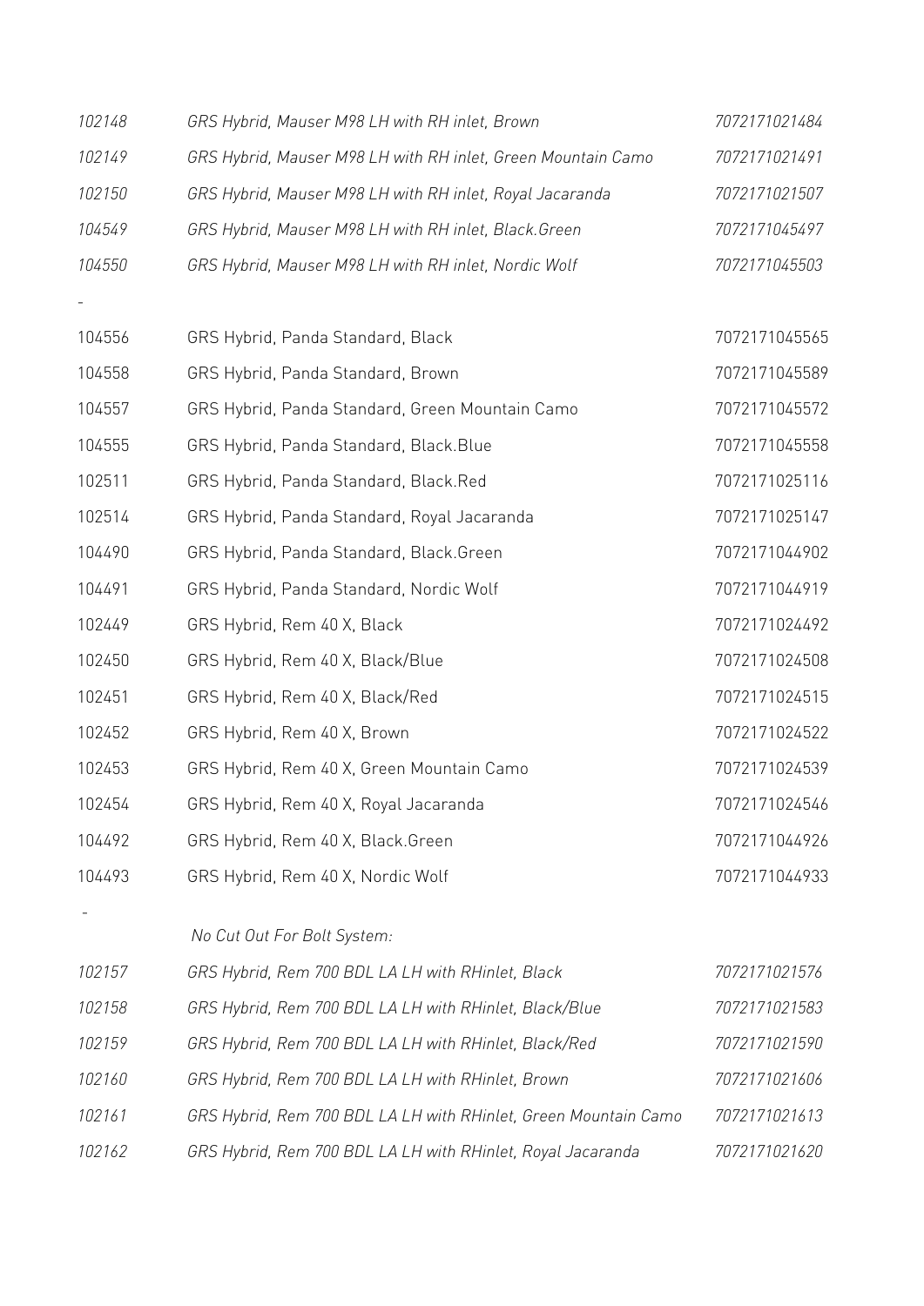| | | |
|---|---|---|
| *102148* | *GRS Hybrid, Mauser M98 LH with RH inlet, Brown* | *7072171021484* |
| *102149* | *GRS Hybrid, Mauser M98 LH with RH inlet, Green Mountain Camo* | *7072171021491* |
| *102150* | *GRS Hybrid, Mauser M98 LH with RH inlet, Royal Jacaranda* | *7072171021507* |
| *104549* | *GRS Hybrid, Mauser M98 LH with RH inlet, Black.Green* | *7072171045497* |
| *104550* | *GRS Hybrid, Mauser M98 LH with RH inlet, Nordic Wolf* | *7072171045503* |
| - | | |
| 104556 | GRS Hybrid, Panda Standard, Black | 7072171045565 |
| 104558 | GRS Hybrid, Panda Standard, Brown | 7072171045589 |
| 104557 | GRS Hybrid, Panda Standard, Green Mountain Camo | 7072171045572 |
| 104555 | GRS Hybrid, Panda Standard, Black.Blue | 7072171045558 |
| 102511 | GRS Hybrid, Panda Standard, Black.Red | 7072171025116 |
| 102514 | GRS Hybrid, Panda Standard, Royal Jacaranda | 7072171025147 |
| 104490 | GRS Hybrid, Panda Standard, Black.Green | 7072171044902 |
| 104491 | GRS Hybrid, Panda Standard, Nordic Wolf | 7072171044919 |
| 102449 | GRS Hybrid, Rem 40 X, Black | 7072171024492 |
| 102450 | GRS Hybrid, Rem 40 X, Black/Blue | 7072171024508 |
| 102451 | GRS Hybrid, Rem 40 X, Black/Red | 7072171024515 |
| 102452 | GRS Hybrid, Rem 40 X, Brown | 7072171024522 |
| 102453 | GRS Hybrid, Rem 40 X, Green Mountain Camo | 7072171024539 |
| 102454 | GRS Hybrid, Rem 40 X, Royal Jacaranda | 7072171024546 |
| 104492 | GRS Hybrid, Rem 40 X, Black.Green | 7072171044926 |
| 104493 | GRS Hybrid, Rem 40 X, Nordic Wolf | 7072171044933 |
| - | | |
| | *No Cut Out For Bolt System:* | |
| *102157* | *GRS Hybrid, Rem 700 BDL LA LH with RHinlet, Black* | *7072171021576* |
| *102158* | *GRS Hybrid, Rem 700 BDL LA LH with RHinlet, Black/Blue* | *7072171021583* |
| *102159* | *GRS Hybrid, Rem 700 BDL LA LH with RHinlet, Black/Red* | *7072171021590* |
| *102160* | *GRS Hybrid, Rem 700 BDL LA LH with RHinlet, Brown* | *7072171021606* |
| *102161* | *GRS Hybrid, Rem 700 BDL LA LH with RHinlet, Green Mountain Camo* | *7072171021613* |
| *102162* | *GRS Hybrid, Rem 700 BDL LA LH with RHinlet, Royal Jacaranda* | *7072171021620* |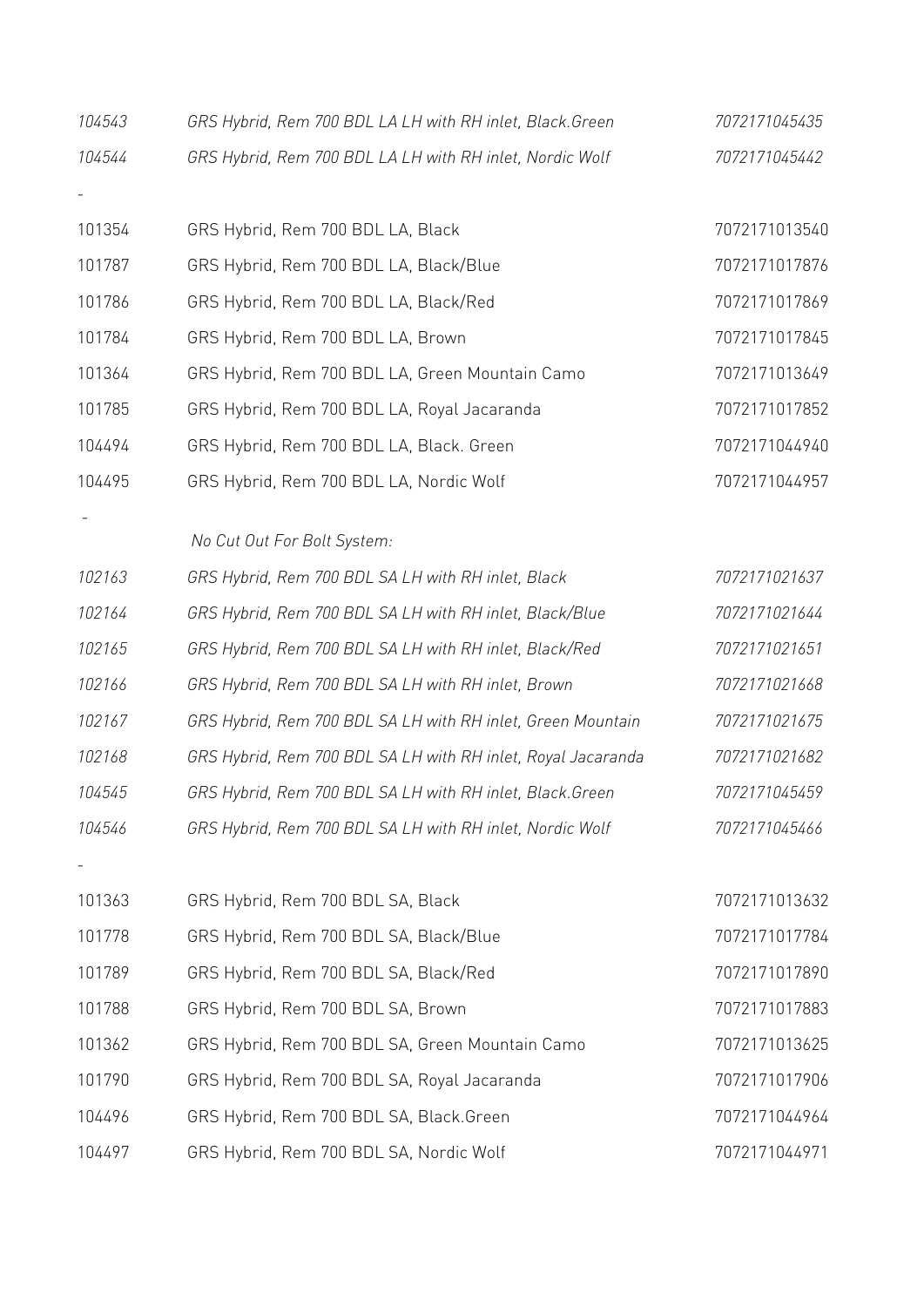| | | |
|---|---|---|
| *104543* | *GRS Hybrid, Rem 700 BDL LA LH with RH inlet, Black.Green* | *7072171045435* |
| *104544* | *GRS Hybrid, Rem 700 BDL LA LH with RH inlet, Nordic Wolf* | *7072171045442* |
| - | | |
| 101354 | GRS Hybrid, Rem 700 BDL LA, Black | 7072171013540 |
| 101787 | GRS Hybrid, Rem 700 BDL LA, Black/Blue | 7072171017876 |
| 101786 | GRS Hybrid, Rem 700 BDL LA, Black/Red | 7072171017869 |
| 101784 | GRS Hybrid, Rem 700 BDL LA, Brown | 7072171017845 |
| 101364 | GRS Hybrid, Rem 700 BDL LA, Green Mountain Camo | 7072171013649 |
| 101785 | GRS Hybrid, Rem 700 BDL LA, Royal Jacaranda | 7072171017852 |
| 104494 | GRS Hybrid, Rem 700 BDL LA, Black. Green | 7072171044940 |
| 104495 | GRS Hybrid, Rem 700 BDL LA, Nordic Wolf | 7072171044957 |
| - | | |
| | *No Cut Out For Bolt System:* | |
| *102163* | *GRS Hybrid, Rem 700 BDL SA LH with RH inlet, Black* | *7072171021637* |
| *102164* | *GRS Hybrid, Rem 700 BDL SA LH with RH inlet, Black/Blue* | *7072171021644* |
| *102165* | *GRS Hybrid, Rem 700 BDL SA LH with RH inlet, Black/Red* | *7072171021651* |
| *102166* | *GRS Hybrid, Rem 700 BDL SA LH with RH inlet, Brown* | *7072171021668* |
| *102167* | *GRS Hybrid, Rem 700 BDL SA LH with RH inlet, Green Mountain* | *7072171021675* |
| *102168* | *GRS Hybrid, Rem 700 BDL SA LH with RH inlet, Royal Jacaranda* | *7072171021682* |
| *104545* | *GRS Hybrid, Rem 700 BDL SA LH with RH inlet, Black.Green* | *7072171045459* |
| *104546* | *GRS Hybrid, Rem 700 BDL SA LH with RH inlet, Nordic Wolf* | *7072171045466* |
| - | | |
| 101363 | GRS Hybrid, Rem 700 BDL SA, Black | 7072171013632 |
| 101778 | GRS Hybrid, Rem 700 BDL SA, Black/Blue | 7072171017784 |
| 101789 | GRS Hybrid, Rem 700 BDL SA, Black/Red | 7072171017890 |
| 101788 | GRS Hybrid, Rem 700 BDL SA, Brown | 7072171017883 |
| 101362 | GRS Hybrid, Rem 700 BDL SA, Green Mountain Camo | 7072171013625 |
| 101790 | GRS Hybrid, Rem 700 BDL SA, Royal Jacaranda | 7072171017906 |
| 104496 | GRS Hybrid, Rem 700 BDL SA, Black.Green | 7072171044964 |
| 104497 | GRS Hybrid, Rem 700 BDL SA, Nordic Wolf | 7072171044971 |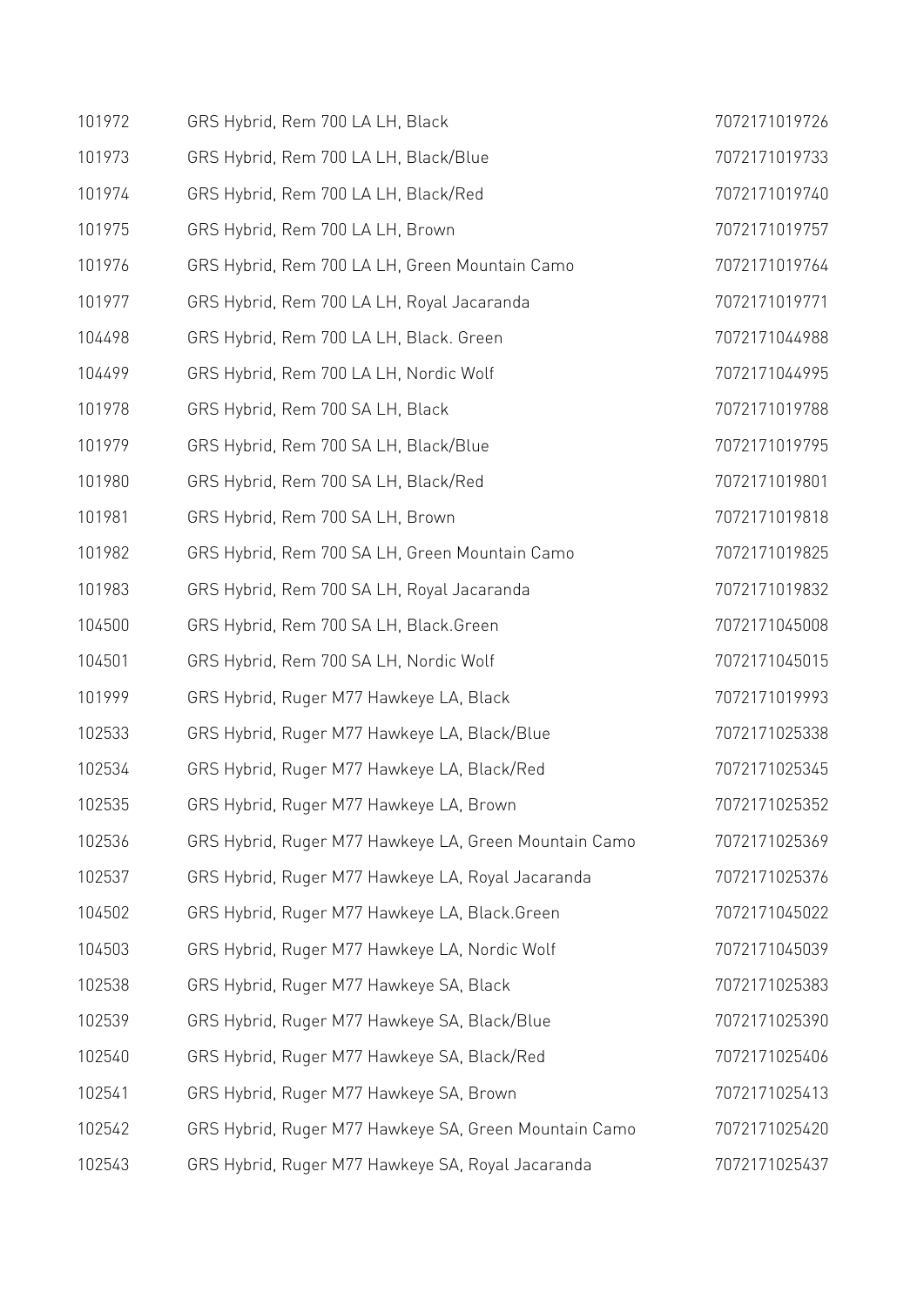| | | |
|---|---|---|
| 101972 | GRS Hybrid, Rem 700 LA LH, Black | 7072171019726 |
| 101973 | GRS Hybrid, Rem 700 LA LH, Black/Blue | 7072171019733 |
| 101974 | GRS Hybrid, Rem 700 LA LH, Black/Red | 7072171019740 |
| 101975 | GRS Hybrid, Rem 700 LA LH, Brown | 7072171019757 |
| 101976 | GRS Hybrid, Rem 700 LA LH, Green Mountain Camo | 7072171019764 |
| 101977 | GRS Hybrid, Rem 700 LA LH, Royal Jacaranda | 7072171019771 |
| 104498 | GRS Hybrid, Rem 700 LA LH, Black. Green | 7072171044988 |
| 104499 | GRS Hybrid, Rem 700 LA LH, Nordic Wolf | 7072171044995 |
| 101978 | GRS Hybrid, Rem 700 SA LH, Black | 7072171019788 |
| 101979 | GRS Hybrid, Rem 700 SA LH, Black/Blue | 7072171019795 |
| 101980 | GRS Hybrid, Rem 700 SA LH, Black/Red | 7072171019801 |
| 101981 | GRS Hybrid, Rem 700 SA LH, Brown | 7072171019818 |
| 101982 | GRS Hybrid, Rem 700 SA LH, Green Mountain Camo | 7072171019825 |
| 101983 | GRS Hybrid, Rem 700 SA LH, Royal Jacaranda | 7072171019832 |
| 104500 | GRS Hybrid, Rem 700 SA LH, Black.Green | 7072171045008 |
| 104501 | GRS Hybrid, Rem 700 SA LH, Nordic Wolf | 7072171045015 |
| 101999 | GRS Hybrid, Ruger M77 Hawkeye LA, Black | 7072171019993 |
| 102533 | GRS Hybrid, Ruger M77 Hawkeye LA, Black/Blue | 7072171025338 |
| 102534 | GRS Hybrid, Ruger M77 Hawkeye LA, Black/Red | 7072171025345 |
| 102535 | GRS Hybrid, Ruger M77 Hawkeye LA, Brown | 7072171025352 |
| 102536 | GRS Hybrid, Ruger M77 Hawkeye LA, Green Mountain Camo | 7072171025369 |
| 102537 | GRS Hybrid, Ruger M77 Hawkeye LA, Royal Jacaranda | 7072171025376 |
| 104502 | GRS Hybrid, Ruger M77 Hawkeye LA, Black.Green | 7072171045022 |
| 104503 | GRS Hybrid, Ruger M77 Hawkeye LA, Nordic Wolf | 7072171045039 |
| 102538 | GRS Hybrid, Ruger M77 Hawkeye SA, Black | 7072171025383 |
| 102539 | GRS Hybrid, Ruger M77 Hawkeye SA, Black/Blue | 7072171025390 |
| 102540 | GRS Hybrid, Ruger M77 Hawkeye SA, Black/Red | 7072171025406 |
| 102541 | GRS Hybrid, Ruger M77 Hawkeye SA, Brown | 7072171025413 |
| 102542 | GRS Hybrid, Ruger M77 Hawkeye SA, Green Mountain Camo | 7072171025420 |
| 102543 | GRS Hybrid, Ruger M77 Hawkeye SA, Royal Jacaranda | 7072171025437 |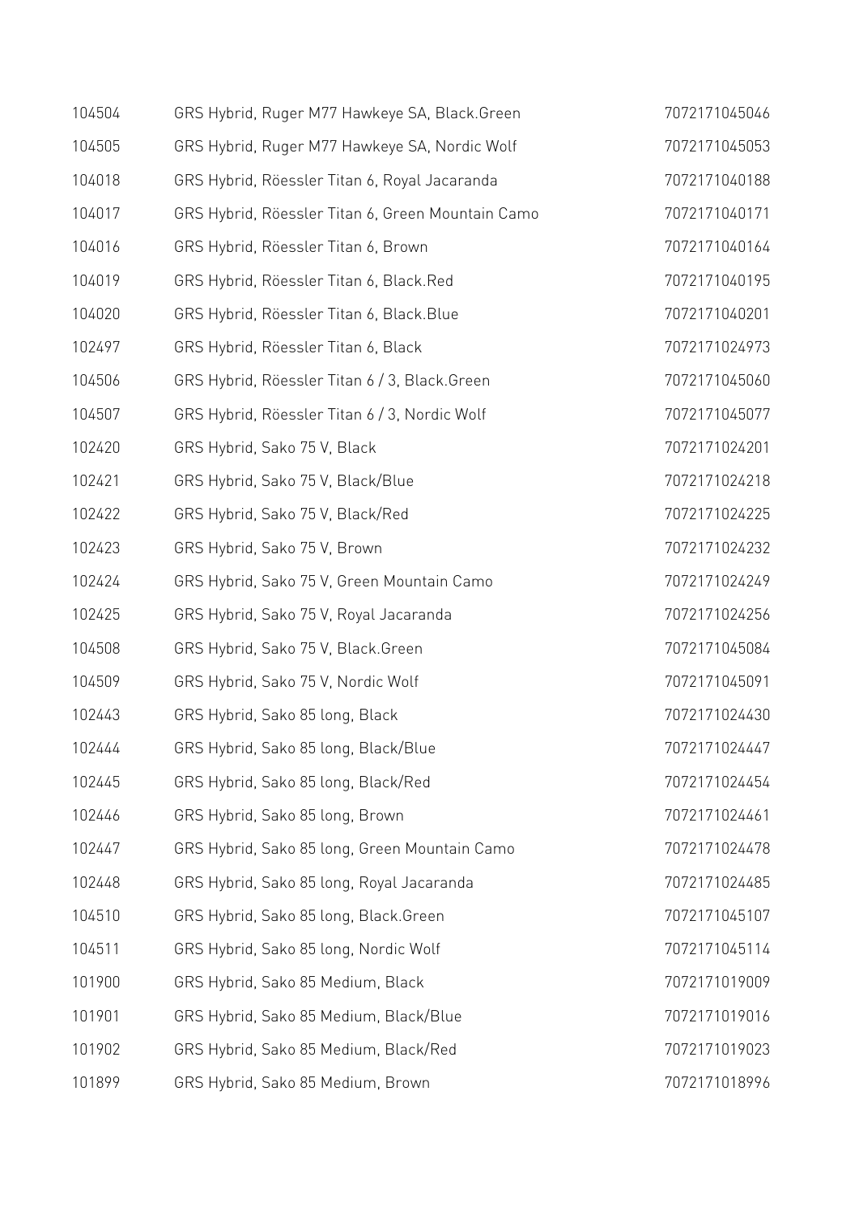| | | |
|---|---|---|
| 104504 | GRS Hybrid, Ruger M77 Hawkeye SA, Black.Green | 7072171045046 |
| 104505 | GRS Hybrid, Ruger M77 Hawkeye SA, Nordic Wolf | 7072171045053 |
| 104018 | GRS Hybrid, Röessler Titan 6, Royal Jacaranda | 7072171040188 |
| 104017 | GRS Hybrid, Röessler Titan 6, Green Mountain Camo | 7072171040171 |
| 104016 | GRS Hybrid, Röessler Titan 6, Brown | 7072171040164 |
| 104019 | GRS Hybrid, Röessler Titan 6, Black.Red | 7072171040195 |
| 104020 | GRS Hybrid, Röessler Titan 6, Black.Blue | 7072171040201 |
| 102497 | GRS Hybrid, Röessler Titan 6, Black | 7072171024973 |
| 104506 | GRS Hybrid, Röessler Titan 6 / 3, Black.Green | 7072171045060 |
| 104507 | GRS Hybrid, Röessler Titan 6 / 3, Nordic Wolf | 7072171045077 |
| 102420 | GRS Hybrid, Sako 75 V, Black | 7072171024201 |
| 102421 | GRS Hybrid, Sako 75 V, Black/Blue | 7072171024218 |
| 102422 | GRS Hybrid, Sako 75 V, Black/Red | 7072171024225 |
| 102423 | GRS Hybrid, Sako 75 V, Brown | 7072171024232 |
| 102424 | GRS Hybrid, Sako 75 V, Green Mountain Camo | 7072171024249 |
| 102425 | GRS Hybrid, Sako 75 V, Royal Jacaranda | 7072171024256 |
| 104508 | GRS Hybrid, Sako 75 V, Black.Green | 7072171045084 |
| 104509 | GRS Hybrid, Sako 75 V, Nordic Wolf | 7072171045091 |
| 102443 | GRS Hybrid, Sako 85 long, Black | 7072171024430 |
| 102444 | GRS Hybrid, Sako 85 long, Black/Blue | 7072171024447 |
| 102445 | GRS Hybrid, Sako 85 long, Black/Red | 7072171024454 |
| 102446 | GRS Hybrid, Sako 85 long, Brown | 7072171024461 |
| 102447 | GRS Hybrid, Sako 85 long, Green Mountain Camo | 7072171024478 |
| 102448 | GRS Hybrid, Sako 85 long, Royal Jacaranda | 7072171024485 |
| 104510 | GRS Hybrid, Sako 85 long, Black.Green | 7072171045107 |
| 104511 | GRS Hybrid, Sako 85 long, Nordic Wolf | 7072171045114 |
| 101900 | GRS Hybrid, Sako 85 Medium, Black | 7072171019009 |
| 101901 | GRS Hybrid, Sako 85 Medium, Black/Blue | 7072171019016 |
| 101902 | GRS Hybrid, Sako 85 Medium, Black/Red | 7072171019023 |
| 101899 | GRS Hybrid, Sako 85 Medium, Brown | 7072171018996 |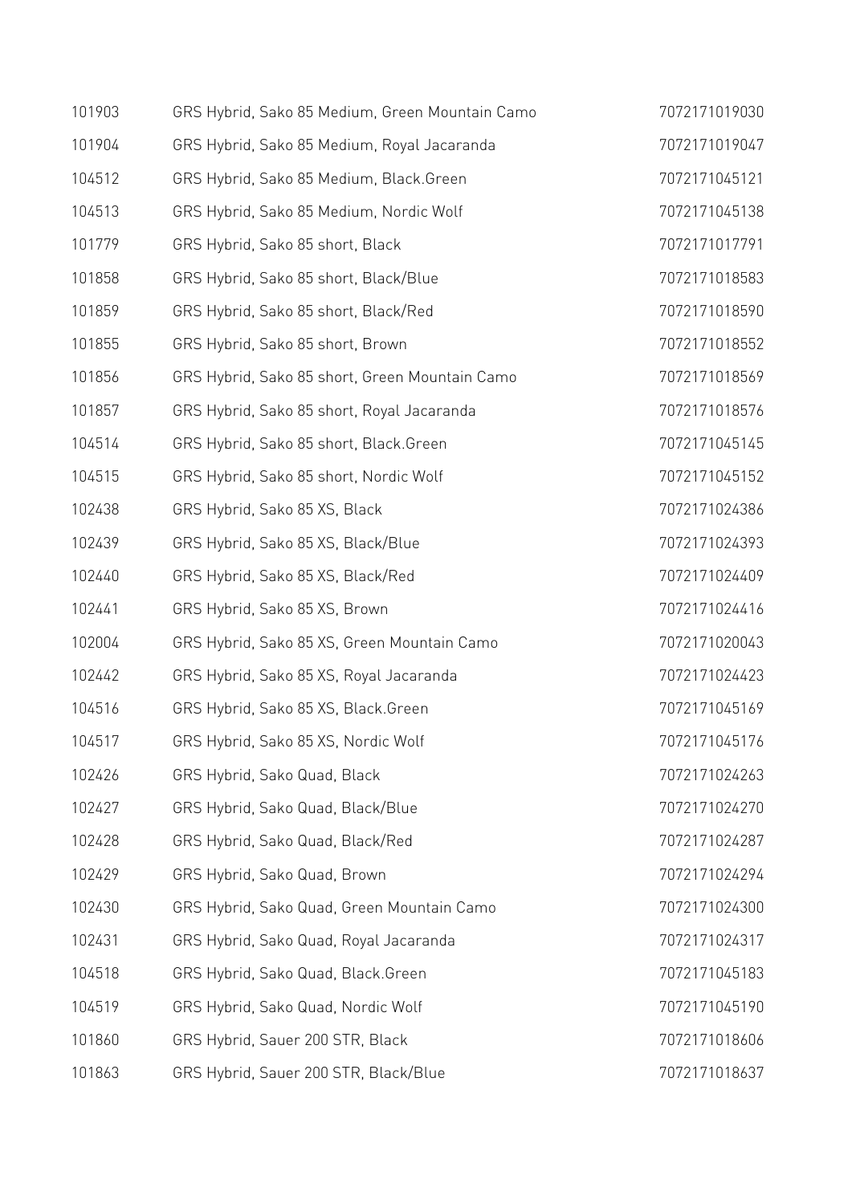| | | |
|---|---|---|
| 101903 | GRS Hybrid, Sako 85 Medium, Green Mountain Camo | 7072171019030 |
| 101904 | GRS Hybrid, Sako 85 Medium, Royal Jacaranda | 7072171019047 |
| 104512 | GRS Hybrid, Sako 85 Medium, Black.Green | 7072171045121 |
| 104513 | GRS Hybrid, Sako 85 Medium, Nordic Wolf | 7072171045138 |
| 101779 | GRS Hybrid, Sako 85 short, Black | 7072171017791 |
| 101858 | GRS Hybrid, Sako 85 short, Black/Blue | 7072171018583 |
| 101859 | GRS Hybrid, Sako 85 short, Black/Red | 7072171018590 |
| 101855 | GRS Hybrid, Sako 85 short, Brown | 7072171018552 |
| 101856 | GRS Hybrid, Sako 85 short, Green Mountain Camo | 7072171018569 |
| 101857 | GRS Hybrid, Sako 85 short, Royal Jacaranda | 7072171018576 |
| 104514 | GRS Hybrid, Sako 85 short, Black.Green | 7072171045145 |
| 104515 | GRS Hybrid, Sako 85 short, Nordic Wolf | 7072171045152 |
| 102438 | GRS Hybrid, Sako 85 XS, Black | 7072171024386 |
| 102439 | GRS Hybrid, Sako 85 XS, Black/Blue | 7072171024393 |
| 102440 | GRS Hybrid, Sako 85 XS, Black/Red | 7072171024409 |
| 102441 | GRS Hybrid, Sako 85 XS, Brown | 7072171024416 |
| 102004 | GRS Hybrid, Sako 85 XS, Green Mountain Camo | 7072171020043 |
| 102442 | GRS Hybrid, Sako 85 XS, Royal Jacaranda | 7072171024423 |
| 104516 | GRS Hybrid, Sako 85 XS, Black.Green | 7072171045169 |
| 104517 | GRS Hybrid, Sako 85 XS, Nordic Wolf | 7072171045176 |
| 102426 | GRS Hybrid, Sako Quad, Black | 7072171024263 |
| 102427 | GRS Hybrid, Sako Quad, Black/Blue | 7072171024270 |
| 102428 | GRS Hybrid, Sako Quad, Black/Red | 7072171024287 |
| 102429 | GRS Hybrid, Sako Quad, Brown | 7072171024294 |
| 102430 | GRS Hybrid, Sako Quad, Green Mountain Camo | 7072171024300 |
| 102431 | GRS Hybrid, Sako Quad, Royal Jacaranda | 7072171024317 |
| 104518 | GRS Hybrid, Sako Quad, Black.Green | 7072171045183 |
| 104519 | GRS Hybrid, Sako Quad, Nordic Wolf | 7072171045190 |
| 101860 | GRS Hybrid, Sauer 200 STR, Black | 7072171018606 |
| 101863 | GRS Hybrid, Sauer 200 STR, Black/Blue | 7072171018637 |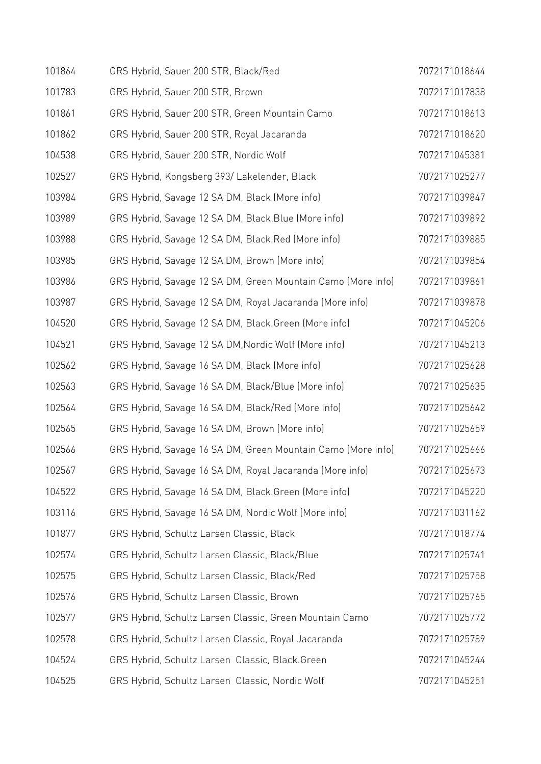| | | |
|---|---|---|
| 101864 | GRS Hybrid, Sauer 200 STR, Black/Red | 7072171018644 |
| 101783 | GRS Hybrid, Sauer 200 STR, Brown | 7072171017838 |
| 101861 | GRS Hybrid, Sauer 200 STR, Green Mountain Camo | 7072171018613 |
| 101862 | GRS Hybrid, Sauer 200 STR, Royal Jacaranda | 7072171018620 |
| 104538 | GRS Hybrid, Sauer 200 STR, Nordic Wolf | 7072171045381 |
| 102527 | GRS Hybrid, Kongsberg 393/ Lakelender, Black | 7072171025277 |
| 103984 | GRS Hybrid, Savage 12 SA DM, Black (More info) | 7072171039847 |
| 103989 | GRS Hybrid, Savage 12 SA DM, Black.Blue (More info) | 7072171039892 |
| 103988 | GRS Hybrid, Savage 12 SA DM, Black.Red (More info) | 7072171039885 |
| 103985 | GRS Hybrid, Savage 12 SA DM, Brown (More info) | 7072171039854 |
| 103986 | GRS Hybrid, Savage 12 SA DM, Green Mountain Camo (More info) | 7072171039861 |
| 103987 | GRS Hybrid, Savage 12 SA DM, Royal Jacaranda (More info) | 7072171039878 |
| 104520 | GRS Hybrid, Savage 12 SA DM, Black.Green (More info) | 7072171045206 |
| 104521 | GRS Hybrid, Savage 12 SA DM,Nordic Wolf (More info) | 7072171045213 |
| 102562 | GRS Hybrid, Savage 16 SA DM, Black (More info) | 7072171025628 |
| 102563 | GRS Hybrid, Savage 16 SA DM, Black/Blue (More info) | 7072171025635 |
| 102564 | GRS Hybrid, Savage 16 SA DM, Black/Red (More info) | 7072171025642 |
| 102565 | GRS Hybrid, Savage 16 SA DM, Brown (More info) | 7072171025659 |
| 102566 | GRS Hybrid, Savage 16 SA DM, Green Mountain Camo (More info) | 7072171025666 |
| 102567 | GRS Hybrid, Savage 16 SA DM, Royal Jacaranda (More info) | 7072171025673 |
| 104522 | GRS Hybrid, Savage 16 SA DM, Black.Green (More info) | 7072171045220 |
| 103116 | GRS Hybrid, Savage 16 SA DM, Nordic Wolf (More info) | 7072171031162 |
| 101877 | GRS Hybrid, Schultz Larsen Classic, Black | 7072171018774 |
| 102574 | GRS Hybrid, Schultz Larsen Classic, Black/Blue | 7072171025741 |
| 102575 | GRS Hybrid, Schultz Larsen Classic, Black/Red | 7072171025758 |
| 102576 | GRS Hybrid, Schultz Larsen Classic, Brown | 7072171025765 |
| 102577 | GRS Hybrid, Schultz Larsen Classic, Green Mountain Camo | 7072171025772 |
| 102578 | GRS Hybrid, Schultz Larsen Classic, Royal Jacaranda | 7072171025789 |
| 104524 | GRS Hybrid, Schultz Larsen Classic, Black.Green | 7072171045244 |
| 104525 | GRS Hybrid, Schultz Larsen Classic, Nordic Wolf | 7072171045251 |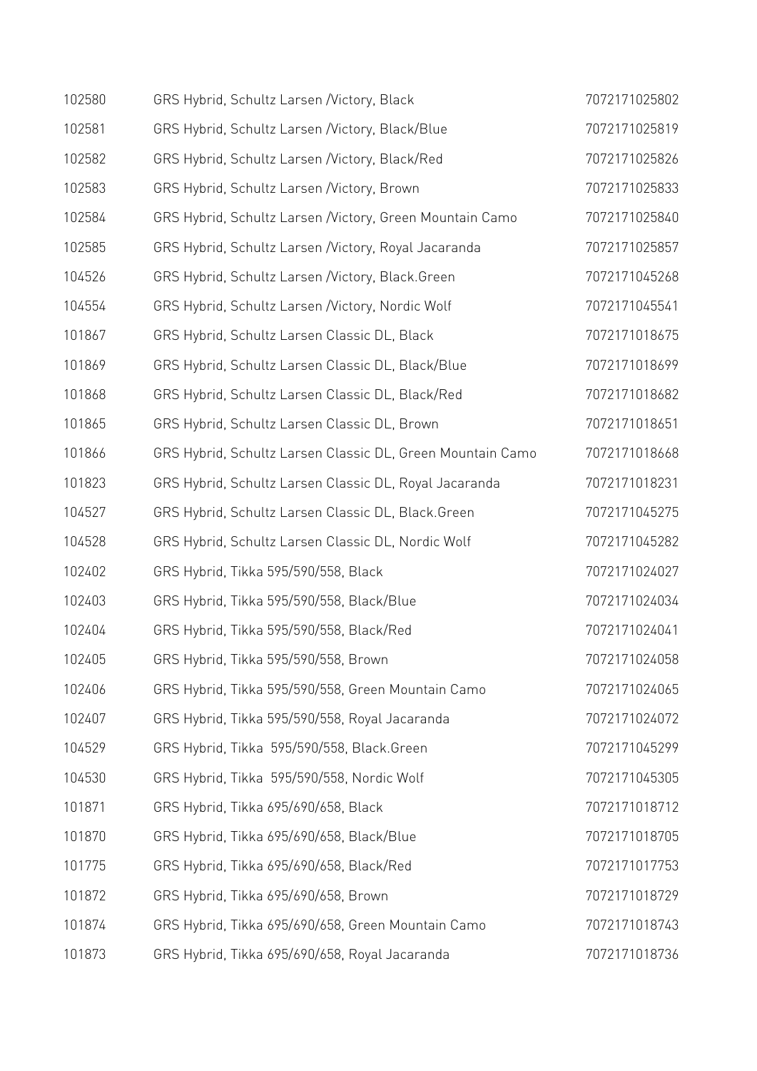| | | |
|---|---|---|
| 102580 | GRS Hybrid, Schultz Larsen /Victory, Black | 7072171025802 |
| 102581 | GRS Hybrid, Schultz Larsen /Victory, Black/Blue | 7072171025819 |
| 102582 | GRS Hybrid, Schultz Larsen /Victory, Black/Red | 7072171025826 |
| 102583 | GRS Hybrid, Schultz Larsen /Victory, Brown | 7072171025833 |
| 102584 | GRS Hybrid, Schultz Larsen /Victory, Green Mountain Camo | 7072171025840 |
| 102585 | GRS Hybrid, Schultz Larsen /Victory, Royal Jacaranda | 7072171025857 |
| 104526 | GRS Hybrid, Schultz Larsen /Victory, Black.Green | 7072171045268 |
| 104554 | GRS Hybrid, Schultz Larsen /Victory, Nordic Wolf | 7072171045541 |
| 101867 | GRS Hybrid, Schultz Larsen Classic DL, Black | 7072171018675 |
| 101869 | GRS Hybrid, Schultz Larsen Classic DL, Black/Blue | 7072171018699 |
| 101868 | GRS Hybrid, Schultz Larsen Classic DL, Black/Red | 7072171018682 |
| 101865 | GRS Hybrid, Schultz Larsen Classic DL, Brown | 7072171018651 |
| 101866 | GRS Hybrid, Schultz Larsen Classic DL, Green Mountain Camo | 7072171018668 |
| 101823 | GRS Hybrid, Schultz Larsen Classic DL, Royal Jacaranda | 7072171018231 |
| 104527 | GRS Hybrid, Schultz Larsen Classic DL, Black.Green | 7072171045275 |
| 104528 | GRS Hybrid, Schultz Larsen Classic DL, Nordic Wolf | 7072171045282 |
| 102402 | GRS Hybrid, Tikka 595/590/558, Black | 7072171024027 |
| 102403 | GRS Hybrid, Tikka 595/590/558, Black/Blue | 7072171024034 |
| 102404 | GRS Hybrid, Tikka 595/590/558, Black/Red | 7072171024041 |
| 102405 | GRS Hybrid, Tikka 595/590/558, Brown | 7072171024058 |
| 102406 | GRS Hybrid, Tikka 595/590/558, Green Mountain Camo | 7072171024065 |
| 102407 | GRS Hybrid, Tikka 595/590/558, Royal Jacaranda | 7072171024072 |
| 104529 | GRS Hybrid, Tikka  595/590/558, Black.Green | 7072171045299 |
| 104530 | GRS Hybrid, Tikka  595/590/558, Nordic Wolf | 7072171045305 |
| 101871 | GRS Hybrid, Tikka 695/690/658, Black | 7072171018712 |
| 101870 | GRS Hybrid, Tikka 695/690/658, Black/Blue | 7072171018705 |
| 101775 | GRS Hybrid, Tikka 695/690/658, Black/Red | 7072171017753 |
| 101872 | GRS Hybrid, Tikka 695/690/658, Brown | 7072171018729 |
| 101874 | GRS Hybrid, Tikka 695/690/658, Green Mountain Camo | 7072171018743 |
| 101873 | GRS Hybrid, Tikka 695/690/658, Royal Jacaranda | 7072171018736 |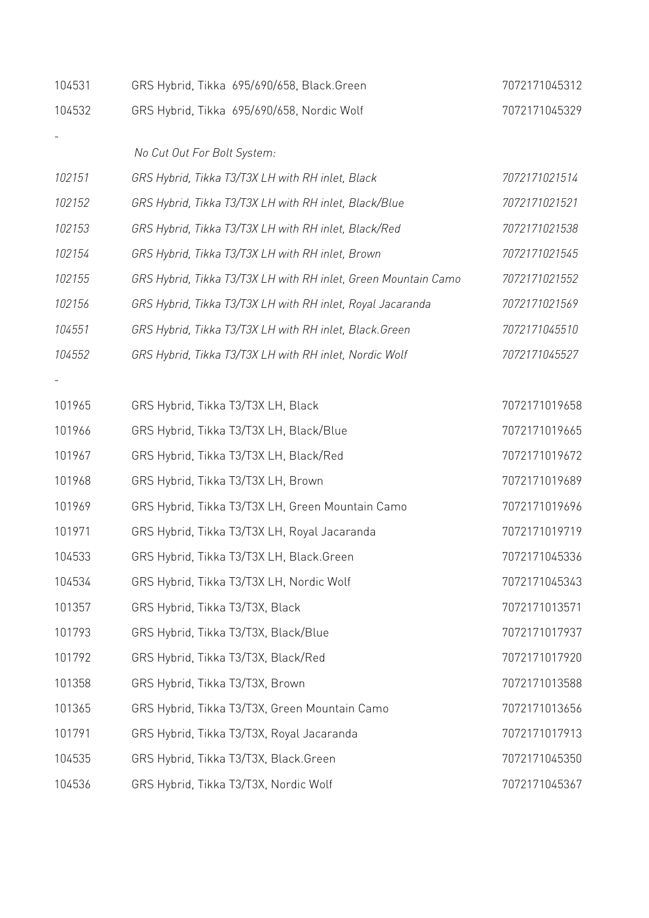| | | |
|---|---|---|
| 104531 | GRS Hybrid, Tikka 695/690/658, Black.Green | 7072171045312 |
| 104532 | GRS Hybrid, Tikka 695/690/658, Nordic Wolf | 7072171045329 |
| - | | |
| | *No Cut Out For Bolt System:* | |
| *102151* | *GRS Hybrid, Tikka T3/T3X LH with RH inlet, Black* | *7072171021514* |
| *102152* | *GRS Hybrid, Tikka T3/T3X LH with RH inlet, Black/Blue* | *7072171021521* |
| *102153* | *GRS Hybrid, Tikka T3/T3X LH with RH inlet, Black/Red* | *7072171021538* |
| *102154* | *GRS Hybrid, Tikka T3/T3X LH with RH inlet, Brown* | *7072171021545* |
| *102155* | *GRS Hybrid, Tikka T3/T3X LH with RH inlet, Green Mountain Camo* | *7072171021552* |
| *102156* | *GRS Hybrid, Tikka T3/T3X LH with RH inlet, Royal Jacaranda* | *7072171021569* |
| *104551* | *GRS Hybrid, Tikka T3/T3X LH with RH inlet, Black.Green* | *7072171045510* |
| *104552* | *GRS Hybrid, Tikka T3/T3X LH with RH inlet, Nordic Wolf* | *7072171045527* |
| - | | |
| 101965 | GRS Hybrid, Tikka T3/T3X LH, Black | 7072171019658 |
| 101966 | GRS Hybrid, Tikka T3/T3X LH, Black/Blue | 7072171019665 |
| 101967 | GRS Hybrid, Tikka T3/T3X LH, Black/Red | 7072171019672 |
| 101968 | GRS Hybrid, Tikka T3/T3X LH, Brown | 7072171019689 |
| 101969 | GRS Hybrid, Tikka T3/T3X LH, Green Mountain Camo | 7072171019696 |
| 101971 | GRS Hybrid, Tikka T3/T3X LH, Royal Jacaranda | 7072171019719 |
| 104533 | GRS Hybrid, Tikka T3/T3X LH, Black.Green | 7072171045336 |
| 104534 | GRS Hybrid, Tikka T3/T3X LH, Nordic Wolf | 7072171045343 |
| 101357 | GRS Hybrid, Tikka T3/T3X, Black | 7072171013571 |
| 101793 | GRS Hybrid, Tikka T3/T3X, Black/Blue | 7072171017937 |
| 101792 | GRS Hybrid, Tikka T3/T3X, Black/Red | 7072171017920 |
| 101358 | GRS Hybrid, Tikka T3/T3X, Brown | 7072171013588 |
| 101365 | GRS Hybrid, Tikka T3/T3X, Green Mountain Camo | 7072171013656 |
| 101791 | GRS Hybrid, Tikka T3/T3X, Royal Jacaranda | 7072171017913 |
| 104535 | GRS Hybrid, Tikka T3/T3X, Black.Green | 7072171045350 |
| 104536 | GRS Hybrid, Tikka T3/T3X, Nordic Wolf | 7072171045367 |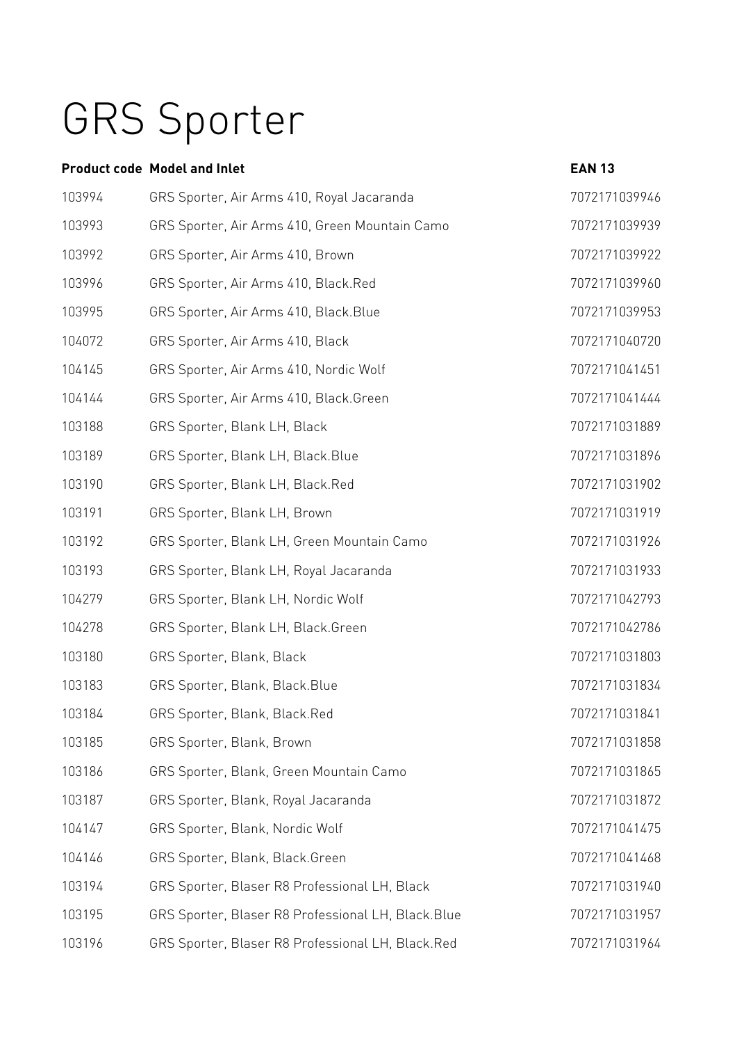# GRS Sporter

| Product code | Model and Inlet | EAN 13 |
|---|---|---|
| 103994 | GRS Sporter, Air Arms 410, Royal Jacaranda | 7072171039946 |
| 103993 | GRS Sporter, Air Arms 410, Green Mountain Camo | 7072171039939 |
| 103992 | GRS Sporter, Air Arms 410, Brown | 7072171039922 |
| 103996 | GRS Sporter, Air Arms 410, Black.Red | 7072171039960 |
| 103995 | GRS Sporter, Air Arms 410, Black.Blue | 7072171039953 |
| 104072 | GRS Sporter, Air Arms 410, Black | 7072171040720 |
| 104145 | GRS Sporter, Air Arms 410, Nordic Wolf | 7072171041451 |
| 104144 | GRS Sporter, Air Arms 410, Black.Green | 7072171041444 |
| 103188 | GRS Sporter, Blank LH, Black | 7072171031889 |
| 103189 | GRS Sporter, Blank LH, Black.Blue | 7072171031896 |
| 103190 | GRS Sporter, Blank LH, Black.Red | 7072171031902 |
| 103191 | GRS Sporter, Blank LH, Brown | 7072171031919 |
| 103192 | GRS Sporter, Blank LH, Green Mountain Camo | 7072171031926 |
| 103193 | GRS Sporter, Blank LH, Royal Jacaranda | 7072171031933 |
| 104279 | GRS Sporter, Blank LH, Nordic Wolf | 7072171042793 |
| 104278 | GRS Sporter, Blank LH, Black.Green | 7072171042786 |
| 103180 | GRS Sporter, Blank, Black | 7072171031803 |
| 103183 | GRS Sporter, Blank, Black.Blue | 7072171031834 |
| 103184 | GRS Sporter, Blank, Black.Red | 7072171031841 |
| 103185 | GRS Sporter, Blank, Brown | 7072171031858 |
| 103186 | GRS Sporter, Blank, Green Mountain Camo | 7072171031865 |
| 103187 | GRS Sporter, Blank, Royal Jacaranda | 7072171031872 |
| 104147 | GRS Sporter, Blank, Nordic Wolf | 7072171041475 |
| 104146 | GRS Sporter, Blank, Black.Green | 7072171041468 |
| 103194 | GRS Sporter, Blaser R8 Professional LH, Black | 7072171031940 |
| 103195 | GRS Sporter, Blaser R8 Professional LH, Black.Blue | 7072171031957 |
| 103196 | GRS Sporter, Blaser R8 Professional LH, Black.Red | 7072171031964 |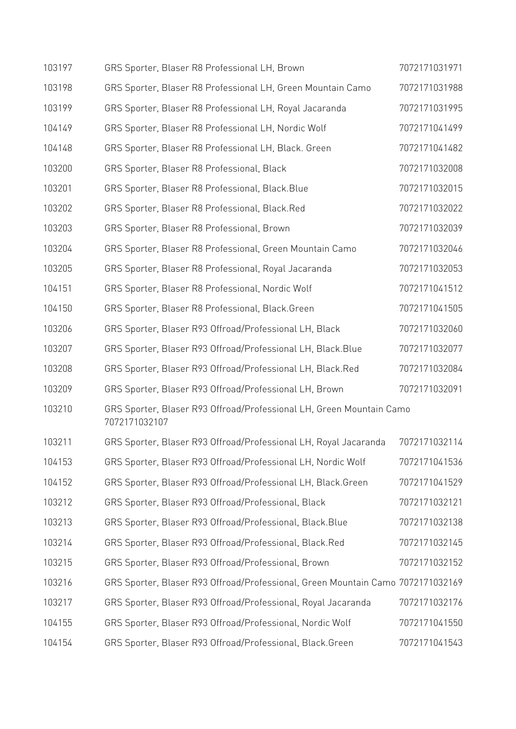| | | |
|---|---|---|
| 103197 | GRS Sporter, Blaser R8 Professional LH, Brown | 7072171031971 |
| 103198 | GRS Sporter, Blaser R8 Professional LH, Green Mountain Camo | 7072171031988 |
| 103199 | GRS Sporter, Blaser R8 Professional LH, Royal Jacaranda | 7072171031995 |
| 104149 | GRS Sporter, Blaser R8 Professional LH, Nordic Wolf | 7072171041499 |
| 104148 | GRS Sporter, Blaser R8 Professional LH, Black. Green | 7072171041482 |
| 103200 | GRS Sporter, Blaser R8 Professional, Black | 7072171032008 |
| 103201 | GRS Sporter, Blaser R8 Professional, Black.Blue | 7072171032015 |
| 103202 | GRS Sporter, Blaser R8 Professional, Black.Red | 7072171032022 |
| 103203 | GRS Sporter, Blaser R8 Professional, Brown | 7072171032039 |
| 103204 | GRS Sporter, Blaser R8 Professional, Green Mountain Camo | 7072171032046 |
| 103205 | GRS Sporter, Blaser R8 Professional, Royal Jacaranda | 7072171032053 |
| 104151 | GRS Sporter, Blaser R8 Professional, Nordic Wolf | 7072171041512 |
| 104150 | GRS Sporter, Blaser R8 Professional, Black.Green | 7072171041505 |
| 103206 | GRS Sporter, Blaser R93 Offroad/Professional LH, Black | 7072171032060 |
| 103207 | GRS Sporter, Blaser R93 Offroad/Professional LH, Black.Blue | 7072171032077 |
| 103208 | GRS Sporter, Blaser R93 Offroad/Professional LH, Black.Red | 7072171032084 |
| 103209 | GRS Sporter, Blaser R93 Offroad/Professional LH, Brown | 7072171032091 |
| 103210 | GRS Sporter, Blaser R93 Offroad/Professional LH, Green Mountain Camo | 7072171032107 |
| 103211 | GRS Sporter, Blaser R93 Offroad/Professional LH, Royal Jacaranda | 7072171032114 |
| 104153 | GRS Sporter, Blaser R93 Offroad/Professional LH, Nordic Wolf | 7072171041536 |
| 104152 | GRS Sporter, Blaser R93 Offroad/Professional LH, Black.Green | 7072171041529 |
| 103212 | GRS Sporter, Blaser R93 Offroad/Professional, Black | 7072171032121 |
| 103213 | GRS Sporter, Blaser R93 Offroad/Professional, Black.Blue | 7072171032138 |
| 103214 | GRS Sporter, Blaser R93 Offroad/Professional, Black.Red | 7072171032145 |
| 103215 | GRS Sporter, Blaser R93 Offroad/Professional, Brown | 7072171032152 |
| 103216 | GRS Sporter, Blaser R93 Offroad/Professional, Green Mountain Camo | 7072171032169 |
| 103217 | GRS Sporter, Blaser R93 Offroad/Professional, Royal Jacaranda | 7072171032176 |
| 104155 | GRS Sporter, Blaser R93 Offroad/Professional, Nordic Wolf | 7072171041550 |
| 104154 | GRS Sporter, Blaser R93 Offroad/Professional, Black.Green | 7072171041543 |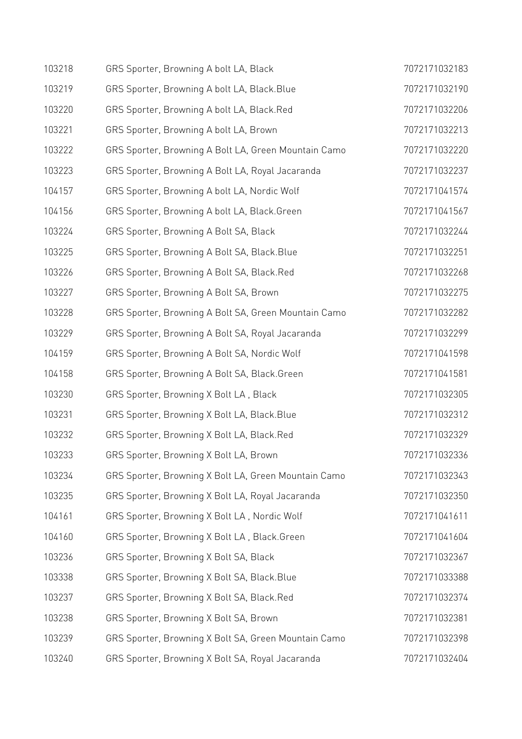| | | |
|---|---|---|
| 103218 | GRS Sporter, Browning A bolt LA, Black | 7072171032183 |
| 103219 | GRS Sporter, Browning A bolt LA, Black.Blue | 7072171032190 |
| 103220 | GRS Sporter, Browning A bolt LA, Black.Red | 7072171032206 |
| 103221 | GRS Sporter, Browning A bolt LA, Brown | 7072171032213 |
| 103222 | GRS Sporter, Browning A Bolt LA, Green Mountain Camo | 7072171032220 |
| 103223 | GRS Sporter, Browning A Bolt LA, Royal Jacaranda | 7072171032237 |
| 104157 | GRS Sporter, Browning A bolt LA, Nordic Wolf | 7072171041574 |
| 104156 | GRS Sporter, Browning A bolt LA, Black.Green | 7072171041567 |
| 103224 | GRS Sporter, Browning A Bolt SA, Black | 7072171032244 |
| 103225 | GRS Sporter, Browning A Bolt SA, Black.Blue | 7072171032251 |
| 103226 | GRS Sporter, Browning A Bolt SA, Black.Red | 7072171032268 |
| 103227 | GRS Sporter, Browning A Bolt SA, Brown | 7072171032275 |
| 103228 | GRS Sporter, Browning A Bolt SA, Green Mountain Camo | 7072171032282 |
| 103229 | GRS Sporter, Browning A Bolt SA, Royal Jacaranda | 7072171032299 |
| 104159 | GRS Sporter, Browning A Bolt SA, Nordic Wolf | 7072171041598 |
| 104158 | GRS Sporter, Browning A Bolt SA, Black.Green | 7072171041581 |
| 103230 | GRS Sporter, Browning X Bolt LA , Black | 7072171032305 |
| 103231 | GRS Sporter, Browning X Bolt LA, Black.Blue | 7072171032312 |
| 103232 | GRS Sporter, Browning X Bolt LA, Black.Red | 7072171032329 |
| 103233 | GRS Sporter, Browning X Bolt LA, Brown | 7072171032336 |
| 103234 | GRS Sporter, Browning X Bolt LA, Green Mountain Camo | 7072171032343 |
| 103235 | GRS Sporter, Browning X Bolt LA, Royal Jacaranda | 7072171032350 |
| 104161 | GRS Sporter, Browning X Bolt LA , Nordic Wolf | 7072171041611 |
| 104160 | GRS Sporter, Browning X Bolt LA , Black.Green | 7072171041604 |
| 103236 | GRS Sporter, Browning X Bolt SA, Black | 7072171032367 |
| 103338 | GRS Sporter, Browning X Bolt SA, Black.Blue | 7072171033388 |
| 103237 | GRS Sporter, Browning X Bolt SA, Black.Red | 7072171032374 |
| 103238 | GRS Sporter, Browning X Bolt SA, Brown | 7072171032381 |
| 103239 | GRS Sporter, Browning X Bolt SA, Green Mountain Camo | 7072171032398 |
| 103240 | GRS Sporter, Browning X Bolt SA, Royal Jacaranda | 7072171032404 |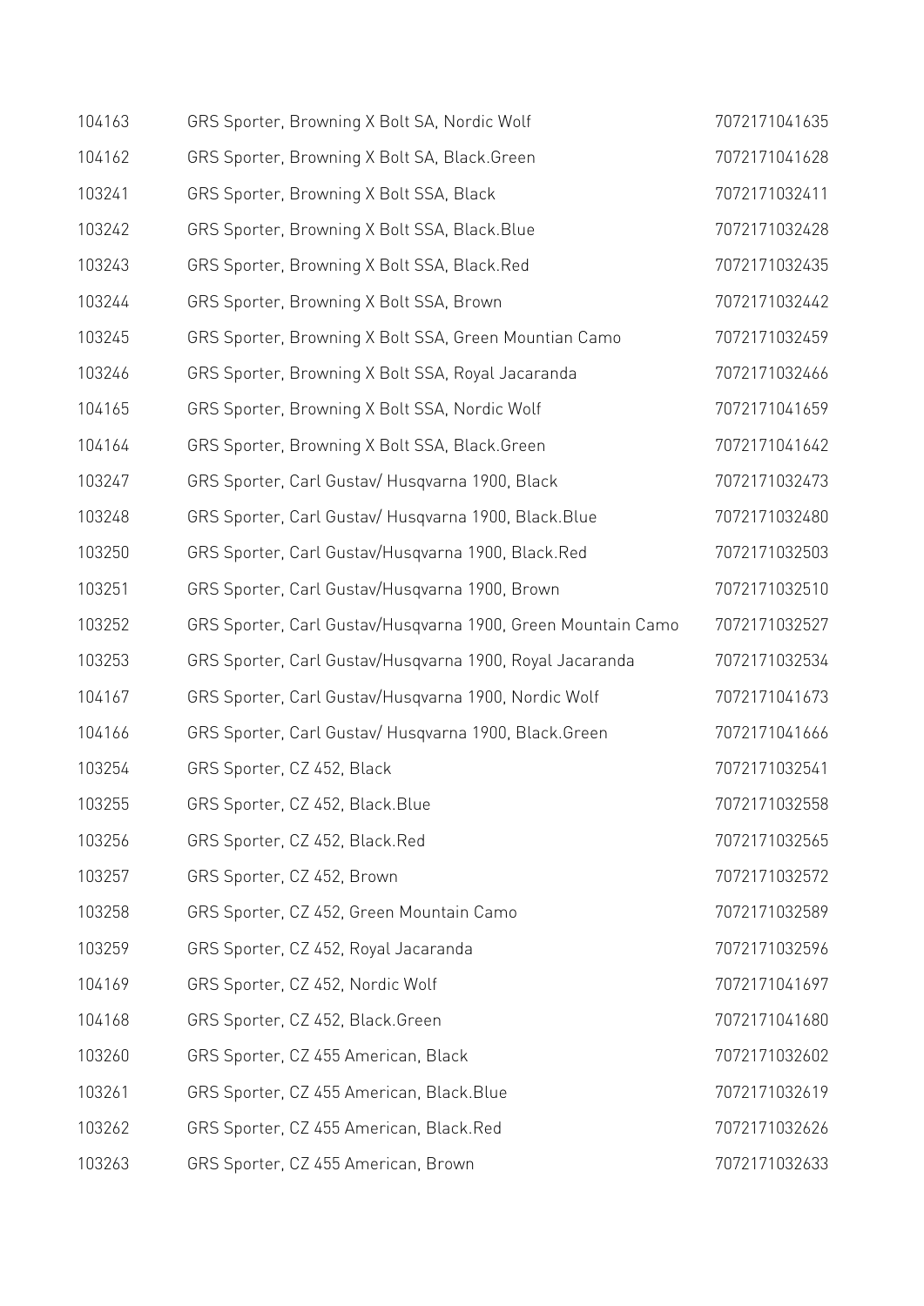| | | |
|---|---|---|
| 104163 | GRS Sporter, Browning X Bolt SA, Nordic Wolf | 7072171041635 |
| 104162 | GRS Sporter, Browning X Bolt SA, Black.Green | 7072171041628 |
| 103241 | GRS Sporter, Browning X Bolt SSA, Black | 7072171032411 |
| 103242 | GRS Sporter, Browning X Bolt SSA, Black.Blue | 7072171032428 |
| 103243 | GRS Sporter, Browning X Bolt SSA, Black.Red | 7072171032435 |
| 103244 | GRS Sporter, Browning X Bolt SSA, Brown | 7072171032442 |
| 103245 | GRS Sporter, Browning X Bolt SSA, Green Mountian Camo | 7072171032459 |
| 103246 | GRS Sporter, Browning X Bolt SSA, Royal Jacaranda | 7072171032466 |
| 104165 | GRS Sporter, Browning X Bolt SSA, Nordic Wolf | 7072171041659 |
| 104164 | GRS Sporter, Browning X Bolt SSA, Black.Green | 7072171041642 |
| 103247 | GRS Sporter, Carl Gustav/ Husqvarna 1900, Black | 7072171032473 |
| 103248 | GRS Sporter, Carl Gustav/ Husqvarna 1900, Black.Blue | 7072171032480 |
| 103250 | GRS Sporter, Carl Gustav/Husqvarna 1900, Black.Red | 7072171032503 |
| 103251 | GRS Sporter, Carl Gustav/Husqvarna 1900, Brown | 7072171032510 |
| 103252 | GRS Sporter, Carl Gustav/Husqvarna 1900, Green Mountain Camo | 7072171032527 |
| 103253 | GRS Sporter, Carl Gustav/Husqvarna 1900, Royal Jacaranda | 7072171032534 |
| 104167 | GRS Sporter, Carl Gustav/Husqvarna 1900, Nordic Wolf | 7072171041673 |
| 104166 | GRS Sporter, Carl Gustav/ Husqvarna 1900, Black.Green | 7072171041666 |
| 103254 | GRS Sporter, CZ 452, Black | 7072171032541 |
| 103255 | GRS Sporter, CZ 452, Black.Blue | 7072171032558 |
| 103256 | GRS Sporter, CZ 452, Black.Red | 7072171032565 |
| 103257 | GRS Sporter, CZ 452, Brown | 7072171032572 |
| 103258 | GRS Sporter, CZ 452, Green Mountain Camo | 7072171032589 |
| 103259 | GRS Sporter, CZ 452, Royal Jacaranda | 7072171032596 |
| 104169 | GRS Sporter, CZ 452, Nordic Wolf | 7072171041697 |
| 104168 | GRS Sporter, CZ 452, Black.Green | 7072171041680 |
| 103260 | GRS Sporter, CZ 455 American, Black | 7072171032602 |
| 103261 | GRS Sporter, CZ 455 American, Black.Blue | 7072171032619 |
| 103262 | GRS Sporter, CZ 455 American, Black.Red | 7072171032626 |
| 103263 | GRS Sporter, CZ 455 American, Brown | 7072171032633 |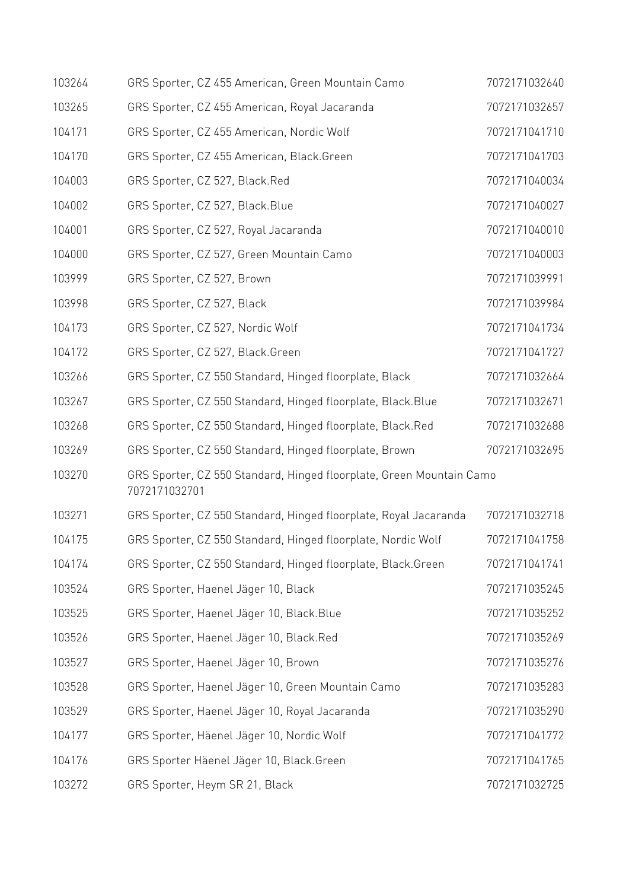| | | |
|---|---|---|
| 103264 | GRS Sporter, CZ 455 American, Green Mountain Camo | 7072171032640 |
| 103265 | GRS Sporter, CZ 455 American, Royal Jacaranda | 7072171032657 |
| 104171 | GRS Sporter, CZ 455 American, Nordic Wolf | 7072171041710 |
| 104170 | GRS Sporter, CZ 455 American, Black.Green | 7072171041703 |
| 104003 | GRS Sporter, CZ 527, Black.Red | 7072171040034 |
| 104002 | GRS Sporter, CZ 527, Black.Blue | 7072171040027 |
| 104001 | GRS Sporter, CZ 527, Royal Jacaranda | 7072171040010 |
| 104000 | GRS Sporter, CZ 527, Green Mountain Camo | 7072171040003 |
| 103999 | GRS Sporter, CZ 527, Brown | 7072171039991 |
| 103998 | GRS Sporter, CZ 527, Black | 7072171039984 |
| 104173 | GRS Sporter, CZ 527, Nordic Wolf | 7072171041734 |
| 104172 | GRS Sporter, CZ 527, Black.Green | 7072171041727 |
| 103266 | GRS Sporter, CZ 550 Standard, Hinged floorplate, Black | 7072171032664 |
| 103267 | GRS Sporter, CZ 550 Standard, Hinged floorplate, Black.Blue | 7072171032671 |
| 103268 | GRS Sporter, CZ 550 Standard, Hinged floorplate, Black.Red | 7072171032688 |
| 103269 | GRS Sporter, CZ 550 Standard, Hinged floorplate, Brown | 7072171032695 |
| 103270 | GRS Sporter, CZ 550 Standard, Hinged floorplate, Green Mountain Camo | 7072171032701 |
| 103271 | GRS Sporter, CZ 550 Standard, Hinged floorplate, Royal Jacaranda | 7072171032718 |
| 104175 | GRS Sporter, CZ 550 Standard, Hinged floorplate, Nordic Wolf | 7072171041758 |
| 104174 | GRS Sporter, CZ 550 Standard, Hinged floorplate, Black.Green | 7072171041741 |
| 103524 | GRS Sporter, Haenel Jäger 10, Black | 7072171035245 |
| 103525 | GRS Sporter, Haenel Jäger 10, Black.Blue | 7072171035252 |
| 103526 | GRS Sporter, Haenel Jäger 10, Black.Red | 7072171035269 |
| 103527 | GRS Sporter, Haenel Jäger 10, Brown | 7072171035276 |
| 103528 | GRS Sporter, Haenel Jäger 10, Green Mountain Camo | 7072171035283 |
| 103529 | GRS Sporter, Haenel Jäger 10, Royal Jacaranda | 7072171035290 |
| 104177 | GRS Sporter, Häenel Jäger 10, Nordic Wolf | 7072171041772 |
| 104176 | GRS Sporter Häenel Jäger 10, Black.Green | 7072171041765 |
| 103272 | GRS Sporter, Heym SR 21, Black | 7072171032725 |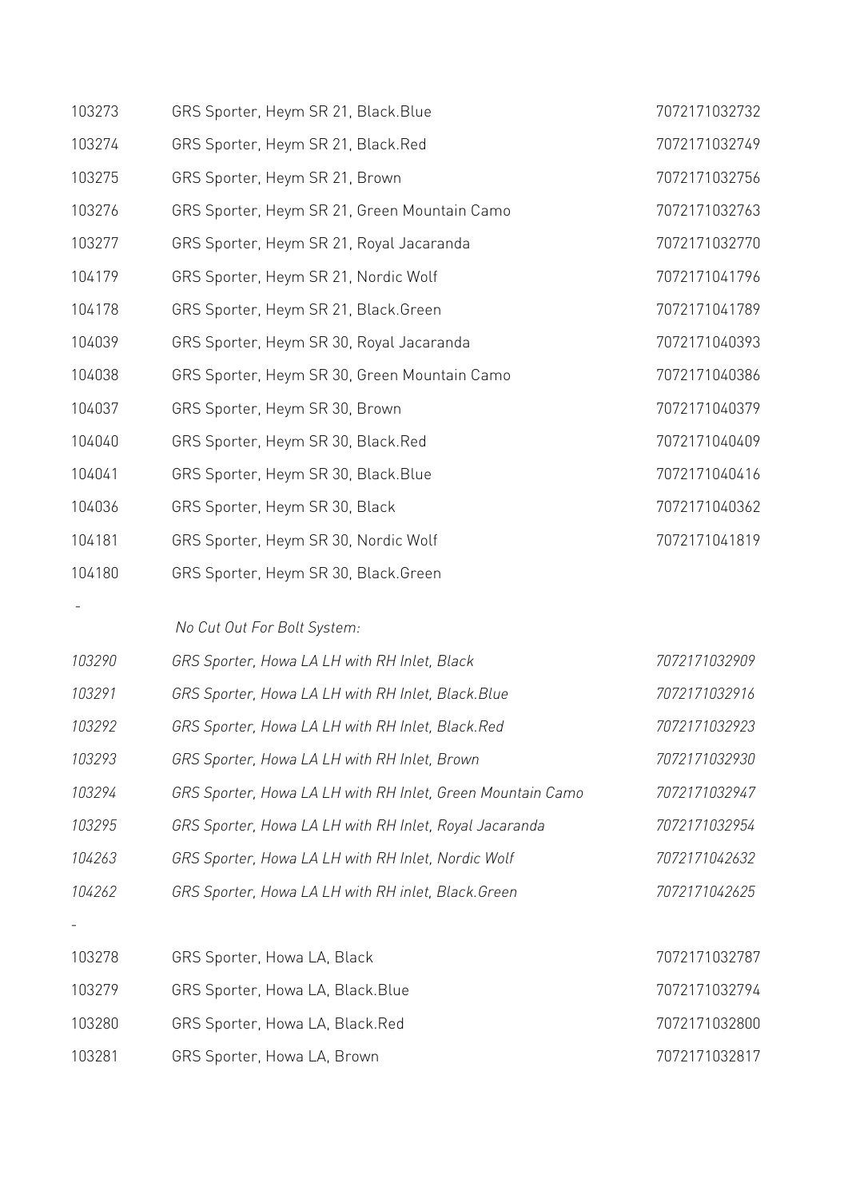| | | |
|---|---|---|
| 103273 | GRS Sporter, Heym SR 21, Black.Blue | 7072171032732 |
| 103274 | GRS Sporter, Heym SR 21, Black.Red | 7072171032749 |
| 103275 | GRS Sporter, Heym SR 21, Brown | 7072171032756 |
| 103276 | GRS Sporter, Heym SR 21, Green Mountain Camo | 7072171032763 |
| 103277 | GRS Sporter, Heym SR 21, Royal Jacaranda | 7072171032770 |
| 104179 | GRS Sporter, Heym SR 21, Nordic Wolf | 7072171041796 |
| 104178 | GRS Sporter, Heym SR 21, Black.Green | 7072171041789 |
| 104039 | GRS Sporter, Heym SR 30, Royal Jacaranda | 7072171040393 |
| 104038 | GRS Sporter, Heym SR 30, Green Mountain Camo | 7072171040386 |
| 104037 | GRS Sporter, Heym SR 30, Brown | 7072171040379 |
| 104040 | GRS Sporter, Heym SR 30, Black.Red | 7072171040409 |
| 104041 | GRS Sporter, Heym SR 30, Black.Blue | 7072171040416 |
| 104036 | GRS Sporter, Heym SR 30, Black | 7072171040362 |
| 104181 | GRS Sporter, Heym SR 30, Nordic Wolf | 7072171041819 |
| 104180 | GRS Sporter, Heym SR 30, Black.Green | |
| - | | |
| | *No Cut Out For Bolt System:* | |
| *103290* | *GRS Sporter, Howa LA LH with RH Inlet, Black* | *7072171032909* |
| *103291* | *GRS Sporter, Howa LA LH with RH Inlet, Black.Blue* | *7072171032916* |
| *103292* | *GRS Sporter, Howa LA LH with RH Inlet, Black.Red* | *7072171032923* |
| *103293* | *GRS Sporter, Howa LA LH with RH Inlet, Brown* | *7072171032930* |
| *103294* | *GRS Sporter, Howa LA LH with RH Inlet, Green Mountain Camo* | *7072171032947* |
| *103295* | *GRS Sporter, Howa LA LH with RH Inlet, Royal Jacaranda* | *7072171032954* |
| *104263* | *GRS Sporter, Howa LA LH with RH Inlet, Nordic Wolf* | *7072171042632* |
| *104262* | *GRS Sporter, Howa LA LH with RH inlet, Black.Green* | *7072171042625* |
| - | | |
| 103278 | GRS Sporter, Howa LA, Black | 7072171032787 |
| 103279 | GRS Sporter, Howa LA, Black.Blue | 7072171032794 |
| 103280 | GRS Sporter, Howa LA, Black.Red | 7072171032800 |
| 103281 | GRS Sporter, Howa LA, Brown | 7072171032817 |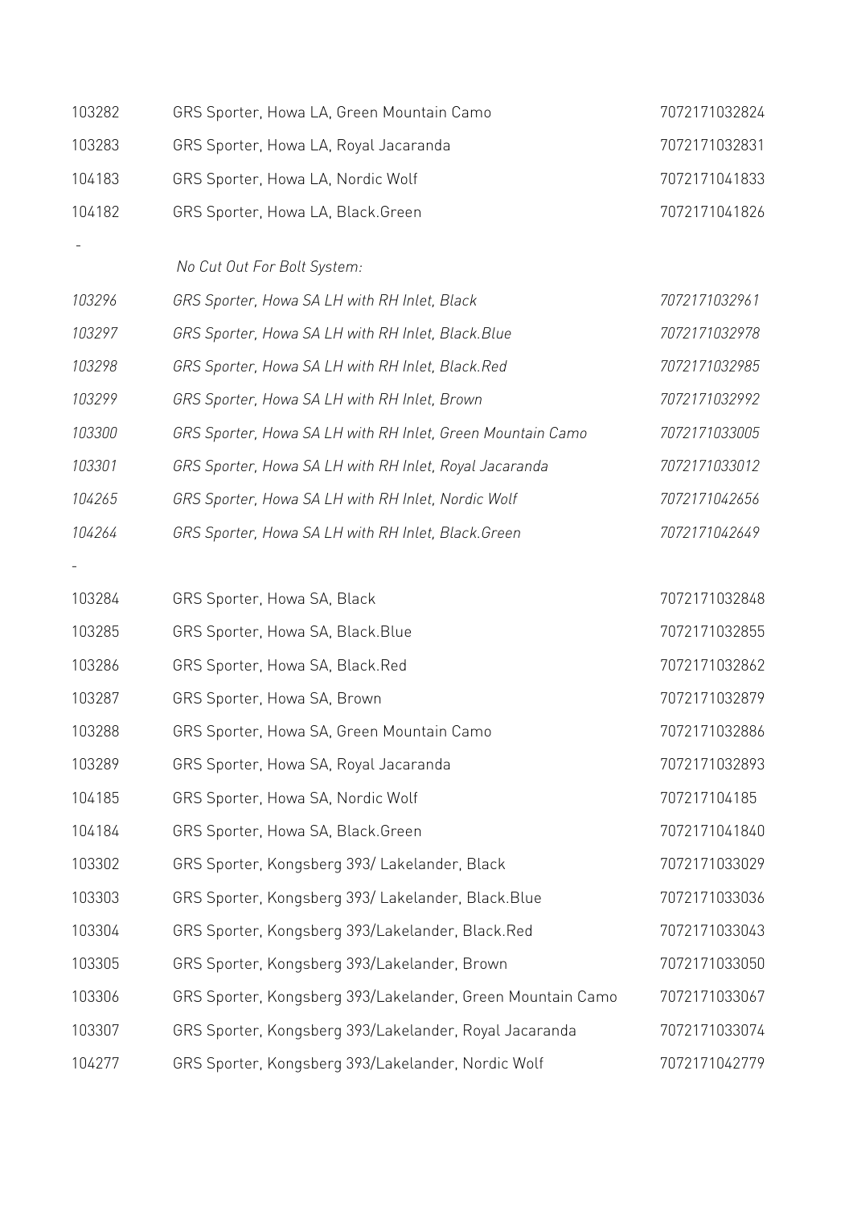| | | |
|---|---|---|
| 103282 | GRS Sporter, Howa LA, Green Mountain Camo | 7072171032824 |
| 103283 | GRS Sporter, Howa LA, Royal Jacaranda | 7072171032831 |
| 104183 | GRS Sporter, Howa LA, Nordic Wolf | 7072171041833 |
| 104182 | GRS Sporter, Howa LA, Black.Green | 7072171041826 |
| - | | |
| | *No Cut Out For Bolt System:* | |
| *103296* | *GRS Sporter, Howa SA LH with RH Inlet, Black* | *7072171032961* |
| *103297* | *GRS Sporter, Howa SA LH with RH Inlet, Black.Blue* | *7072171032978* |
| *103298* | *GRS Sporter, Howa SA LH with RH Inlet, Black.Red* | *7072171032985* |
| *103299* | *GRS Sporter, Howa SA LH with RH Inlet, Brown* | *7072171032992* |
| *103300* | *GRS Sporter, Howa SA LH with RH Inlet, Green Mountain Camo* | *7072171033005* |
| *103301* | *GRS Sporter, Howa SA LH with RH Inlet, Royal Jacaranda* | *7072171033012* |
| *104265* | *GRS Sporter, Howa SA LH with RH Inlet, Nordic Wolf* | *7072171042656* |
| *104264* | *GRS Sporter, Howa SA LH with RH Inlet, Black.Green* | *7072171042649* |
| - | | |
| 103284 | GRS Sporter, Howa SA, Black | 7072171032848 |
| 103285 | GRS Sporter, Howa SA, Black.Blue | 7072171032855 |
| 103286 | GRS Sporter, Howa SA, Black.Red | 7072171032862 |
| 103287 | GRS Sporter, Howa SA, Brown | 7072171032879 |
| 103288 | GRS Sporter, Howa SA, Green Mountain Camo | 7072171032886 |
| 103289 | GRS Sporter, Howa SA, Royal Jacaranda | 7072171032893 |
| 104185 | GRS Sporter, Howa SA, Nordic Wolf | 707217104185 |
| 104184 | GRS Sporter, Howa SA, Black.Green | 7072171041840 |
| 103302 | GRS Sporter, Kongsberg 393/ Lakelander, Black | 7072171033029 |
| 103303 | GRS Sporter, Kongsberg 393/ Lakelander, Black.Blue | 7072171033036 |
| 103304 | GRS Sporter, Kongsberg 393/Lakelander, Black.Red | 7072171033043 |
| 103305 | GRS Sporter, Kongsberg 393/Lakelander, Brown | 7072171033050 |
| 103306 | GRS Sporter, Kongsberg 393/Lakelander, Green Mountain Camo | 7072171033067 |
| 103307 | GRS Sporter, Kongsberg 393/Lakelander, Royal Jacaranda | 7072171033074 |
| 104277 | GRS Sporter, Kongsberg 393/Lakelander, Nordic Wolf | 7072171042779 |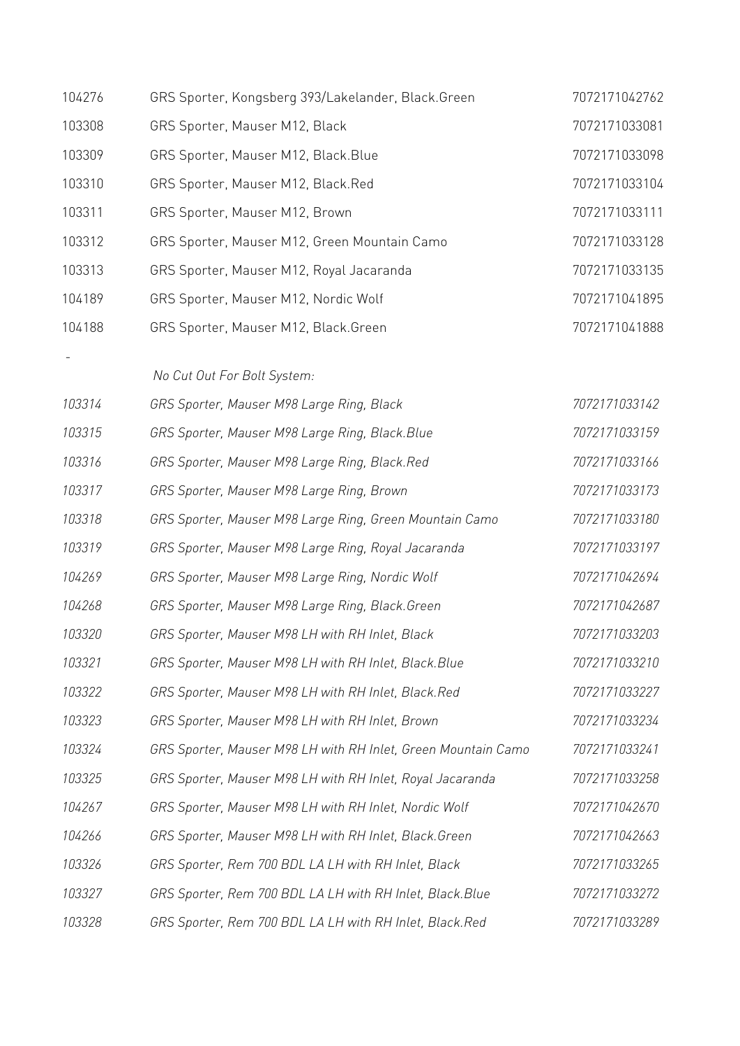| | | |
|---|---|---|
| 104276 | GRS Sporter, Kongsberg 393/Lakelander, Black.Green | 7072171042762 |
| 103308 | GRS Sporter, Mauser M12, Black | 7072171033081 |
| 103309 | GRS Sporter, Mauser M12, Black.Blue | 7072171033098 |
| 103310 | GRS Sporter, Mauser M12, Black.Red | 7072171033104 |
| 103311 | GRS Sporter, Mauser M12, Brown | 7072171033111 |
| 103312 | GRS Sporter, Mauser M12, Green Mountain Camo | 7072171033128 |
| 103313 | GRS Sporter, Mauser M12, Royal Jacaranda | 7072171033135 |
| 104189 | GRS Sporter, Mauser M12, Nordic Wolf | 7072171041895 |
| 104188 | GRS Sporter, Mauser M12, Black.Green | 7072171041888 |
| - | | |
| | *No Cut Out For Bolt System:* | |
| *103314* | *GRS Sporter, Mauser M98 Large Ring, Black* | *7072171033142* |
| *103315* | *GRS Sporter, Mauser M98 Large Ring, Black.Blue* | *7072171033159* |
| *103316* | *GRS Sporter, Mauser M98 Large Ring, Black.Red* | *7072171033166* |
| *103317* | *GRS Sporter, Mauser M98 Large Ring, Brown* | *7072171033173* |
| *103318* | *GRS Sporter, Mauser M98 Large Ring, Green Mountain Camo* | *7072171033180* |
| *103319* | *GRS Sporter, Mauser M98 Large Ring, Royal Jacaranda* | *7072171033197* |
| *104269* | *GRS Sporter, Mauser M98 Large Ring, Nordic Wolf* | *7072171042694* |
| *104268* | *GRS Sporter, Mauser M98 Large Ring, Black.Green* | *7072171042687* |
| *103320* | *GRS Sporter, Mauser M98 LH with RH Inlet, Black* | *7072171033203* |
| *103321* | *GRS Sporter, Mauser M98 LH with RH Inlet, Black.Blue* | *7072171033210* |
| *103322* | *GRS Sporter, Mauser M98 LH with RH Inlet, Black.Red* | *7072171033227* |
| *103323* | *GRS Sporter, Mauser M98 LH with RH Inlet, Brown* | *7072171033234* |
| *103324* | *GRS Sporter, Mauser M98 LH with RH Inlet, Green Mountain Camo* | *7072171033241* |
| *103325* | *GRS Sporter, Mauser M98 LH with RH Inlet, Royal Jacaranda* | *7072171033258* |
| *104267* | *GRS Sporter, Mauser M98 LH with RH Inlet, Nordic Wolf* | *7072171042670* |
| *104266* | *GRS Sporter, Mauser M98 LH with RH Inlet, Black.Green* | *7072171042663* |
| *103326* | *GRS Sporter, Rem 700 BDL LA LH with RH Inlet, Black* | *7072171033265* |
| *103327* | *GRS Sporter, Rem 700 BDL LA LH with RH Inlet, Black.Blue* | *7072171033272* |
| *103328* | *GRS Sporter, Rem 700 BDL LA LH with RH Inlet, Black.Red* | *7072171033289* |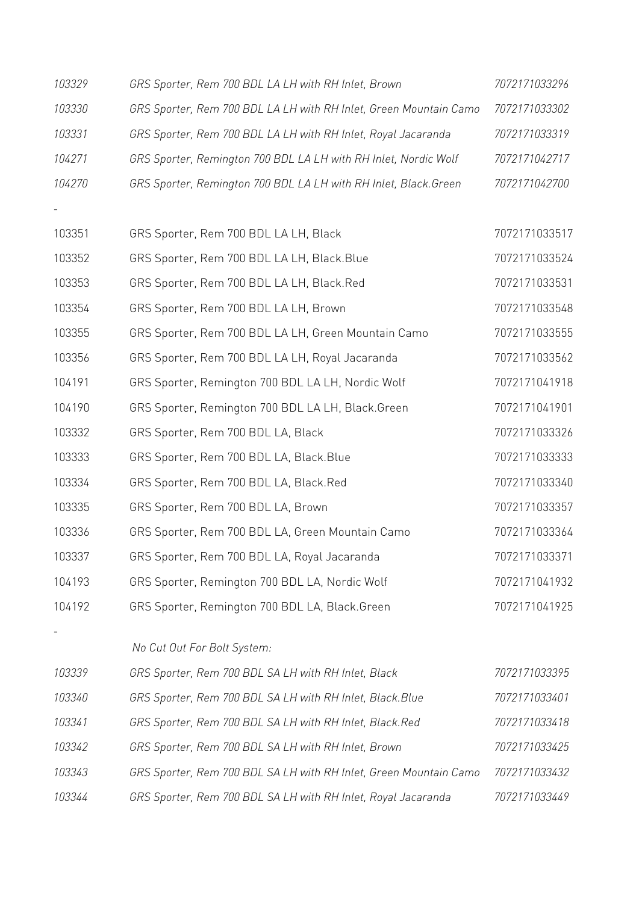| | | |
|---|---|---|
| *103329* | *GRS Sporter, Rem 700 BDL LA LH with RH Inlet, Brown* | *7072171033296* |
| *103330* | *GRS Sporter, Rem 700 BDL LA LH with RH Inlet, Green Mountain Camo* | *7072171033302* |
| *103331* | *GRS Sporter, Rem 700 BDL LA LH with RH Inlet, Royal Jacaranda* | *7072171033319* |
| *104271* | *GRS Sporter, Remington 700 BDL LA LH with RH Inlet, Nordic Wolf* | *7072171042717* |
| *104270* | *GRS Sporter, Remington 700 BDL LA LH with RH Inlet, Black.Green* | *7072171042700* |

-

| | | |
|---|---|---|
| 103351 | GRS Sporter, Rem 700 BDL LA LH, Black | 7072171033517 |
| 103352 | GRS Sporter, Rem 700 BDL LA LH, Black.Blue | 7072171033524 |
| 103353 | GRS Sporter, Rem 700 BDL LA LH, Black.Red | 7072171033531 |
| 103354 | GRS Sporter, Rem 700 BDL LA LH, Brown | 7072171033548 |
| 103355 | GRS Sporter, Rem 700 BDL LA LH, Green Mountain Camo | 7072171033555 |
| 103356 | GRS Sporter, Rem 700 BDL LA LH, Royal Jacaranda | 7072171033562 |
| 104191 | GRS Sporter, Remington 700 BDL LA LH, Nordic Wolf | 7072171041918 |
| 104190 | GRS Sporter, Remington 700 BDL LA LH, Black.Green | 7072171041901 |
| 103332 | GRS Sporter, Rem 700 BDL LA, Black | 7072171033326 |
| 103333 | GRS Sporter, Rem 700 BDL LA, Black.Blue | 7072171033333 |
| 103334 | GRS Sporter, Rem 700 BDL LA, Black.Red | 7072171033340 |
| 103335 | GRS Sporter, Rem 700 BDL LA, Brown | 7072171033357 |
| 103336 | GRS Sporter, Rem 700 BDL LA, Green Mountain Camo | 7072171033364 |
| 103337 | GRS Sporter, Rem 700 BDL LA, Royal Jacaranda | 7072171033371 |
| 104193 | GRS Sporter, Remington 700 BDL LA, Nordic Wolf | 7072171041932 |
| 104192 | GRS Sporter, Remington 700 BDL LA, Black.Green | 7072171041925 |

-

*No Cut Out For Bolt System:*

| | | |
|---|---|---|
| *103339* | *GRS Sporter, Rem 700 BDL SA LH with RH Inlet, Black* | *7072171033395* |
| *103340* | *GRS Sporter, Rem 700 BDL SA LH with RH Inlet, Black.Blue* | *7072171033401* |
| *103341* | *GRS Sporter, Rem 700 BDL SA LH with RH Inlet, Black.Red* | *7072171033418* |
| *103342* | *GRS Sporter, Rem 700 BDL SA LH with RH Inlet, Brown* | *7072171033425* |
| *103343* | *GRS Sporter, Rem 700 BDL SA LH with RH Inlet, Green Mountain Camo* | *7072171033432* |
| *103344* | *GRS Sporter, Rem 700 BDL SA LH with RH Inlet, Royal Jacaranda* | *7072171033449* |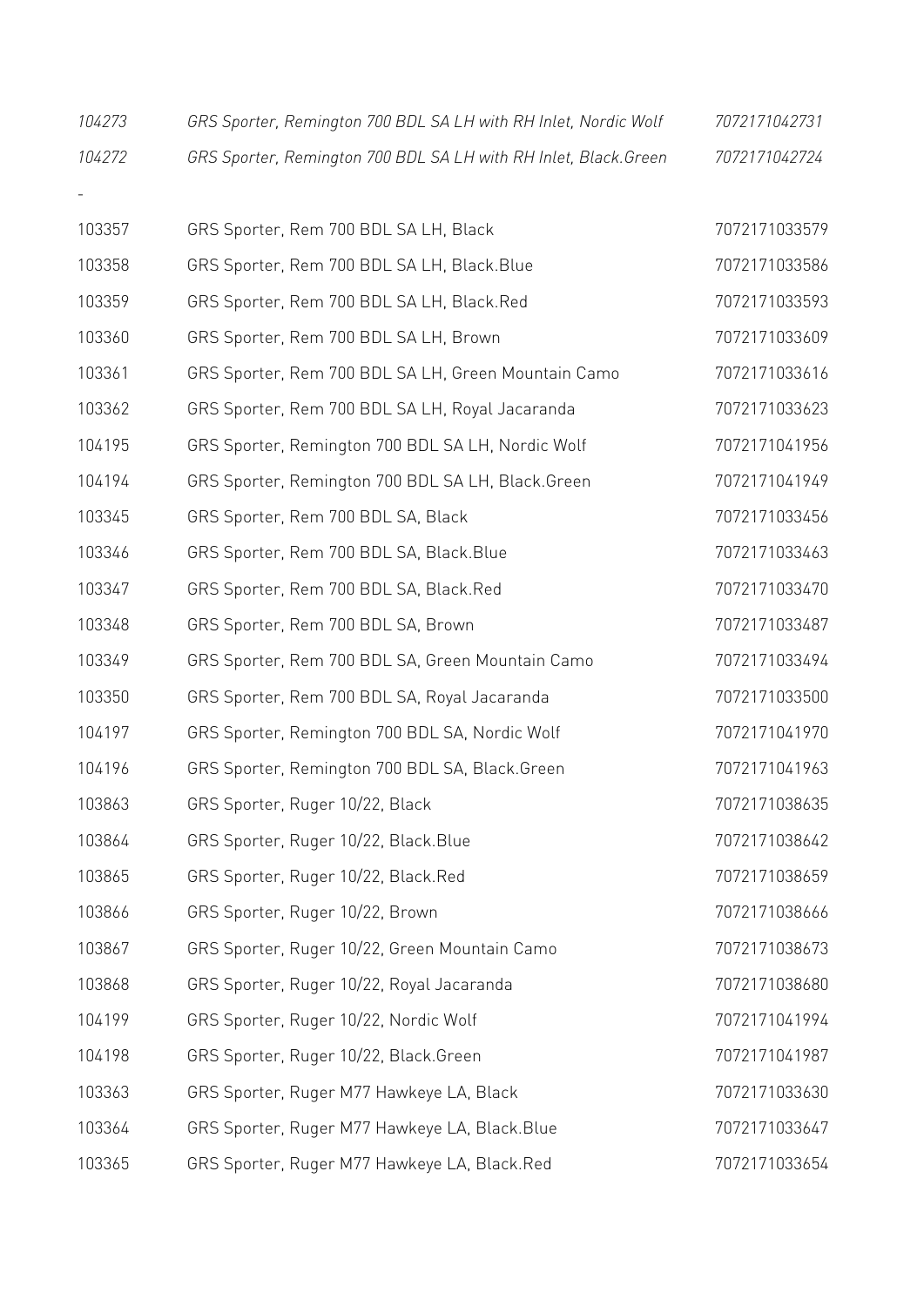| | | |
|---|---|---|
| *104273* | *GRS Sporter, Remington 700 BDL SA LH with RH Inlet, Nordic Wolf* | *7072171042731* |
| *104272* | *GRS Sporter, Remington 700 BDL SA LH with RH Inlet, Black.Green* | *7072171042724* |
| - | | |
| 103357 | GRS Sporter, Rem 700 BDL SA LH, Black | 7072171033579 |
| 103358 | GRS Sporter, Rem 700 BDL SA LH, Black.Blue | 7072171033586 |
| 103359 | GRS Sporter, Rem 700 BDL SA LH, Black.Red | 7072171033593 |
| 103360 | GRS Sporter, Rem 700 BDL SA LH, Brown | 7072171033609 |
| 103361 | GRS Sporter, Rem 700 BDL SA LH, Green Mountain Camo | 7072171033616 |
| 103362 | GRS Sporter, Rem 700 BDL SA LH, Royal Jacaranda | 7072171033623 |
| 104195 | GRS Sporter, Remington 700 BDL SA LH, Nordic Wolf | 7072171041956 |
| 104194 | GRS Sporter, Remington 700 BDL SA LH, Black.Green | 7072171041949 |
| 103345 | GRS Sporter, Rem 700 BDL SA, Black | 7072171033456 |
| 103346 | GRS Sporter, Rem 700 BDL SA, Black.Blue | 7072171033463 |
| 103347 | GRS Sporter, Rem 700 BDL SA, Black.Red | 7072171033470 |
| 103348 | GRS Sporter, Rem 700 BDL SA, Brown | 7072171033487 |
| 103349 | GRS Sporter, Rem 700 BDL SA, Green Mountain Camo | 7072171033494 |
| 103350 | GRS Sporter, Rem 700 BDL SA, Royal Jacaranda | 7072171033500 |
| 104197 | GRS Sporter, Remington 700 BDL SA, Nordic Wolf | 7072171041970 |
| 104196 | GRS Sporter, Remington 700 BDL SA, Black.Green | 7072171041963 |
| 103863 | GRS Sporter, Ruger 10/22, Black | 7072171038635 |
| 103864 | GRS Sporter, Ruger 10/22, Black.Blue | 7072171038642 |
| 103865 | GRS Sporter, Ruger 10/22, Black.Red | 7072171038659 |
| 103866 | GRS Sporter, Ruger 10/22, Brown | 7072171038666 |
| 103867 | GRS Sporter, Ruger 10/22, Green Mountain Camo | 7072171038673 |
| 103868 | GRS Sporter, Ruger 10/22, Royal Jacaranda | 7072171038680 |
| 104199 | GRS Sporter, Ruger 10/22, Nordic Wolf | 7072171041994 |
| 104198 | GRS Sporter, Ruger 10/22, Black.Green | 7072171041987 |
| 103363 | GRS Sporter, Ruger M77 Hawkeye LA, Black | 7072171033630 |
| 103364 | GRS Sporter, Ruger M77 Hawkeye LA, Black.Blue | 7072171033647 |
| 103365 | GRS Sporter, Ruger M77 Hawkeye LA, Black.Red | 7072171033654 |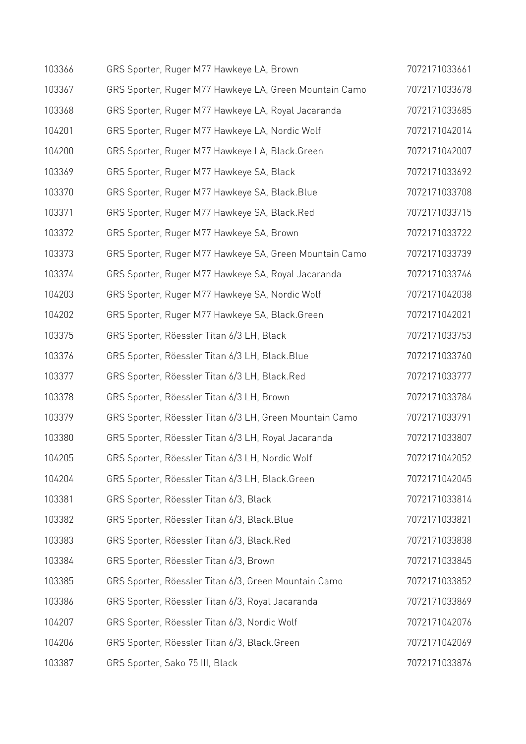| | | |
|---|---|---|
| 103366 | GRS Sporter, Ruger M77 Hawkeye LA, Brown | 7072171033661 |
| 103367 | GRS Sporter, Ruger M77 Hawkeye LA, Green Mountain Camo | 7072171033678 |
| 103368 | GRS Sporter, Ruger M77 Hawkeye LA, Royal Jacaranda | 7072171033685 |
| 104201 | GRS Sporter, Ruger M77 Hawkeye LA, Nordic Wolf | 7072171042014 |
| 104200 | GRS Sporter, Ruger M77 Hawkeye LA, Black.Green | 7072171042007 |
| 103369 | GRS Sporter, Ruger M77 Hawkeye SA, Black | 7072171033692 |
| 103370 | GRS Sporter, Ruger M77 Hawkeye SA, Black.Blue | 7072171033708 |
| 103371 | GRS Sporter, Ruger M77 Hawkeye SA, Black.Red | 7072171033715 |
| 103372 | GRS Sporter, Ruger M77 Hawkeye SA, Brown | 7072171033722 |
| 103373 | GRS Sporter, Ruger M77 Hawkeye SA, Green Mountain Camo | 7072171033739 |
| 103374 | GRS Sporter, Ruger M77 Hawkeye SA, Royal Jacaranda | 7072171033746 |
| 104203 | GRS Sporter, Ruger M77 Hawkeye SA, Nordic Wolf | 7072171042038 |
| 104202 | GRS Sporter, Ruger M77 Hawkeye SA, Black.Green | 7072171042021 |
| 103375 | GRS Sporter, Röessler Titan 6/3 LH, Black | 7072171033753 |
| 103376 | GRS Sporter, Röessler Titan 6/3 LH, Black.Blue | 7072171033760 |
| 103377 | GRS Sporter, Röessler Titan 6/3 LH, Black.Red | 7072171033777 |
| 103378 | GRS Sporter, Röessler Titan 6/3 LH, Brown | 7072171033784 |
| 103379 | GRS Sporter, Röessler Titan 6/3 LH, Green Mountain Camo | 7072171033791 |
| 103380 | GRS Sporter, Röessler Titan 6/3 LH, Royal Jacaranda | 7072171033807 |
| 104205 | GRS Sporter, Röessler Titan 6/3 LH, Nordic Wolf | 7072171042052 |
| 104204 | GRS Sporter, Röessler Titan 6/3 LH, Black.Green | 7072171042045 |
| 103381 | GRS Sporter, Röessler Titan 6/3, Black | 7072171033814 |
| 103382 | GRS Sporter, Röessler Titan 6/3, Black.Blue | 7072171033821 |
| 103383 | GRS Sporter, Röessler Titan 6/3, Black.Red | 7072171033838 |
| 103384 | GRS Sporter, Röessler Titan 6/3, Brown | 7072171033845 |
| 103385 | GRS Sporter, Röessler Titan 6/3, Green Mountain Camo | 7072171033852 |
| 103386 | GRS Sporter, Röessler Titan 6/3, Royal Jacaranda | 7072171033869 |
| 104207 | GRS Sporter, Röessler Titan 6/3, Nordic Wolf | 7072171042076 |
| 104206 | GRS Sporter, Röessler Titan 6/3, Black.Green | 7072171042069 |
| 103387 | GRS Sporter, Sako 75 III, Black | 7072171033876 |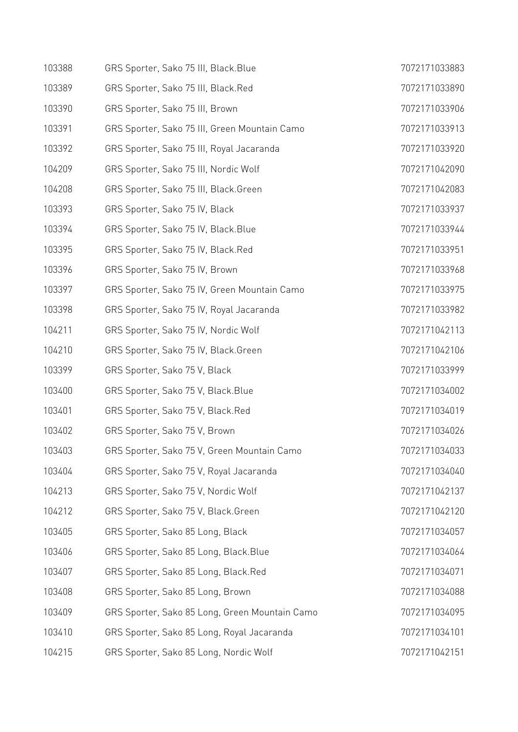| | | |
|---|---|---|
| 103388 | GRS Sporter, Sako 75 III, Black.Blue | 7072171033883 |
| 103389 | GRS Sporter, Sako 75 III, Black.Red | 7072171033890 |
| 103390 | GRS Sporter, Sako 75 III, Brown | 7072171033906 |
| 103391 | GRS Sporter, Sako 75 III, Green Mountain Camo | 7072171033913 |
| 103392 | GRS Sporter, Sako 75 III, Royal Jacaranda | 7072171033920 |
| 104209 | GRS Sporter, Sako 75 III, Nordic Wolf | 7072171042090 |
| 104208 | GRS Sporter, Sako 75 III, Black.Green | 7072171042083 |
| 103393 | GRS Sporter, Sako 75 IV, Black | 7072171033937 |
| 103394 | GRS Sporter, Sako 75 IV, Black.Blue | 7072171033944 |
| 103395 | GRS Sporter, Sako 75 IV, Black.Red | 7072171033951 |
| 103396 | GRS Sporter, Sako 75 IV, Brown | 7072171033968 |
| 103397 | GRS Sporter, Sako 75 IV, Green Mountain Camo | 7072171033975 |
| 103398 | GRS Sporter, Sako 75 IV, Royal Jacaranda | 7072171033982 |
| 104211 | GRS Sporter, Sako 75 IV, Nordic Wolf | 7072171042113 |
| 104210 | GRS Sporter, Sako 75 IV, Black.Green | 7072171042106 |
| 103399 | GRS Sporter, Sako 75 V, Black | 7072171033999 |
| 103400 | GRS Sporter, Sako 75 V, Black.Blue | 7072171034002 |
| 103401 | GRS Sporter, Sako 75 V, Black.Red | 7072171034019 |
| 103402 | GRS Sporter, Sako 75 V, Brown | 7072171034026 |
| 103403 | GRS Sporter, Sako 75 V, Green Mountain Camo | 7072171034033 |
| 103404 | GRS Sporter, Sako 75 V, Royal Jacaranda | 7072171034040 |
| 104213 | GRS Sporter, Sako 75 V, Nordic Wolf | 7072171042137 |
| 104212 | GRS Sporter, Sako 75 V, Black.Green | 7072171042120 |
| 103405 | GRS Sporter, Sako 85 Long, Black | 7072171034057 |
| 103406 | GRS Sporter, Sako 85 Long, Black.Blue | 7072171034064 |
| 103407 | GRS Sporter, Sako 85 Long, Black.Red | 7072171034071 |
| 103408 | GRS Sporter, Sako 85 Long, Brown | 7072171034088 |
| 103409 | GRS Sporter, Sako 85 Long, Green Mountain Camo | 7072171034095 |
| 103410 | GRS Sporter, Sako 85 Long, Royal Jacaranda | 7072171034101 |
| 104215 | GRS Sporter, Sako 85 Long, Nordic Wolf | 7072171042151 |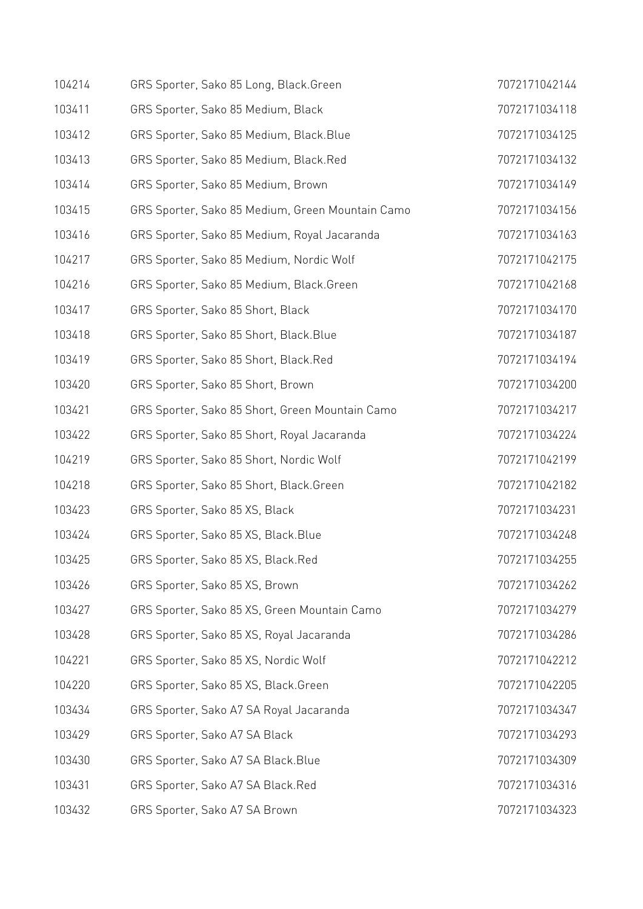| | | |
|---|---|---|
| 104214 | GRS Sporter, Sako 85 Long, Black.Green | 7072171042144 |
| 103411 | GRS Sporter, Sako 85 Medium, Black | 7072171034118 |
| 103412 | GRS Sporter, Sako 85 Medium, Black.Blue | 7072171034125 |
| 103413 | GRS Sporter, Sako 85 Medium, Black.Red | 7072171034132 |
| 103414 | GRS Sporter, Sako 85 Medium, Brown | 7072171034149 |
| 103415 | GRS Sporter, Sako 85 Medium, Green Mountain Camo | 7072171034156 |
| 103416 | GRS Sporter, Sako 85 Medium, Royal Jacaranda | 7072171034163 |
| 104217 | GRS Sporter, Sako 85 Medium, Nordic Wolf | 7072171042175 |
| 104216 | GRS Sporter, Sako 85 Medium, Black.Green | 7072171042168 |
| 103417 | GRS Sporter, Sako 85 Short, Black | 7072171034170 |
| 103418 | GRS Sporter, Sako 85 Short, Black.Blue | 7072171034187 |
| 103419 | GRS Sporter, Sako 85 Short, Black.Red | 7072171034194 |
| 103420 | GRS Sporter, Sako 85 Short, Brown | 7072171034200 |
| 103421 | GRS Sporter, Sako 85 Short, Green Mountain Camo | 7072171034217 |
| 103422 | GRS Sporter, Sako 85 Short, Royal Jacaranda | 7072171034224 |
| 104219 | GRS Sporter, Sako 85 Short, Nordic Wolf | 7072171042199 |
| 104218 | GRS Sporter, Sako 85 Short, Black.Green | 7072171042182 |
| 103423 | GRS Sporter, Sako 85 XS, Black | 7072171034231 |
| 103424 | GRS Sporter, Sako 85 XS, Black.Blue | 7072171034248 |
| 103425 | GRS Sporter, Sako 85 XS, Black.Red | 7072171034255 |
| 103426 | GRS Sporter, Sako 85 XS, Brown | 7072171034262 |
| 103427 | GRS Sporter, Sako 85 XS, Green Mountain Camo | 7072171034279 |
| 103428 | GRS Sporter, Sako 85 XS, Royal Jacaranda | 7072171034286 |
| 104221 | GRS Sporter, Sako 85 XS, Nordic Wolf | 7072171042212 |
| 104220 | GRS Sporter, Sako 85 XS, Black.Green | 7072171042205 |
| 103434 | GRS Sporter, Sako A7 SA Royal Jacaranda | 7072171034347 |
| 103429 | GRS Sporter, Sako A7 SA Black | 7072171034293 |
| 103430 | GRS Sporter, Sako A7 SA Black.Blue | 7072171034309 |
| 103431 | GRS Sporter, Sako A7 SA Black.Red | 7072171034316 |
| 103432 | GRS Sporter, Sako A7 SA Brown | 7072171034323 |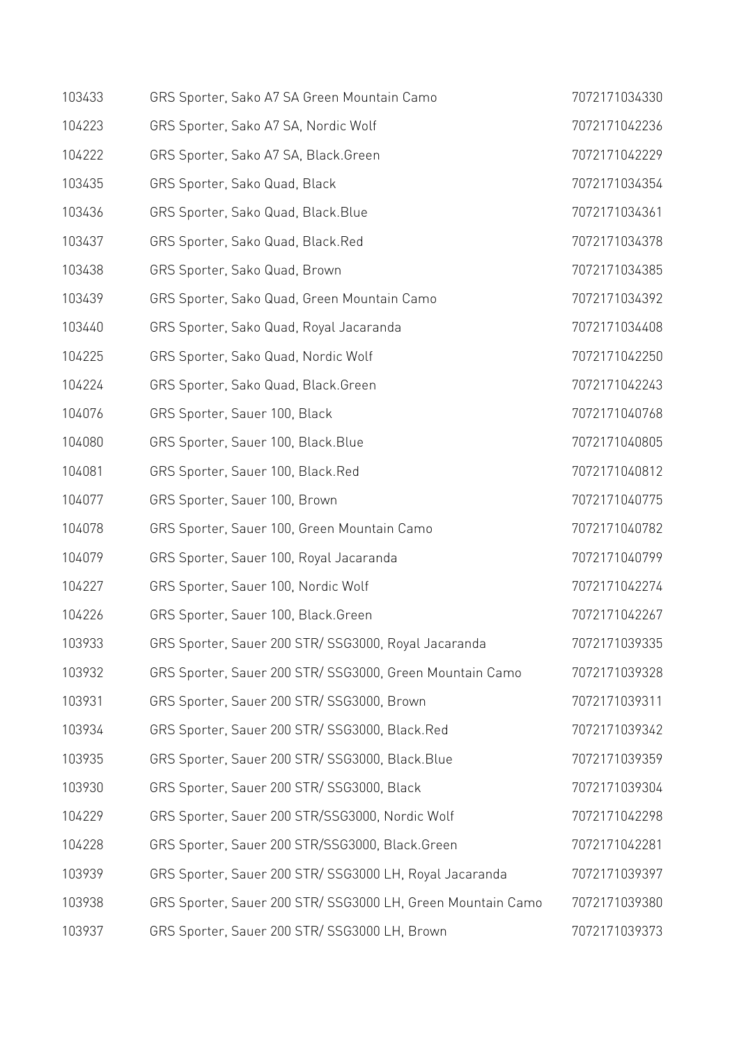| | | |
|---|---|---|
| 103433 | GRS Sporter, Sako A7 SA Green Mountain Camo | 7072171034330 |
| 104223 | GRS Sporter, Sako A7 SA, Nordic Wolf | 7072171042236 |
| 104222 | GRS Sporter, Sako A7 SA, Black.Green | 7072171042229 |
| 103435 | GRS Sporter, Sako Quad, Black | 7072171034354 |
| 103436 | GRS Sporter, Sako Quad, Black.Blue | 7072171034361 |
| 103437 | GRS Sporter, Sako Quad, Black.Red | 7072171034378 |
| 103438 | GRS Sporter, Sako Quad, Brown | 7072171034385 |
| 103439 | GRS Sporter, Sako Quad, Green Mountain Camo | 7072171034392 |
| 103440 | GRS Sporter, Sako Quad, Royal Jacaranda | 7072171034408 |
| 104225 | GRS Sporter, Sako Quad, Nordic Wolf | 7072171042250 |
| 104224 | GRS Sporter, Sako Quad, Black.Green | 7072171042243 |
| 104076 | GRS Sporter, Sauer 100, Black | 7072171040768 |
| 104080 | GRS Sporter, Sauer 100, Black.Blue | 7072171040805 |
| 104081 | GRS Sporter, Sauer 100, Black.Red | 7072171040812 |
| 104077 | GRS Sporter, Sauer 100, Brown | 7072171040775 |
| 104078 | GRS Sporter, Sauer 100, Green Mountain Camo | 7072171040782 |
| 104079 | GRS Sporter, Sauer 100, Royal Jacaranda | 7072171040799 |
| 104227 | GRS Sporter, Sauer 100, Nordic Wolf | 7072171042274 |
| 104226 | GRS Sporter, Sauer 100, Black.Green | 7072171042267 |
| 103933 | GRS Sporter, Sauer 200 STR/ SSG3000, Royal Jacaranda | 7072171039335 |
| 103932 | GRS Sporter, Sauer 200 STR/ SSG3000, Green Mountain Camo | 7072171039328 |
| 103931 | GRS Sporter, Sauer 200 STR/ SSG3000, Brown | 7072171039311 |
| 103934 | GRS Sporter, Sauer 200 STR/ SSG3000, Black.Red | 7072171039342 |
| 103935 | GRS Sporter, Sauer 200 STR/ SSG3000, Black.Blue | 7072171039359 |
| 103930 | GRS Sporter, Sauer 200 STR/ SSG3000, Black | 7072171039304 |
| 104229 | GRS Sporter, Sauer 200 STR/SSG3000, Nordic Wolf | 7072171042298 |
| 104228 | GRS Sporter, Sauer 200 STR/SSG3000, Black.Green | 7072171042281 |
| 103939 | GRS Sporter, Sauer 200 STR/ SSG3000 LH, Royal Jacaranda | 7072171039397 |
| 103938 | GRS Sporter, Sauer 200 STR/ SSG3000 LH, Green Mountain Camo | 7072171039380 |
| 103937 | GRS Sporter, Sauer 200 STR/ SSG3000 LH, Brown | 7072171039373 |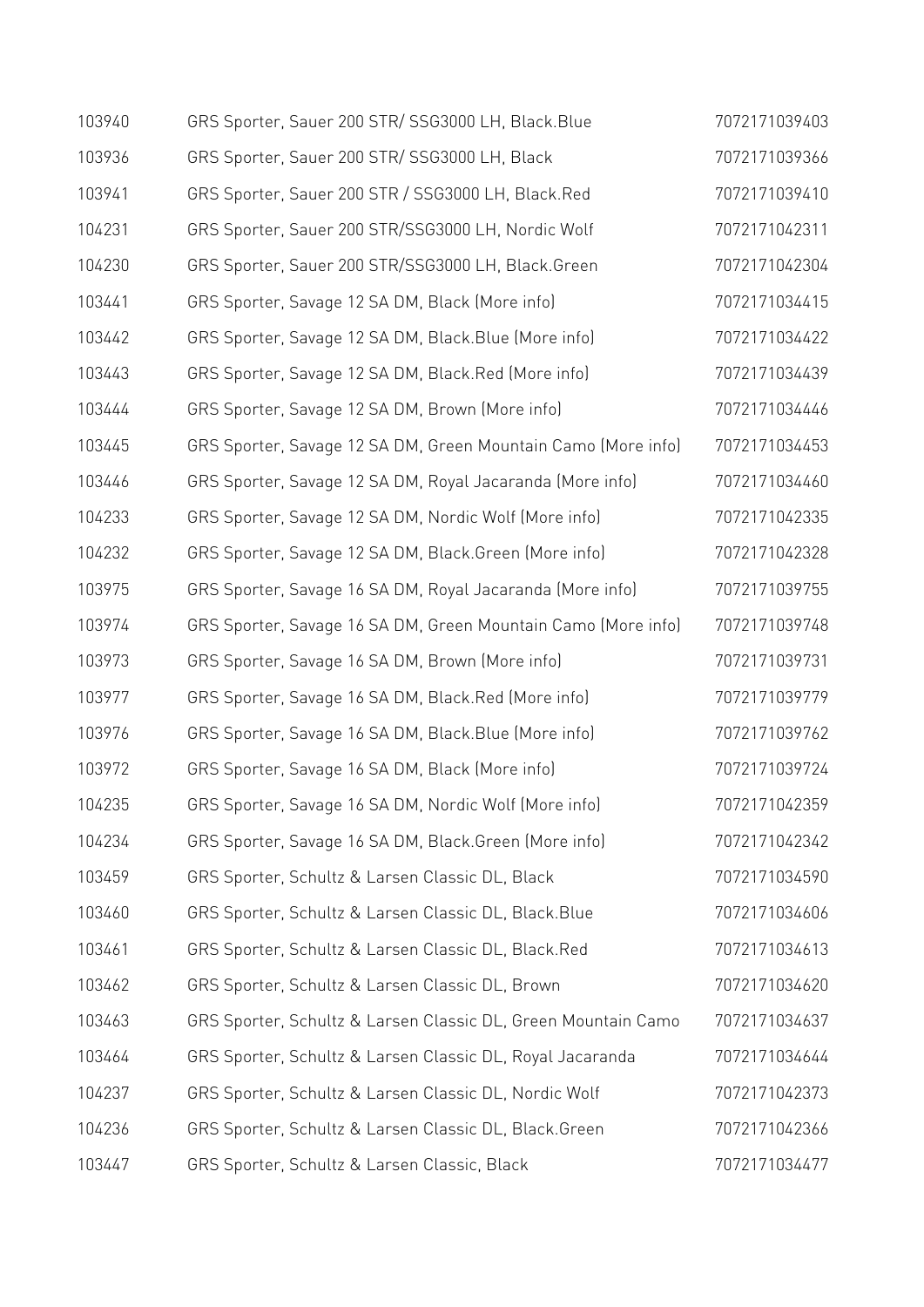| | | |
|---|---|---|
| 103940 | GRS Sporter, Sauer 200 STR/ SSG3000 LH, Black.Blue | 7072171039403 |
| 103936 | GRS Sporter, Sauer 200 STR/ SSG3000 LH, Black | 7072171039366 |
| 103941 | GRS Sporter, Sauer 200 STR / SSG3000 LH, Black.Red | 7072171039410 |
| 104231 | GRS Sporter, Sauer 200 STR/SSG3000 LH, Nordic Wolf | 7072171042311 |
| 104230 | GRS Sporter, Sauer 200 STR/SSG3000 LH, Black.Green | 7072171042304 |
| 103441 | GRS Sporter, Savage 12 SA DM, Black (More info) | 7072171034415 |
| 103442 | GRS Sporter, Savage 12 SA DM, Black.Blue (More info) | 7072171034422 |
| 103443 | GRS Sporter, Savage 12 SA DM, Black.Red (More info) | 7072171034439 |
| 103444 | GRS Sporter, Savage 12 SA DM, Brown (More info) | 7072171034446 |
| 103445 | GRS Sporter, Savage 12 SA DM, Green Mountain Camo (More info) | 7072171034453 |
| 103446 | GRS Sporter, Savage 12 SA DM, Royal Jacaranda (More info) | 7072171034460 |
| 104233 | GRS Sporter, Savage 12 SA DM, Nordic Wolf (More info) | 7072171042335 |
| 104232 | GRS Sporter, Savage 12 SA DM, Black.Green (More info) | 7072171042328 |
| 103975 | GRS Sporter, Savage 16 SA DM, Royal Jacaranda (More info) | 7072171039755 |
| 103974 | GRS Sporter, Savage 16 SA DM, Green Mountain Camo (More info) | 7072171039748 |
| 103973 | GRS Sporter, Savage 16 SA DM, Brown (More info) | 7072171039731 |
| 103977 | GRS Sporter, Savage 16 SA DM, Black.Red (More info) | 7072171039779 |
| 103976 | GRS Sporter, Savage 16 SA DM, Black.Blue (More info) | 7072171039762 |
| 103972 | GRS Sporter, Savage 16 SA DM, Black (More info) | 7072171039724 |
| 104235 | GRS Sporter, Savage 16 SA DM, Nordic Wolf (More info) | 7072171042359 |
| 104234 | GRS Sporter, Savage 16 SA DM, Black.Green (More info) | 7072171042342 |
| 103459 | GRS Sporter, Schultz & Larsen Classic DL, Black | 7072171034590 |
| 103460 | GRS Sporter, Schultz & Larsen Classic DL, Black.Blue | 7072171034606 |
| 103461 | GRS Sporter, Schultz & Larsen Classic DL, Black.Red | 7072171034613 |
| 103462 | GRS Sporter, Schultz & Larsen Classic DL, Brown | 7072171034620 |
| 103463 | GRS Sporter, Schultz & Larsen Classic DL, Green Mountain Camo | 7072171034637 |
| 103464 | GRS Sporter, Schultz & Larsen Classic DL, Royal Jacaranda | 7072171034644 |
| 104237 | GRS Sporter, Schultz & Larsen Classic DL, Nordic Wolf | 7072171042373 |
| 104236 | GRS Sporter, Schultz & Larsen Classic DL, Black.Green | 7072171042366 |
| 103447 | GRS Sporter, Schultz & Larsen Classic, Black | 7072171034477 |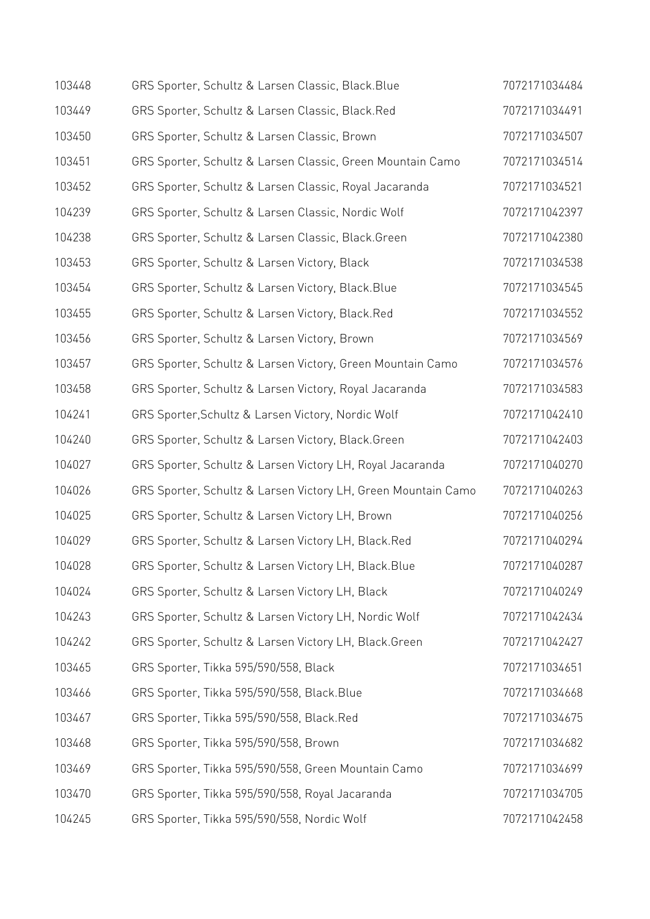| | | |
|---|---|---|
| 103448 | GRS Sporter, Schultz & Larsen Classic, Black.Blue | 7072171034484 |
| 103449 | GRS Sporter, Schultz & Larsen Classic, Black.Red | 7072171034491 |
| 103450 | GRS Sporter, Schultz & Larsen Classic, Brown | 7072171034507 |
| 103451 | GRS Sporter, Schultz & Larsen Classic, Green Mountain Camo | 7072171034514 |
| 103452 | GRS Sporter, Schultz & Larsen Classic, Royal Jacaranda | 7072171034521 |
| 104239 | GRS Sporter, Schultz & Larsen Classic, Nordic Wolf | 7072171042397 |
| 104238 | GRS Sporter, Schultz & Larsen Classic, Black.Green | 7072171042380 |
| 103453 | GRS Sporter, Schultz & Larsen Victory, Black | 7072171034538 |
| 103454 | GRS Sporter, Schultz & Larsen Victory, Black.Blue | 7072171034545 |
| 103455 | GRS Sporter, Schultz & Larsen Victory, Black.Red | 7072171034552 |
| 103456 | GRS Sporter, Schultz & Larsen Victory, Brown | 7072171034569 |
| 103457 | GRS Sporter, Schultz & Larsen Victory, Green Mountain Camo | 7072171034576 |
| 103458 | GRS Sporter, Schultz & Larsen Victory, Royal Jacaranda | 7072171034583 |
| 104241 | GRS Sporter,Schultz & Larsen Victory, Nordic Wolf | 7072171042410 |
| 104240 | GRS Sporter, Schultz & Larsen Victory, Black.Green | 7072171042403 |
| 104027 | GRS Sporter, Schultz & Larsen Victory LH, Royal Jacaranda | 7072171040270 |
| 104026 | GRS Sporter, Schultz & Larsen Victory LH, Green Mountain Camo | 7072171040263 |
| 104025 | GRS Sporter, Schultz & Larsen Victory LH, Brown | 7072171040256 |
| 104029 | GRS Sporter, Schultz & Larsen Victory LH, Black.Red | 7072171040294 |
| 104028 | GRS Sporter, Schultz & Larsen Victory LH, Black.Blue | 7072171040287 |
| 104024 | GRS Sporter, Schultz & Larsen Victory LH, Black | 7072171040249 |
| 104243 | GRS Sporter, Schultz & Larsen Victory LH, Nordic Wolf | 7072171042434 |
| 104242 | GRS Sporter, Schultz & Larsen Victory LH, Black.Green | 7072171042427 |
| 103465 | GRS Sporter, Tikka 595/590/558, Black | 7072171034651 |
| 103466 | GRS Sporter, Tikka 595/590/558, Black.Blue | 7072171034668 |
| 103467 | GRS Sporter, Tikka 595/590/558, Black.Red | 7072171034675 |
| 103468 | GRS Sporter, Tikka 595/590/558, Brown | 7072171034682 |
| 103469 | GRS Sporter, Tikka 595/590/558, Green Mountain Camo | 7072171034699 |
| 103470 | GRS Sporter, Tikka 595/590/558, Royal Jacaranda | 7072171034705 |
| 104245 | GRS Sporter, Tikka 595/590/558, Nordic Wolf | 7072171042458 |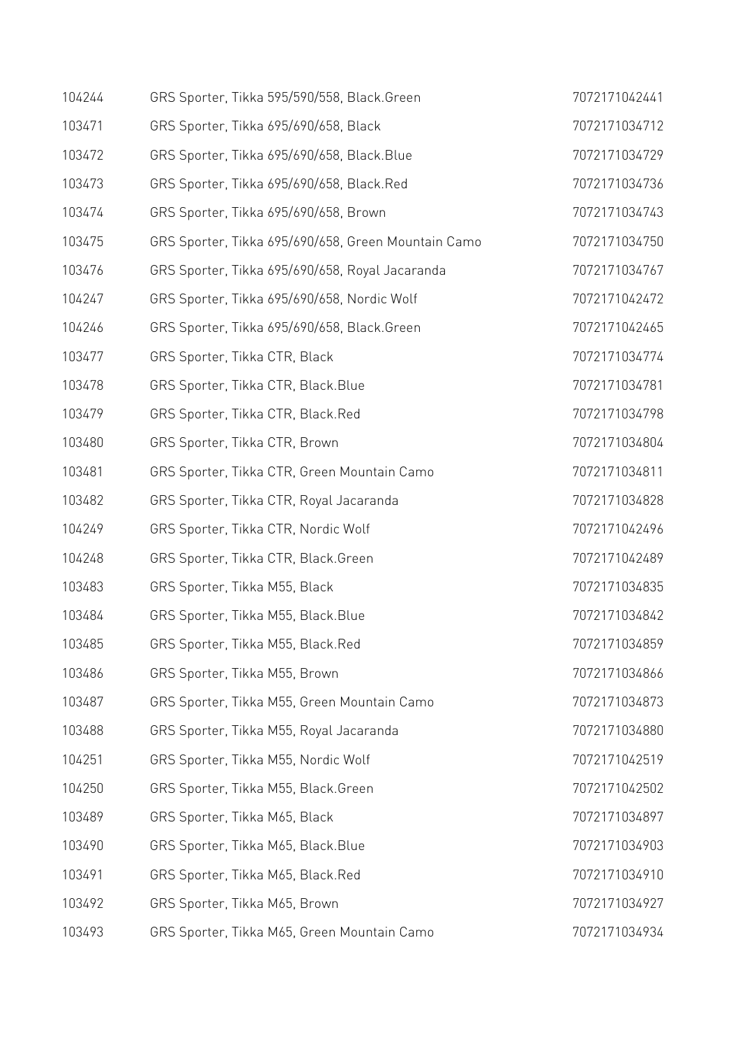| | | |
|---|---|---|
| 104244 | GRS Sporter, Tikka 595/590/558, Black.Green | 7072171042441 |
| 103471 | GRS Sporter, Tikka 695/690/658, Black | 7072171034712 |
| 103472 | GRS Sporter, Tikka 695/690/658, Black.Blue | 7072171034729 |
| 103473 | GRS Sporter, Tikka 695/690/658, Black.Red | 7072171034736 |
| 103474 | GRS Sporter, Tikka 695/690/658, Brown | 7072171034743 |
| 103475 | GRS Sporter, Tikka 695/690/658, Green Mountain Camo | 7072171034750 |
| 103476 | GRS Sporter, Tikka 695/690/658, Royal Jacaranda | 7072171034767 |
| 104247 | GRS Sporter, Tikka 695/690/658, Nordic Wolf | 7072171042472 |
| 104246 | GRS Sporter, Tikka 695/690/658, Black.Green | 7072171042465 |
| 103477 | GRS Sporter, Tikka CTR, Black | 7072171034774 |
| 103478 | GRS Sporter, Tikka CTR, Black.Blue | 7072171034781 |
| 103479 | GRS Sporter, Tikka CTR, Black.Red | 7072171034798 |
| 103480 | GRS Sporter, Tikka CTR, Brown | 7072171034804 |
| 103481 | GRS Sporter, Tikka CTR, Green Mountain Camo | 7072171034811 |
| 103482 | GRS Sporter, Tikka CTR, Royal Jacaranda | 7072171034828 |
| 104249 | GRS Sporter, Tikka CTR, Nordic Wolf | 7072171042496 |
| 104248 | GRS Sporter, Tikka CTR, Black.Green | 7072171042489 |
| 103483 | GRS Sporter, Tikka M55, Black | 7072171034835 |
| 103484 | GRS Sporter, Tikka M55, Black.Blue | 7072171034842 |
| 103485 | GRS Sporter, Tikka M55, Black.Red | 7072171034859 |
| 103486 | GRS Sporter, Tikka M55, Brown | 7072171034866 |
| 103487 | GRS Sporter, Tikka M55, Green Mountain Camo | 7072171034873 |
| 103488 | GRS Sporter, Tikka M55, Royal Jacaranda | 7072171034880 |
| 104251 | GRS Sporter, Tikka M55, Nordic Wolf | 7072171042519 |
| 104250 | GRS Sporter, Tikka M55, Black.Green | 7072171042502 |
| 103489 | GRS Sporter, Tikka M65, Black | 7072171034897 |
| 103490 | GRS Sporter, Tikka M65, Black.Blue | 7072171034903 |
| 103491 | GRS Sporter, Tikka M65, Black.Red | 7072171034910 |
| 103492 | GRS Sporter, Tikka M65, Brown | 7072171034927 |
| 103493 | GRS Sporter, Tikka M65, Green Mountain Camo | 7072171034934 |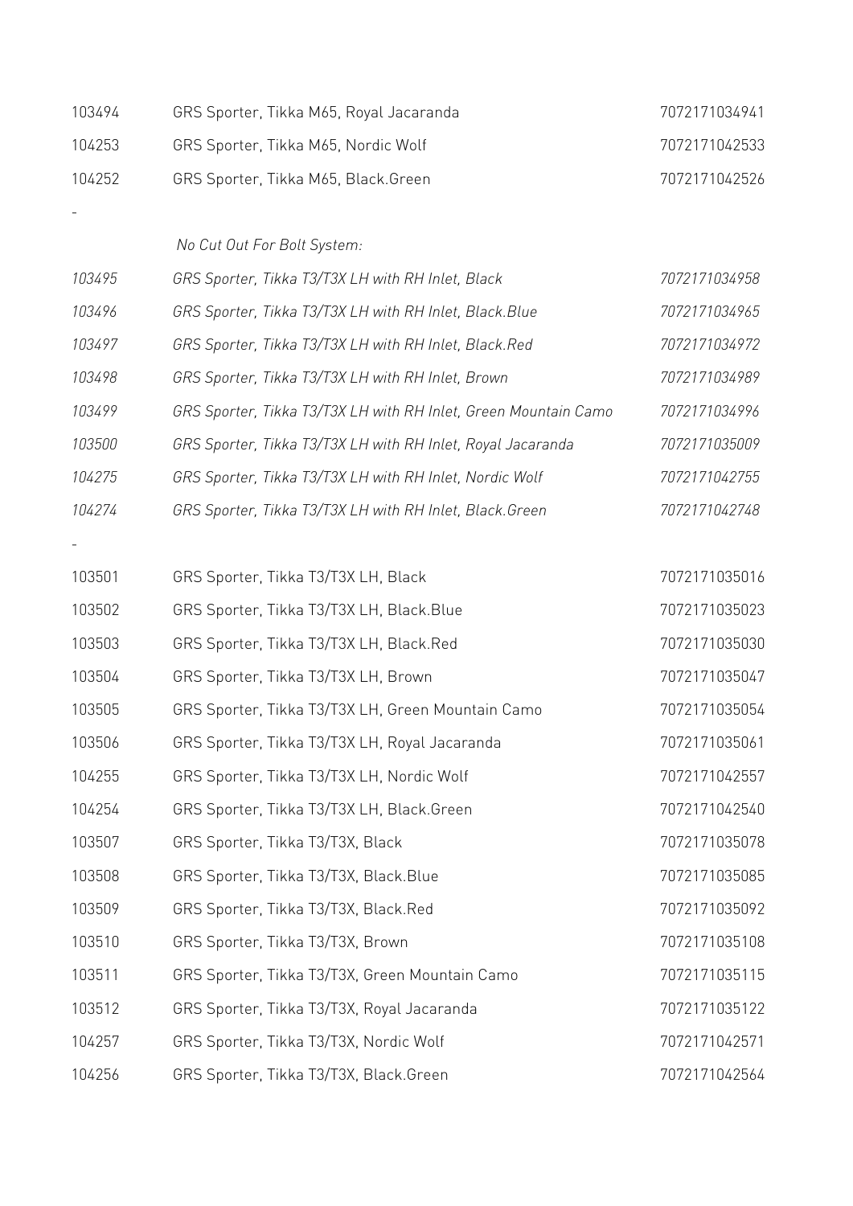| | | |
|---|---|---|
| 103494 | GRS Sporter, Tikka M65, Royal Jacaranda | 7072171034941 |
| 104253 | GRS Sporter, Tikka M65, Nordic Wolf | 7072171042533 |
| 104252 | GRS Sporter, Tikka M65, Black.Green | 7072171042526 |

-

*No Cut Out For Bolt System:*

| | | |
|---|---|---|
| *103495* | *GRS Sporter, Tikka T3/T3X LH with RH Inlet, Black* | *7072171034958* |
| *103496* | *GRS Sporter, Tikka T3/T3X LH with RH Inlet, Black.Blue* | *7072171034965* |
| *103497* | *GRS Sporter, Tikka T3/T3X LH with RH Inlet, Black.Red* | *7072171034972* |
| *103498* | *GRS Sporter, Tikka T3/T3X LH with RH Inlet, Brown* | *7072171034989* |
| *103499* | *GRS Sporter, Tikka T3/T3X LH with RH Inlet, Green Mountain Camo* | *7072171034996* |
| *103500* | *GRS Sporter, Tikka T3/T3X LH with RH Inlet, Royal Jacaranda* | *7072171035009* |
| *104275* | *GRS Sporter, Tikka T3/T3X LH with RH Inlet, Nordic Wolf* | *7072171042755* |
| *104274* | *GRS Sporter, Tikka T3/T3X LH with RH Inlet, Black.Green* | *7072171042748* |

-

| | | |
|---|---|---|
| 103501 | GRS Sporter, Tikka T3/T3X LH, Black | 7072171035016 |
| 103502 | GRS Sporter, Tikka T3/T3X LH, Black.Blue | 7072171035023 |
| 103503 | GRS Sporter, Tikka T3/T3X LH, Black.Red | 7072171035030 |
| 103504 | GRS Sporter, Tikka T3/T3X LH, Brown | 7072171035047 |
| 103505 | GRS Sporter, Tikka T3/T3X LH, Green Mountain Camo | 7072171035054 |
| 103506 | GRS Sporter, Tikka T3/T3X LH, Royal Jacaranda | 7072171035061 |
| 104255 | GRS Sporter, Tikka T3/T3X LH, Nordic Wolf | 7072171042557 |
| 104254 | GRS Sporter, Tikka T3/T3X LH, Black.Green | 7072171042540 |
| 103507 | GRS Sporter, Tikka T3/T3X, Black | 7072171035078 |
| 103508 | GRS Sporter, Tikka T3/T3X, Black.Blue | 7072171035085 |
| 103509 | GRS Sporter, Tikka T3/T3X, Black.Red | 7072171035092 |
| 103510 | GRS Sporter, Tikka T3/T3X, Brown | 7072171035108 |
| 103511 | GRS Sporter, Tikka T3/T3X, Green Mountain Camo | 7072171035115 |
| 103512 | GRS Sporter, Tikka T3/T3X, Royal Jacaranda | 7072171035122 |
| 104257 | GRS Sporter, Tikka T3/T3X, Nordic Wolf | 7072171042571 |
| 104256 | GRS Sporter, Tikka T3/T3X, Black.Green | 7072171042564 |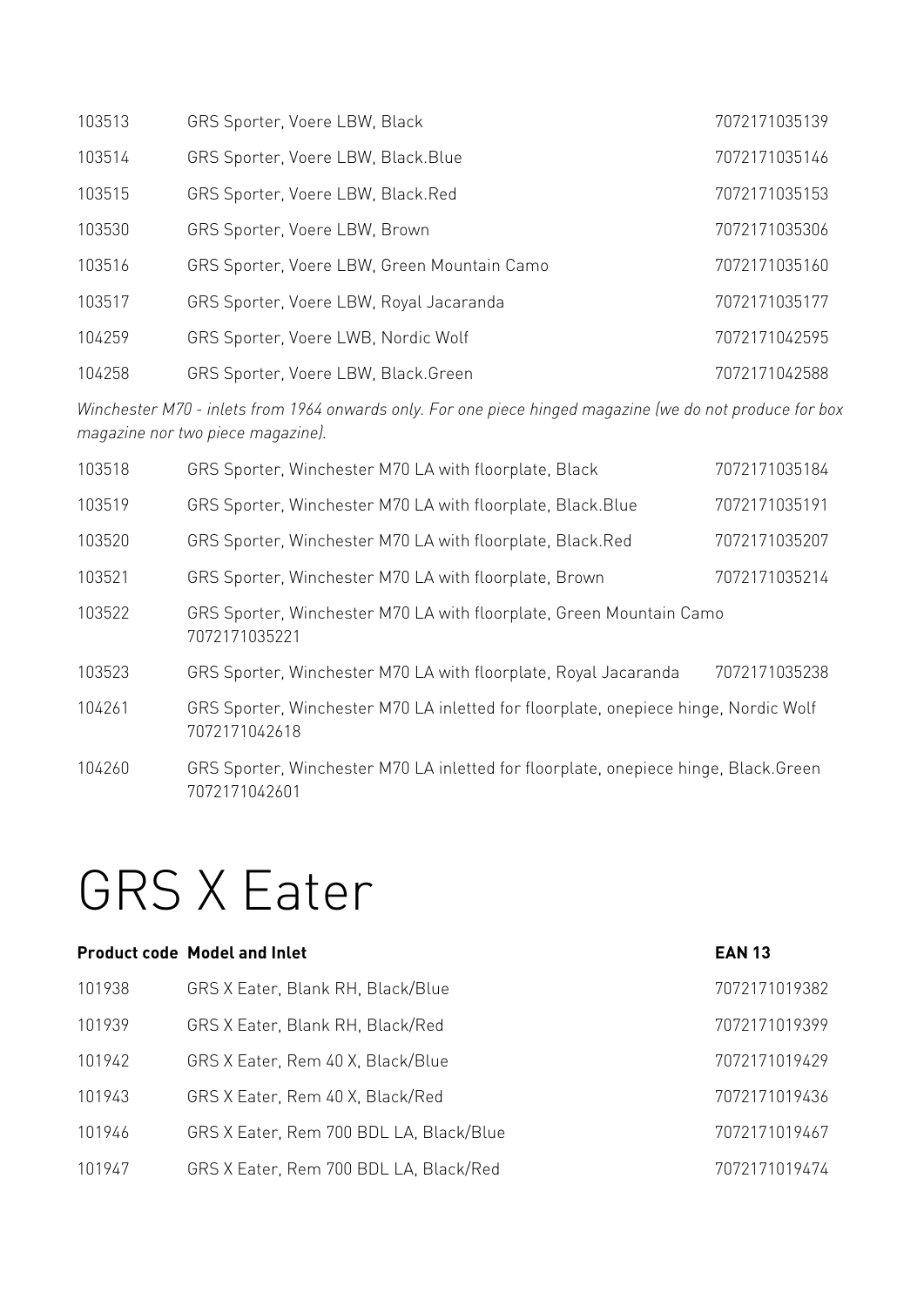| | | |
|---|---|---|
| 103513 | GRS Sporter, Voere LBW, Black | 7072171035139 |
| 103514 | GRS Sporter, Voere LBW, Black.Blue | 7072171035146 |
| 103515 | GRS Sporter, Voere LBW, Black.Red | 7072171035153 |
| 103530 | GRS Sporter, Voere LBW, Brown | 7072171035306 |
| 103516 | GRS Sporter, Voere LBW, Green Mountain Camo | 7072171035160 |
| 103517 | GRS Sporter, Voere LBW, Royal Jacaranda | 7072171035177 |
| 104259 | GRS Sporter, Voere LWB, Nordic Wolf | 7072171042595 |
| 104258 | GRS Sporter, Voere LBW, Black.Green | 7072171042588 |

*Winchester M70 - inlets from 1964 onwards only. For one piece hinged magazine (we do not produce for box magazine nor two piece magazine).*

| | | |
|---|---|---|
| 103518 | GRS Sporter, Winchester M70 LA with floorplate, Black | 7072171035184 |
| 103519 | GRS Sporter, Winchester M70 LA with floorplate, Black.Blue | 7072171035191 |
| 103520 | GRS Sporter, Winchester M70 LA with floorplate, Black.Red | 7072171035207 |
| 103521 | GRS Sporter, Winchester M70 LA with floorplate, Brown | 7072171035214 |
| 103522 | GRS Sporter, Winchester M70 LA with floorplate, Green Mountain Camo | 7072171035221 |
| 103523 | GRS Sporter, Winchester M70 LA with floorplate, Royal Jacaranda | 7072171035238 |
| 104261 | GRS Sporter, Winchester M70 LA inletted for floorplate, onepiece hinge, Nordic Wolf | 7072171042618 |
| 104260 | GRS Sporter, Winchester M70 LA inletted for floorplate, onepiece hinge, Black.Green | 7072171042601 |

# GRS X Eater

| Product code | Model and Inlet | EAN 13 |
|---|---|---|
| 101938 | GRS X Eater, Blank RH, Black/Blue | 7072171019382 |
| 101939 | GRS X Eater, Blank RH, Black/Red | 7072171019399 |
| 101942 | GRS X Eater, Rem 40 X, Black/Blue | 7072171019429 |
| 101943 | GRS X Eater, Rem 40 X, Black/Red | 7072171019436 |
| 101946 | GRS X Eater, Rem 700 BDL LA, Black/Blue | 7072171019467 |
| 101947 | GRS X Eater, Rem 700 BDL LA, Black/Red | 7072171019474 |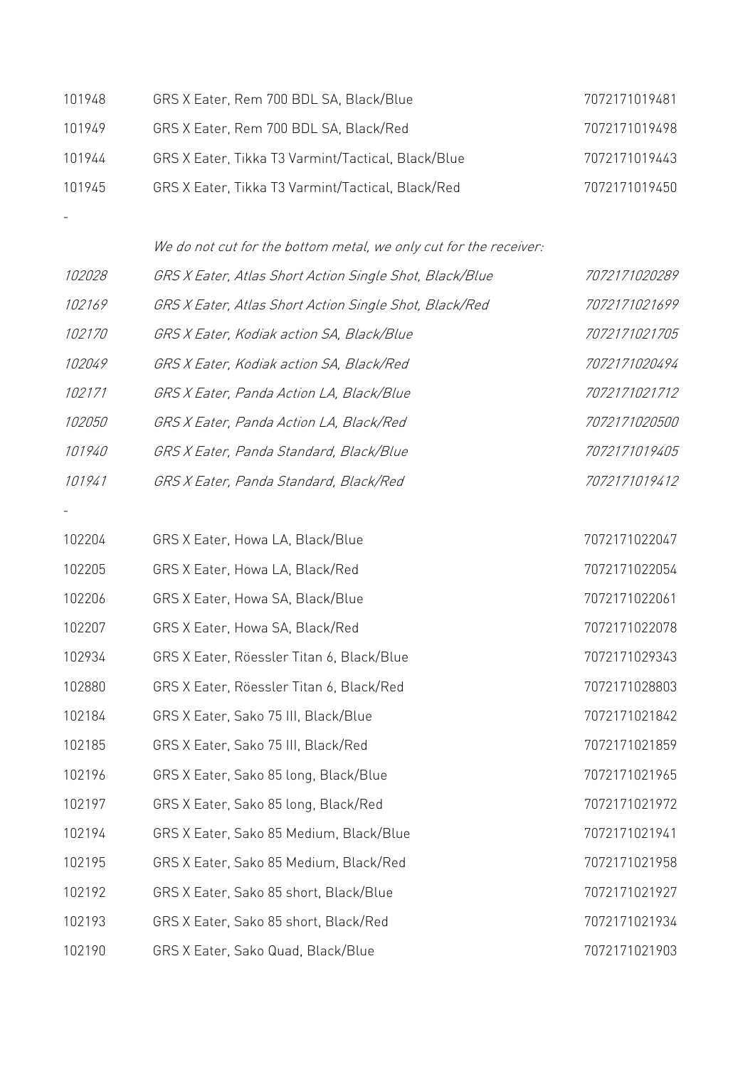| | | |
|---|---|---|
| 101948 | GRS X Eater, Rem 700 BDL SA, Black/Blue | 7072171019481 |
| 101949 | GRS X Eater, Rem 700 BDL SA, Black/Red | 7072171019498 |
| 101944 | GRS X Eater, Tikka T3 Varmint/Tactical, Black/Blue | 7072171019443 |
| 101945 | GRS X Eater, Tikka T3 Varmint/Tactical, Black/Red | 7072171019450 |

-

*We do not cut for the bottom metal, we only cut for the receiver:*

| | | |
|---|---|---|
| *102028* | *GRS X Eater, Atlas Short Action Single Shot, Black/Blue* | *7072171020289* |
| *102169* | *GRS X Eater, Atlas Short Action Single Shot, Black/Red* | *7072171021699* |
| *102170* | *GRS X Eater, Kodiak action SA, Black/Blue* | *7072171021705* |
| *102049* | *GRS X Eater, Kodiak action SA, Black/Red* | *7072171020494* |
| *102171* | *GRS X Eater, Panda Action LA, Black/Blue* | *7072171021712* |
| *102050* | *GRS X Eater, Panda Action LA, Black/Red* | *7072171020500* |
| *101940* | *GRS X Eater, Panda Standard, Black/Blue* | *7072171019405* |
| *101941* | *GRS X Eater, Panda Standard, Black/Red* | *7072171019412* |

-

| | | |
|---|---|---|
| 102204 | GRS X Eater, Howa LA, Black/Blue | 7072171022047 |
| 102205 | GRS X Eater, Howa LA, Black/Red | 7072171022054 |
| 102206 | GRS X Eater, Howa SA, Black/Blue | 7072171022061 |
| 102207 | GRS X Eater, Howa SA, Black/Red | 7072171022078 |
| 102934 | GRS X Eater, Röessler Titan 6, Black/Blue | 7072171029343 |
| 102880 | GRS X Eater, Röessler Titan 6, Black/Red | 7072171028803 |
| 102184 | GRS X Eater, Sako 75 III, Black/Blue | 7072171021842 |
| 102185 | GRS X Eater, Sako 75 III, Black/Red | 7072171021859 |
| 102196 | GRS X Eater, Sako 85 long, Black/Blue | 7072171021965 |
| 102197 | GRS X Eater, Sako 85 long, Black/Red | 7072171021972 |
| 102194 | GRS X Eater, Sako 85 Medium, Black/Blue | 7072171021941 |
| 102195 | GRS X Eater, Sako 85 Medium, Black/Red | 7072171021958 |
| 102192 | GRS X Eater, Sako 85 short, Black/Blue | 7072171021927 |
| 102193 | GRS X Eater, Sako 85 short, Black/Red | 7072171021934 |
| 102190 | GRS X Eater, Sako Quad, Black/Blue | 7072171021903 |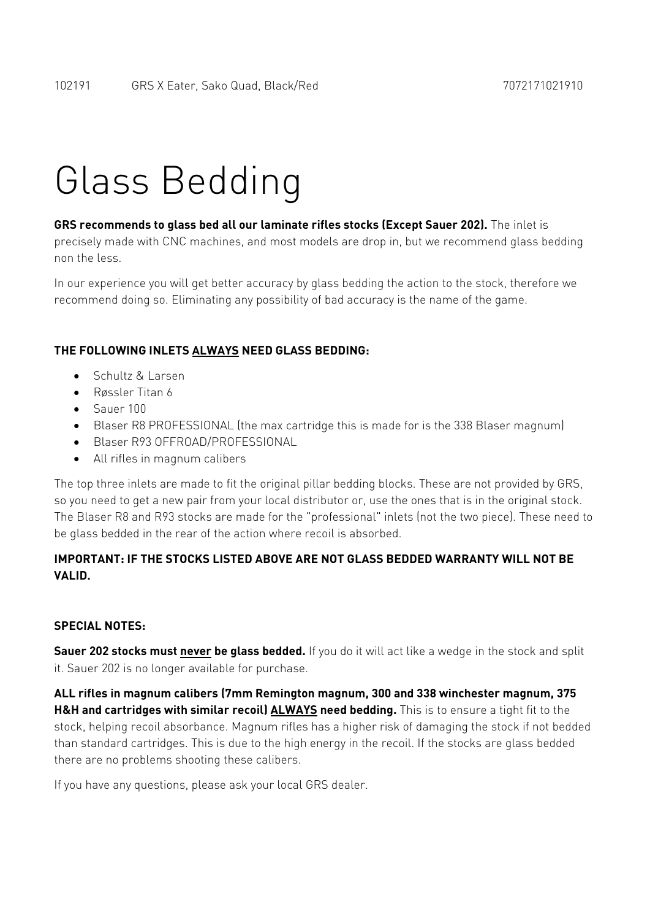102191 GRS X Eater, Sako Quad, Black/Red 7072171021910

# Glass Bedding

**GRS recommends to glass bed all our laminate rifles stocks (Except Sauer 202).** The inlet is precisely made with CNC machines, and most models are drop in, but we recommend glass bedding non the less.

In our experience you will get better accuracy by glass bedding the action to the stock, therefore we recommend doing so. Eliminating any possibility of bad accuracy is the name of the game.

**THE FOLLOWING INLETS ALWAYS NEED GLASS BEDDING:**

- Schultz & Larsen
- Røssler Titan 6
- Sauer 100
- Blaser R8 PROFESSIONAL (the max cartridge this is made for is the 338 Blaser magnum)
- Blaser R93 OFFROAD/PROFESSIONAL
- All rifles in magnum calibers

The top three inlets are made to fit the original pillar bedding blocks. These are not provided by GRS, so you need to get a new pair from your local distributor or, use the ones that is in the original stock. The Blaser R8 and R93 stocks are made for the "professional" inlets (not the two piece). These need to be glass bedded in the rear of the action where recoil is absorbed.

**IMPORTANT: IF THE STOCKS LISTED ABOVE ARE NOT GLASS BEDDED WARRANTY WILL NOT BE VALID.**

**SPECIAL NOTES:**

**Sauer 202 stocks must never be glass bedded.** If you do it will act like a wedge in the stock and split it. Sauer 202 is no longer available for purchase.

**ALL rifles in magnum calibers (7mm Remington magnum, 300 and 338 winchester magnum, 375 H&H and cartridges with similar recoil) ALWAYS need bedding.** This is to ensure a tight fit to the stock, helping recoil absorbance. Magnum rifles has a higher risk of damaging the stock if not bedded than standard cartridges. This is due to the high energy in the recoil. If the stocks are glass bedded there are no problems shooting these calibers.

If you have any questions, please ask your local GRS dealer.